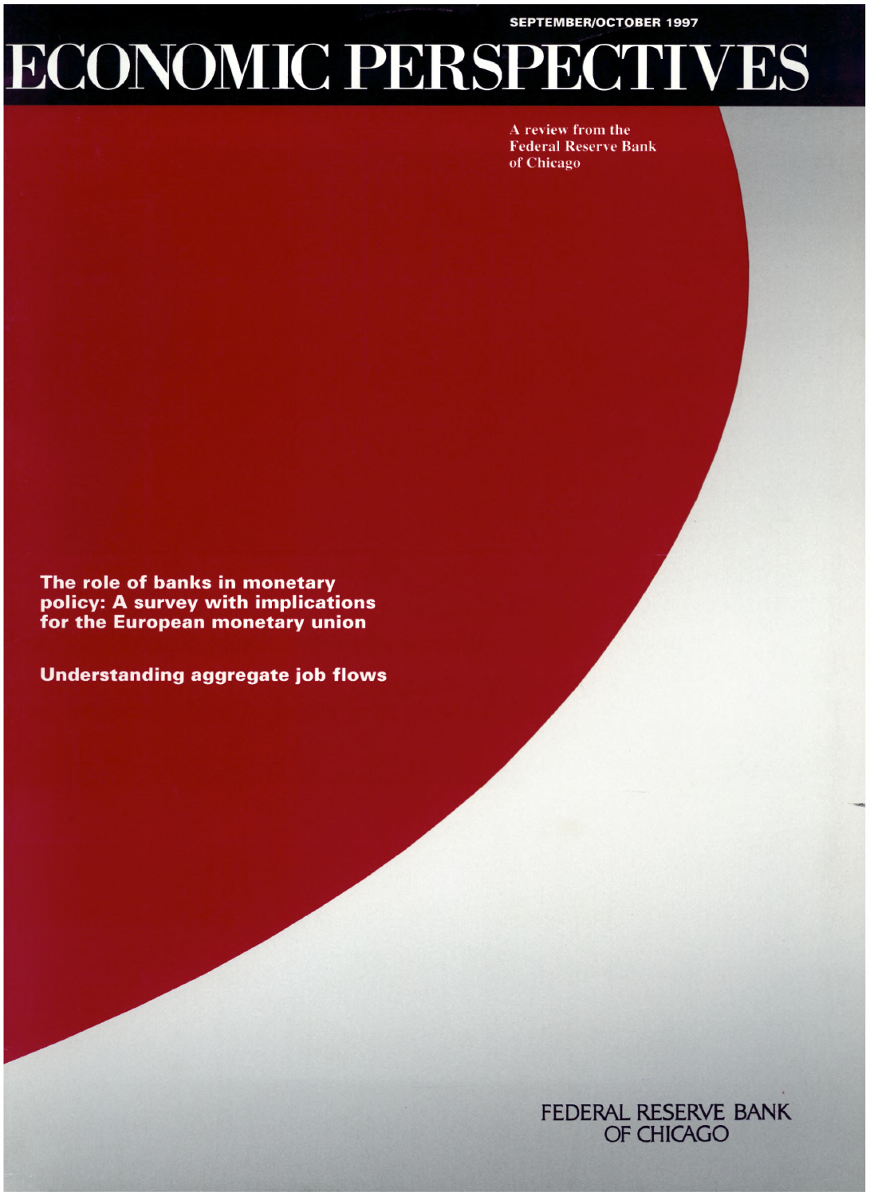SEPTEMBER/OCTOBER 1997

# ECONOMIC PERSPECTIVES

A review from the Federal Reserve Bank of Chicago

**The role of banks in monetary policy: A survey with implications for the European monetary union**

**Understanding aggregate job flows**

FEDERAL RESERVE BANK OF CHICAGO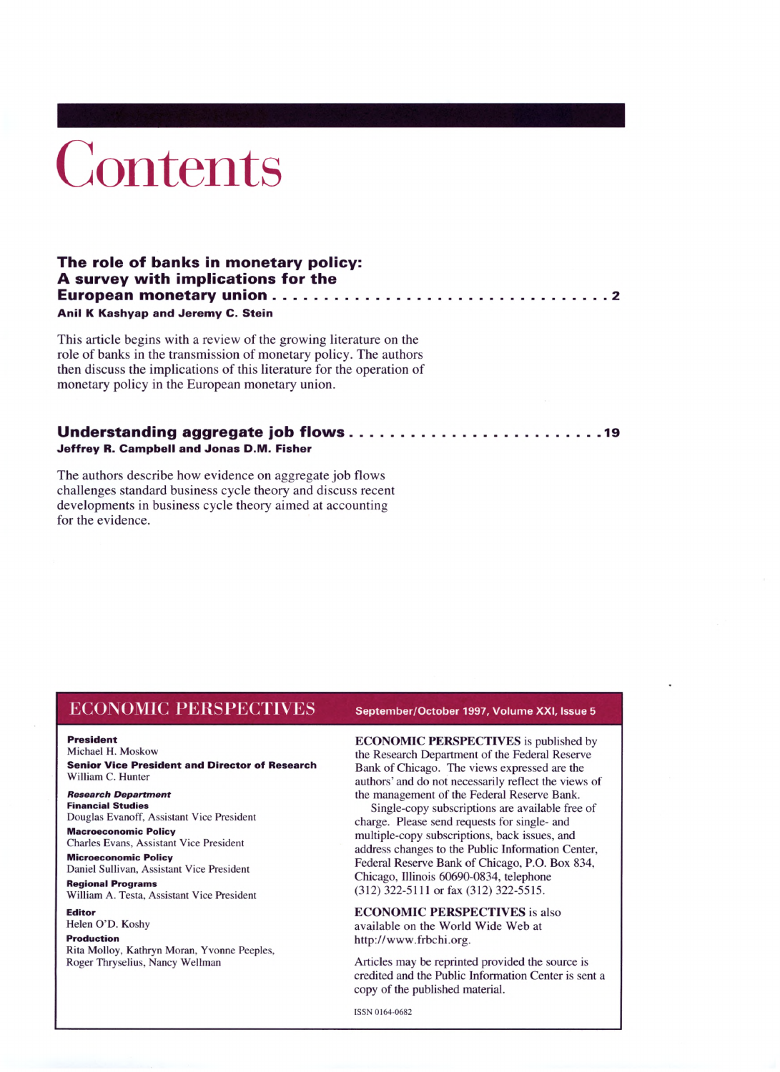# Contents

**The role of banks in monetary policy: A survey with implications for the European monetary union . . . . . . . . . . . . . . . . . . . . . . . . . . . . . . . . . 2**

**Anil K Kashyap and Jeremy C. Stein**

This article begins with a review of the growing literature on the role of banks in the transmission of monetary policy. The authors then discuss the implications of this literature for the operation of monetary policy in the European monetary union.

**Understanding aggregate job flows . . . . . . . . . . . . . . . . . . . . . . . . 19**

**Jeffrey R. Campbell and Jonas D.M. Fisher**

The authors describe how evidence on aggregate job flows challenges standard business cycle theory and discuss recent developments in business cycle theory aimed at accounting for the evidence.

## ECONOMIC PERSPECTIVES

**September/October 1997, Volume XXI, Issue 5**

**President**
Michael H. Moskow

**Senior Vice President and Director of Research**
William C. Hunter

***Research Department***

**Financial Studies**
Douglas Evanoff, Assistant Vice President

**Macroeconomic Policy**
Charles Evans, Assistant Vice President

**Microeconomic Policy**
Daniel Sullivan, Assistant Vice President

**Regional Programs**
William A. Testa, Assistant Vice President

**Editor**
Helen O'D. Koshy

**Production**
Rita Molloy, Kathryn Moran, Yvonne Peeples, Roger Thryselius, Nancy Wellman

**ECONOMIC PERSPECTIVES** is published by the Research Department of the Federal Reserve Bank of Chicago. The views expressed are the authors' and do not necessarily reflect the views of the management of the Federal Reserve Bank.

Single-copy subscriptions are available free of charge. Please send requests for single- and multiple-copy subscriptions, back issues, and address changes to the Public Information Center, Federal Reserve Bank of Chicago, P.O. Box 834, Chicago, Illinois 60690-0834, telephone (312) 322-5111 or fax (312) 322-5515.

**ECONOMIC PERSPECTIVES** is also available on the World Wide Web at http://www.frbchi.org.

Articles may be reprinted provided the source is credited and the Public Information Center is sent a copy of the published material.

ISSN 0164-0682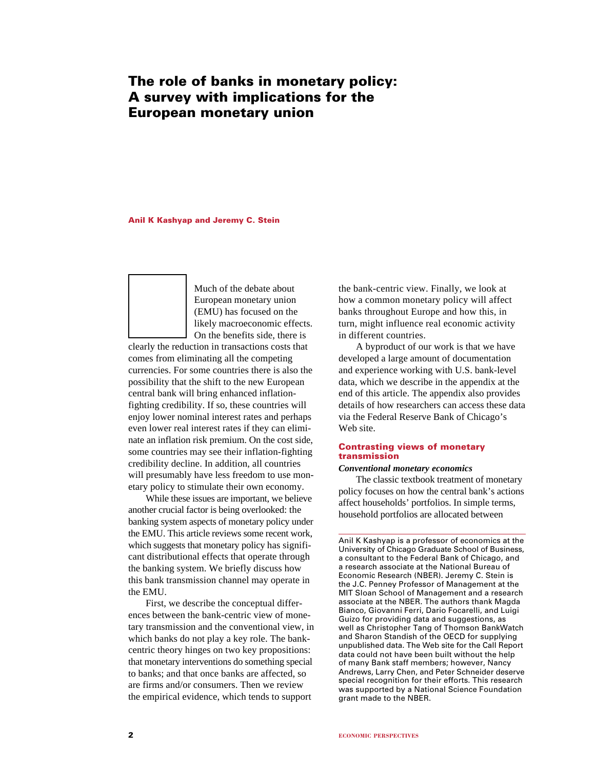# The role of banks in monetary policy: A survey with implications for the European monetary union

**Anil K Kashyap and Jeremy C. Stein**

Much of the debate about European monetary union (EMU) has focused on the likely macroeconomic effects. On the benefits side, there is clearly the reduction in transactions costs that comes from eliminating all the competing currencies. For some countries there is also the possibility that the shift to the new European central bank will bring enhanced inflation-fighting credibility. If so, these countries will enjoy lower nominal interest rates and perhaps even lower real interest rates if they can eliminate an inflation risk premium. On the cost side, some countries may see their inflation-fighting credibility decline. In addition, all countries will presumably have less freedom to use monetary policy to stimulate their own economy.

While these issues are important, we believe another crucial factor is being overlooked: the banking system aspects of monetary policy under the EMU. This article reviews some recent work, which suggests that monetary policy has significant distributional effects that operate through the banking system. We briefly discuss how this bank transmission channel may operate in the EMU.

First, we describe the conceptual differences between the bank-centric view of monetary transmission and the conventional view, in which banks do not play a key role. The bank-centric theory hinges on two key propositions: that monetary interventions do something special to banks; and that once banks are affected, so are firms and/or consumers. Then we review the empirical evidence, which tends to support the bank-centric view. Finally, we look at how a common monetary policy will affect banks throughout Europe and how this, in turn, might influence real economic activity in different countries.

A byproduct of our work is that we have developed a large amount of documentation and experience working with U.S. bank-level data, which we describe in the appendix at the end of this article. The appendix also provides details of how researchers can access these data via the Federal Reserve Bank of Chicago's Web site.

## Contrasting views of monetary transmission

### *Conventional monetary economics*

The classic textbook treatment of monetary policy focuses on how the central bank's actions affect households' portfolios. In simple terms, household portfolios are allocated between

---

Anil K Kashyap is a professor of economics at the University of Chicago Graduate School of Business, a consultant to the Federal Bank of Chicago, and a research associate at the National Bureau of Economic Research (NBER). Jeremy C. Stein is the J.C. Penney Professor of Management at the MIT Sloan School of Management and a research associate at the NBER. The authors thank Magda Bianco, Giovanni Ferri, Dario Focarelli, and Luigi Guizo for providing data and suggestions, as well as Christopher Tang of Thomson BankWatch and Sharon Standish of the OECD for supplying unpublished data. The Web site for the Call Report data could not have been built without the help of many Bank staff members; however, Nancy Andrews, Larry Chen, and Peter Schneider deserve special recognition for their efforts. This research was supported by a National Science Foundation grant made to the NBER.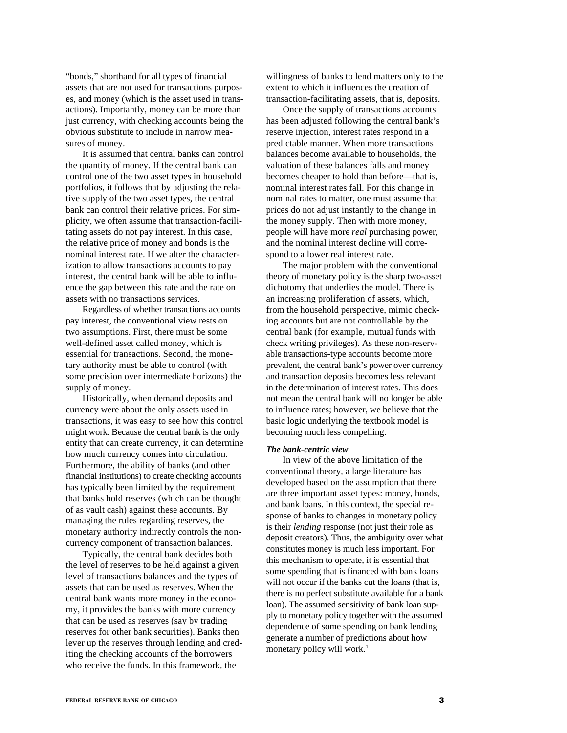"bonds," shorthand for all types of financial assets that are not used for transactions purposes, and money (which is the asset used in transactions). Importantly, money can be more than just currency, with checking accounts being the obvious substitute to include in narrow measures of money.

It is assumed that central banks can control the quantity of money. If the central bank can control one of the two asset types in household portfolios, it follows that by adjusting the relative supply of the two asset types, the central bank can control their relative prices. For simplicity, we often assume that transaction-facilitating assets do not pay interest. In this case, the relative price of money and bonds is the nominal interest rate. If we alter the characterization to allow transactions accounts to pay interest, the central bank will be able to influence the gap between this rate and the rate on assets with no transactions services.

Regardless of whether transactions accounts pay interest, the conventional view rests on two assumptions. First, there must be some well-defined asset called money, which is essential for transactions. Second, the monetary authority must be able to control (with some precision over intermediate horizons) the supply of money.

Historically, when demand deposits and currency were about the only assets used in transactions, it was easy to see how this control might work. Because the central bank is the only entity that can create currency, it can determine how much currency comes into circulation. Furthermore, the ability of banks (and other financial institutions) to create checking accounts has typically been limited by the requirement that banks hold reserves (which can be thought of as vault cash) against these accounts. By managing the rules regarding reserves, the monetary authority indirectly controls the noncurrency component of transaction balances.

Typically, the central bank decides both the level of reserves to be held against a given level of transactions balances and the types of assets that can be used as reserves. When the central bank wants more money in the economy, it provides the banks with more currency that can be used as reserves (say by trading reserves for other bank securities). Banks then lever up the reserves through lending and crediting the checking accounts of the borrowers who receive the funds. In this framework, the willingness of banks to lend matters only to the extent to which it influences the creation of transaction-facilitating assets, that is, deposits.

Once the supply of transactions accounts has been adjusted following the central bank's reserve injection, interest rates respond in a predictable manner. When more transactions balances become available to households, the valuation of these balances falls and money becomes cheaper to hold than before—that is, nominal interest rates fall. For this change in nominal rates to matter, one must assume that prices do not adjust instantly to the change in the money supply. Then with more money, people will have more *real* purchasing power, and the nominal interest decline will correspond to a lower real interest rate.

The major problem with the conventional theory of monetary policy is the sharp two-asset dichotomy that underlies the model. There is an increasing proliferation of assets, which, from the household perspective, mimic checking accounts but are not controllable by the central bank (for example, mutual funds with check writing privileges). As these non-reservable transactions-type accounts become more prevalent, the central bank's power over currency and transaction deposits becomes less relevant in the determination of interest rates. This does not mean the central bank will no longer be able to influence rates; however, we believe that the basic logic underlying the textbook model is becoming much less compelling.

***The bank-centric view***

In view of the above limitation of the conventional theory, a large literature has developed based on the assumption that there are three important asset types: money, bonds, and bank loans. In this context, the special response of banks to changes in monetary policy is their *lending* response (not just their role as deposit creators). Thus, the ambiguity over what constitutes money is much less important. For this mechanism to operate, it is essential that some spending that is financed with bank loans will not occur if the banks cut the loans (that is, there is no perfect substitute available for a bank loan). The assumed sensitivity of bank loan supply to monetary policy together with the assumed dependence of some spending on bank lending generate a number of predictions about how monetary policy will work.[1]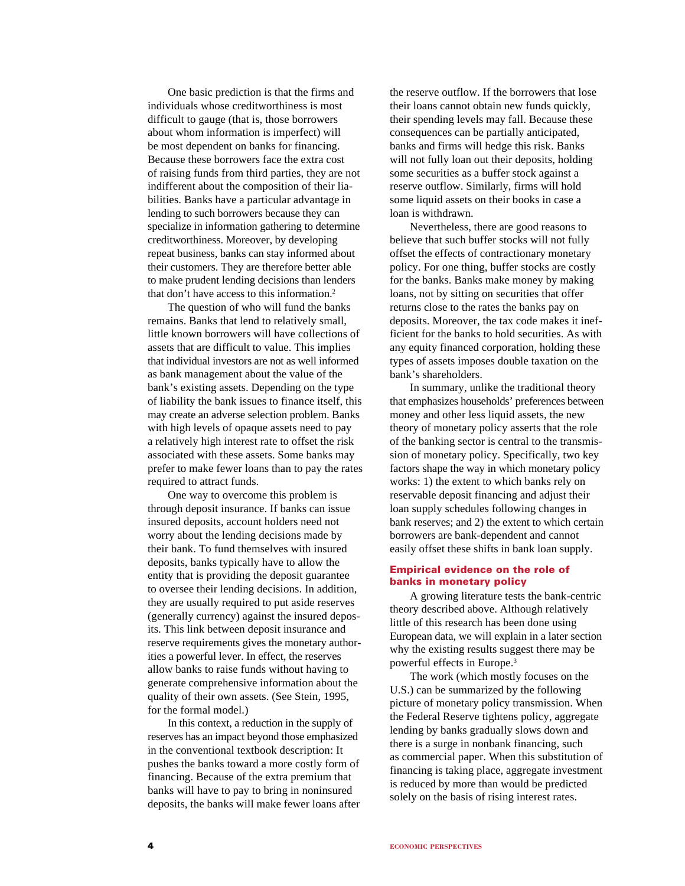One basic prediction is that the firms and individuals whose creditworthiness is most difficult to gauge (that is, those borrowers about whom information is imperfect) will be most dependent on banks for financing. Because these borrowers face the extra cost of raising funds from third parties, they are not indifferent about the composition of their liabilities. Banks have a particular advantage in lending to such borrowers because they can specialize in information gathering to determine creditworthiness. Moreover, by developing repeat business, banks can stay informed about their customers. They are therefore better able to make prudent lending decisions than lenders that don't have access to this information.[2]

The question of who will fund the banks remains. Banks that lend to relatively small, little known borrowers will have collections of assets that are difficult to value. This implies that individual investors are not as well informed as bank management about the value of the bank's existing assets. Depending on the type of liability the bank issues to finance itself, this may create an adverse selection problem. Banks with high levels of opaque assets need to pay a relatively high interest rate to offset the risk associated with these assets. Some banks may prefer to make fewer loans than to pay the rates required to attract funds.

One way to overcome this problem is through deposit insurance. If banks can issue insured deposits, account holders need not worry about the lending decisions made by their bank. To fund themselves with insured deposits, banks typically have to allow the entity that is providing the deposit guarantee to oversee their lending decisions. In addition, they are usually required to put aside reserves (generally currency) against the insured deposits. This link between deposit insurance and reserve requirements gives the monetary authorities a powerful lever. In effect, the reserves allow banks to raise funds without having to generate comprehensive information about the quality of their own assets. (See Stein, 1995, for the formal model.)

In this context, a reduction in the supply of reserves has an impact beyond those emphasized in the conventional textbook description: It pushes the banks toward a more costly form of financing. Because of the extra premium that banks will have to pay to bring in noninsured deposits, the banks will make fewer loans after the reserve outflow. If the borrowers that lose their loans cannot obtain new funds quickly, their spending levels may fall. Because these consequences can be partially anticipated, banks and firms will hedge this risk. Banks will not fully loan out their deposits, holding some securities as a buffer stock against a reserve outflow. Similarly, firms will hold some liquid assets on their books in case a loan is withdrawn.

Nevertheless, there are good reasons to believe that such buffer stocks will not fully offset the effects of contractionary monetary policy. For one thing, buffer stocks are costly for the banks. Banks make money by making loans, not by sitting on securities that offer returns close to the rates the banks pay on deposits. Moreover, the tax code makes it inefficient for the banks to hold securities. As with any equity financed corporation, holding these types of assets imposes double taxation on the bank's shareholders.

In summary, unlike the traditional theory that emphasizes households' preferences between money and other less liquid assets, the new theory of monetary policy asserts that the role of the banking sector is central to the transmission of monetary policy. Specifically, two key factors shape the way in which monetary policy works: 1) the extent to which banks rely on reservable deposit financing and adjust their loan supply schedules following changes in bank reserves; and 2) the extent to which certain borrowers are bank-dependent and cannot easily offset these shifts in bank loan supply.

## Empirical evidence on the role of banks in monetary policy

A growing literature tests the bank-centric theory described above. Although relatively little of this research has been done using European data, we will explain in a later section why the existing results suggest there may be powerful effects in Europe.[3]

The work (which mostly focuses on the U.S.) can be summarized by the following picture of monetary policy transmission. When the Federal Reserve tightens policy, aggregate lending by banks gradually slows down and there is a surge in nonbank financing, such as commercial paper. When this substitution of financing is taking place, aggregate investment is reduced by more than would be predicted solely on the basis of rising interest rates.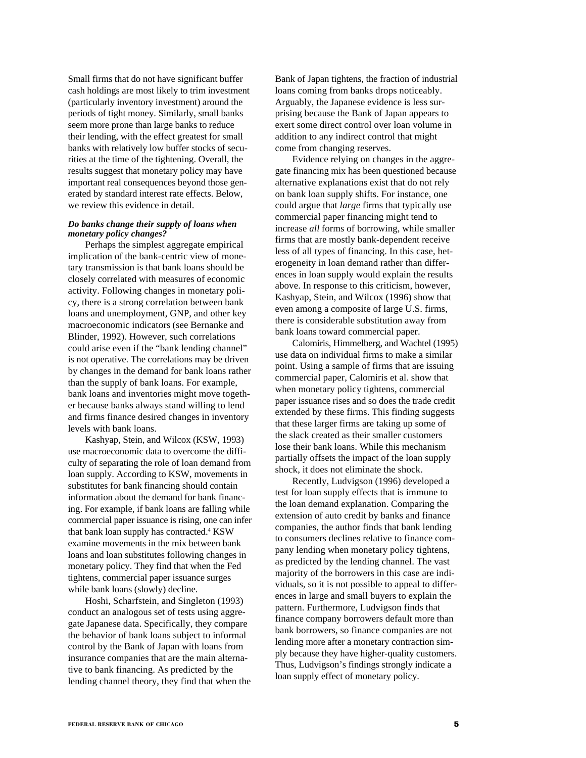Small firms that do not have significant buffer cash holdings are most likely to trim investment (particularly inventory investment) around the periods of tight money. Similarly, small banks seem more prone than large banks to reduce their lending, with the effect greatest for small banks with relatively low buffer stocks of securities at the time of the tightening. Overall, the results suggest that monetary policy may have important real consequences beyond those generated by standard interest rate effects. Below, we review this evidence in detail.

***Do banks change their supply of loans when monetary policy changes?***

Perhaps the simplest aggregate empirical implication of the bank-centric view of monetary transmission is that bank loans should be closely correlated with measures of economic activity. Following changes in monetary policy, there is a strong correlation between bank loans and unemployment, GNP, and other key macroeconomic indicators (see Bernanke and Blinder, 1992). However, such correlations could arise even if the "bank lending channel" is not operative. The correlations may be driven by changes in the demand for bank loans rather than the supply of bank loans. For example, bank loans and inventories might move together because banks always stand willing to lend and firms finance desired changes in inventory levels with bank loans.

Kashyap, Stein, and Wilcox (KSW, 1993) use macroeconomic data to overcome the difficulty of separating the role of loan demand from loan supply. According to KSW, movements in substitutes for bank financing should contain information about the demand for bank financing. For example, if bank loans are falling while commercial paper issuance is rising, one can infer that bank loan supply has contracted.[4] KSW examine movements in the mix between bank loans and loan substitutes following changes in monetary policy. They find that when the Fed tightens, commercial paper issuance surges while bank loans (slowly) decline.

Hoshi, Scharfstein, and Singleton (1993) conduct an analogous set of tests using aggregate Japanese data. Specifically, they compare the behavior of bank loans subject to informal control by the Bank of Japan with loans from insurance companies that are the main alternative to bank financing. As predicted by the lending channel theory, they find that when the Bank of Japan tightens, the fraction of industrial loans coming from banks drops noticeably. Arguably, the Japanese evidence is less surprising because the Bank of Japan appears to exert some direct control over loan volume in addition to any indirect control that might come from changing reserves.

Evidence relying on changes in the aggregate financing mix has been questioned because alternative explanations exist that do not rely on bank loan supply shifts. For instance, one could argue that *large* firms that typically use commercial paper financing might tend to increase *all* forms of borrowing, while smaller firms that are mostly bank-dependent receive less of all types of financing. In this case, heterogeneity in loan demand rather than differences in loan supply would explain the results above. In response to this criticism, however, Kashyap, Stein, and Wilcox (1996) show that even among a composite of large U.S. firms, there is considerable substitution away from bank loans toward commercial paper.

Calomiris, Himmelberg, and Wachtel (1995) use data on individual firms to make a similar point. Using a sample of firms that are issuing commercial paper, Calomiris et al. show that when monetary policy tightens, commercial paper issuance rises and so does the trade credit extended by these firms. This finding suggests that these larger firms are taking up some of the slack created as their smaller customers lose their bank loans. While this mechanism partially offsets the impact of the loan supply shock, it does not eliminate the shock.

Recently, Ludvigson (1996) developed a test for loan supply effects that is immune to the loan demand explanation. Comparing the extension of auto credit by banks and finance companies, the author finds that bank lending to consumers declines relative to finance company lending when monetary policy tightens, as predicted by the lending channel. The vast majority of the borrowers in this case are individuals, so it is not possible to appeal to differences in large and small buyers to explain the pattern. Furthermore, Ludvigson finds that finance company borrowers default more than bank borrowers, so finance companies are not lending more after a monetary contraction simply because they have higher-quality customers. Thus, Ludvigson's findings strongly indicate a loan supply effect of monetary policy.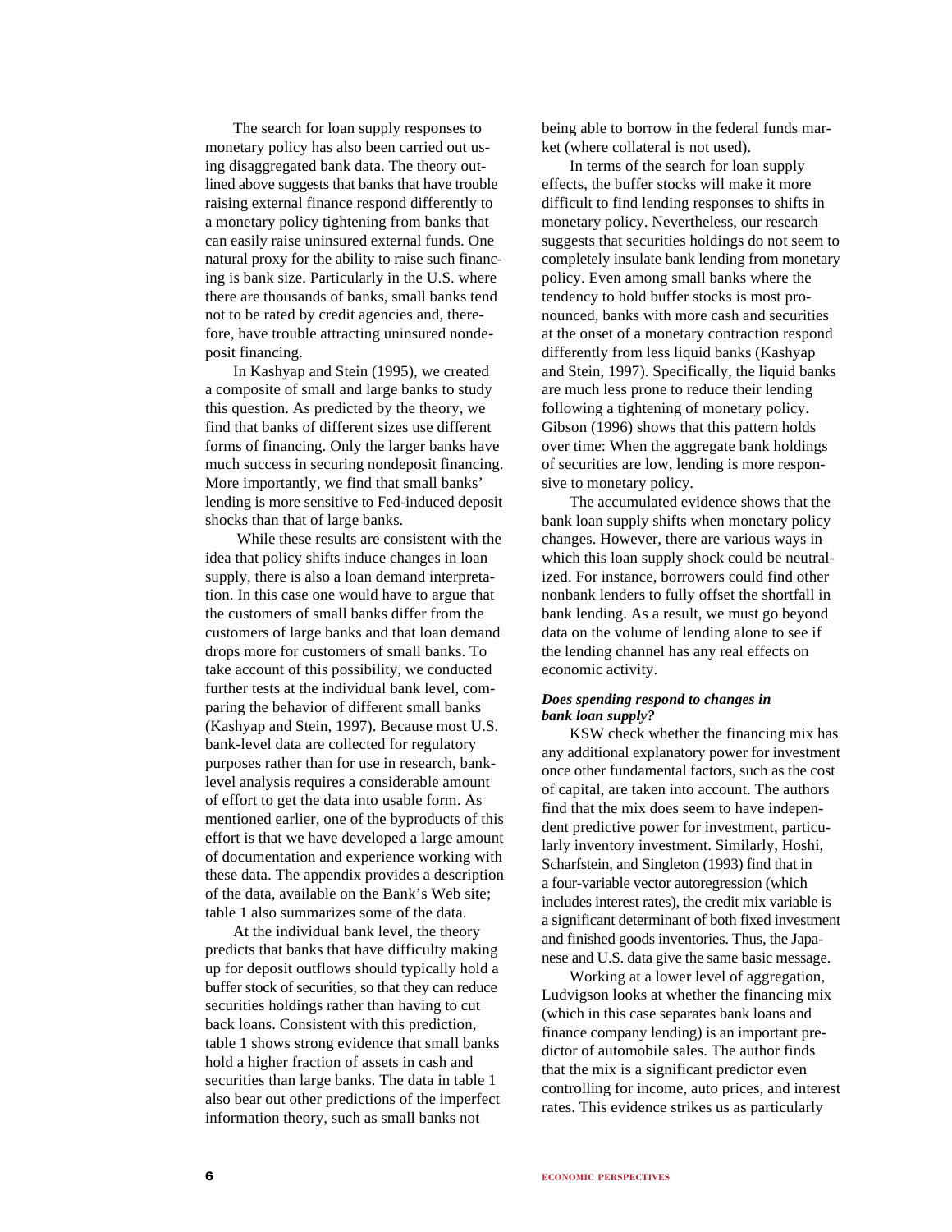The search for loan supply responses to monetary policy has also been carried out using disaggregated bank data. The theory outlined above suggests that banks that have trouble raising external finance respond differently to a monetary policy tightening from banks that can easily raise uninsured external funds. One natural proxy for the ability to raise such financing is bank size. Particularly in the U.S. where there are thousands of banks, small banks tend not to be rated by credit agencies and, therefore, have trouble attracting uninsured nondeposit financing.

In Kashyap and Stein (1995), we created a composite of small and large banks to study this question. As predicted by the theory, we find that banks of different sizes use different forms of financing. Only the larger banks have much success in securing nondeposit financing. More importantly, we find that small banks' lending is more sensitive to Fed-induced deposit shocks than that of large banks.

While these results are consistent with the idea that policy shifts induce changes in loan supply, there is also a loan demand interpretation. In this case one would have to argue that the customers of small banks differ from the customers of large banks and that loan demand drops more for customers of small banks. To take account of this possibility, we conducted further tests at the individual bank level, comparing the behavior of different small banks (Kashyap and Stein, 1997). Because most U.S. bank-level data are collected for regulatory purposes rather than for use in research, bank-level analysis requires a considerable amount of effort to get the data into usable form. As mentioned earlier, one of the byproducts of this effort is that we have developed a large amount of documentation and experience working with these data. The appendix provides a description of the data, available on the Bank's Web site; table 1 also summarizes some of the data.

At the individual bank level, the theory predicts that banks that have difficulty making up for deposit outflows should typically hold a buffer stock of securities, so that they can reduce securities holdings rather than having to cut back loans. Consistent with this prediction, table 1 shows strong evidence that small banks hold a higher fraction of assets in cash and securities than large banks. The data in table 1 also bear out other predictions of the imperfect information theory, such as small banks not being able to borrow in the federal funds market (where collateral is not used).

In terms of the search for loan supply effects, the buffer stocks will make it more difficult to find lending responses to shifts in monetary policy. Nevertheless, our research suggests that securities holdings do not seem to completely insulate bank lending from monetary policy. Even among small banks where the tendency to hold buffer stocks is most pronounced, banks with more cash and securities at the onset of a monetary contraction respond differently from less liquid banks (Kashyap and Stein, 1997). Specifically, the liquid banks are much less prone to reduce their lending following a tightening of monetary policy. Gibson (1996) shows that this pattern holds over time: When the aggregate bank holdings of securities are low, lending is more responsive to monetary policy.

The accumulated evidence shows that the bank loan supply shifts when monetary policy changes. However, there are various ways in which this loan supply shock could be neutralized. For instance, borrowers could find other nonbank lenders to fully offset the shortfall in bank lending. As a result, we must go beyond data on the volume of lending alone to see if the lending channel has any real effects on economic activity.

***Does spending respond to changes in bank loan supply?***

KSW check whether the financing mix has any additional explanatory power for investment once other fundamental factors, such as the cost of capital, are taken into account. The authors find that the mix does seem to have independent predictive power for investment, particularly inventory investment. Similarly, Hoshi, Scharfstein, and Singleton (1993) find that in a four-variable vector autoregression (which includes interest rates), the credit mix variable is a significant determinant of both fixed investment and finished goods inventories. Thus, the Japanese and U.S. data give the same basic message.

Working at a lower level of aggregation, Ludvigson looks at whether the financing mix (which in this case separates bank loans and finance company lending) is an important predictor of automobile sales. The author finds that the mix is a significant predictor even controlling for income, auto prices, and interest rates. This evidence strikes us as particularly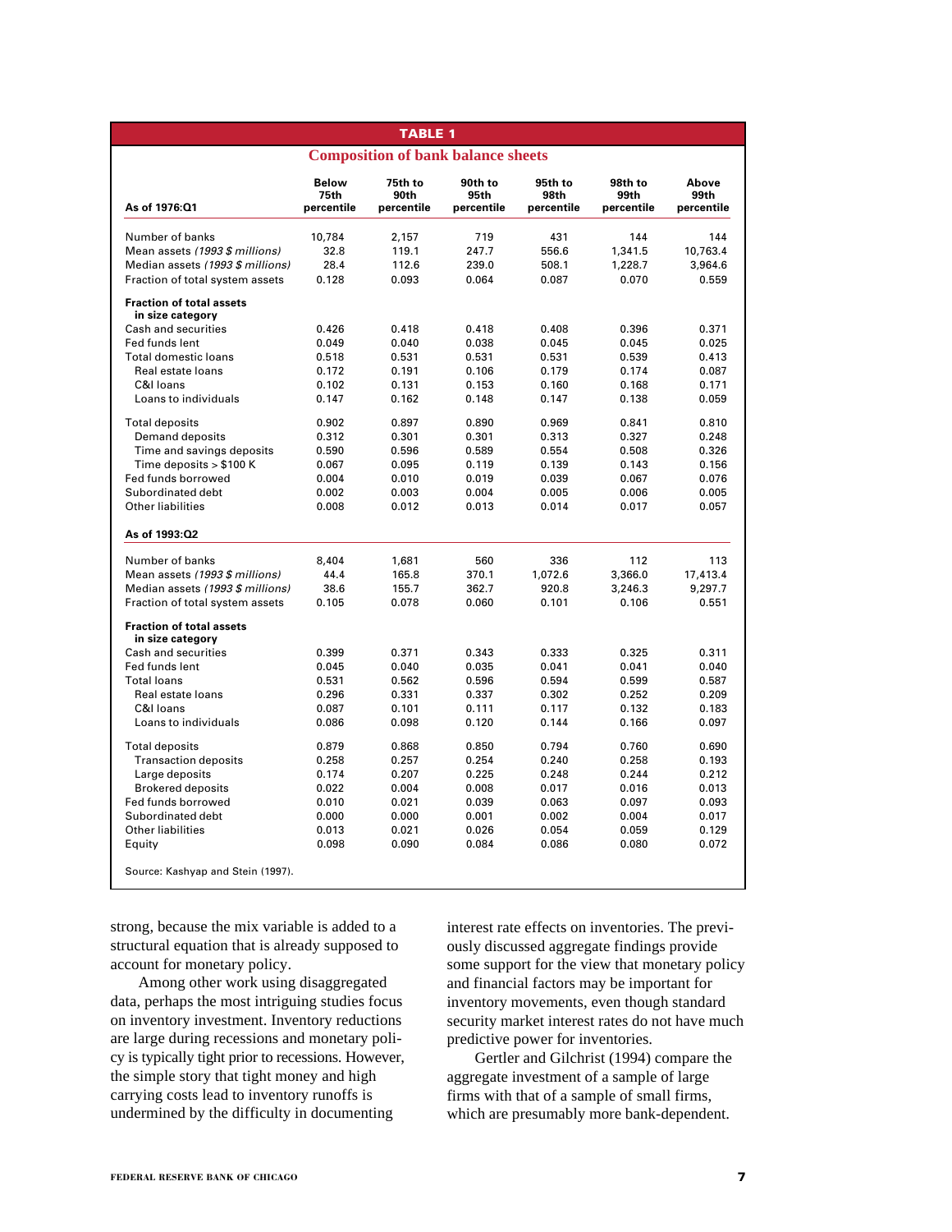**TABLE 1**

**Composition of bank balance sheets**

| As of 1976:Q1 | Below 75th percentile | 75th to 90th percentile | 90th to 95th percentile | 95th to 98th percentile | 98th to 99th percentile | Above 99th percentile |
|---|---|---|---|---|---|---|
| Number of banks | 10,784 | 2,157 | 719 | 431 | 144 | 144 |
| Mean assets *(1993 $ millions)* | 32.8 | 119.1 | 247.7 | 556.6 | 1,341.5 | 10,763.4 |
| Median assets *(1993 $ millions)* | 28.4 | 112.6 | 239.0 | 508.1 | 1,228.7 | 3,964.6 |
| Fraction of total system assets | 0.128 | 0.093 | 0.064 | 0.087 | 0.070 | 0.559 |
| **Fraction of total assets in size category** | | | | | | |
| Cash and securities | 0.426 | 0.418 | 0.418 | 0.408 | 0.396 | 0.371 |
| Fed funds lent | 0.049 | 0.040 | 0.038 | 0.045 | 0.045 | 0.025 |
| Total domestic loans | 0.518 | 0.531 | 0.531 | 0.531 | 0.539 | 0.413 |
| Real estate loans | 0.172 | 0.191 | 0.106 | 0.179 | 0.174 | 0.087 |
| C&I loans | 0.102 | 0.131 | 0.153 | 0.160 | 0.168 | 0.171 |
| Loans to individuals | 0.147 | 0.162 | 0.148 | 0.147 | 0.138 | 0.059 |
| Total deposits | 0.902 | 0.897 | 0.890 | 0.969 | 0.841 | 0.810 |
| Demand deposits | 0.312 | 0.301 | 0.301 | 0.313 | 0.327 | 0.248 |
| Time and savings deposits | 0.590 | 0.596 | 0.589 | 0.554 | 0.508 | 0.326 |
| Time deposits > $100 K | 0.067 | 0.095 | 0.119 | 0.139 | 0.143 | 0.156 |
| Fed funds borrowed | 0.004 | 0.010 | 0.019 | 0.039 | 0.067 | 0.076 |
| Subordinated debt | 0.002 | 0.003 | 0.004 | 0.005 | 0.006 | 0.005 |
| Other liabilities | 0.008 | 0.012 | 0.013 | 0.014 | 0.017 | 0.057 |
| **As of 1993:Q2** | | | | | | |
| Number of banks | 8,404 | 1,681 | 560 | 336 | 112 | 113 |
| Mean assets *(1993 $ millions)* | 44.4 | 165.8 | 370.1 | 1,072.6 | 3,366.0 | 17,413.4 |
| Median assets *(1993 $ millions)* | 38.6 | 155.7 | 362.7 | 920.8 | 3,246.3 | 9,297.7 |
| Fraction of total system assets | 0.105 | 0.078 | 0.060 | 0.101 | 0.106 | 0.551 |
| **Fraction of total assets in size category** | | | | | | |
| Cash and securities | 0.399 | 0.371 | 0.343 | 0.333 | 0.325 | 0.311 |
| Fed funds lent | 0.045 | 0.040 | 0.035 | 0.041 | 0.041 | 0.040 |
| Total loans | 0.531 | 0.562 | 0.596 | 0.594 | 0.599 | 0.587 |
| Real estate loans | 0.296 | 0.331 | 0.337 | 0.302 | 0.252 | 0.209 |
| C&I loans | 0.087 | 0.101 | 0.111 | 0.117 | 0.132 | 0.183 |
| Loans to individuals | 0.086 | 0.098 | 0.120 | 0.144 | 0.166 | 0.097 |
| Total deposits | 0.879 | 0.868 | 0.850 | 0.794 | 0.760 | 0.690 |
| Transaction deposits | 0.258 | 0.257 | 0.254 | 0.240 | 0.258 | 0.193 |
| Large deposits | 0.174 | 0.207 | 0.225 | 0.248 | 0.244 | 0.212 |
| Brokered deposits | 0.022 | 0.004 | 0.008 | 0.017 | 0.016 | 0.013 |
| Fed funds borrowed | 0.010 | 0.021 | 0.039 | 0.063 | 0.097 | 0.093 |
| Subordinated debt | 0.000 | 0.000 | 0.001 | 0.002 | 0.004 | 0.017 |
| Other liabilities | 0.013 | 0.021 | 0.026 | 0.054 | 0.059 | 0.129 |
| Equity | 0.098 | 0.090 | 0.084 | 0.086 | 0.080 | 0.072 |

Source: Kashyap and Stein (1997).

strong, because the mix variable is added to a structural equation that is already supposed to account for monetary policy.

Among other work using disaggregated data, perhaps the most intriguing studies focus on inventory investment. Inventory reductions are large during recessions and monetary policy is typically tight prior to recessions. However, the simple story that tight money and high carrying costs lead to inventory runoffs is undermined by the difficulty in documenting interest rate effects on inventories. The previously discussed aggregate findings provide some support for the view that monetary policy and financial factors may be important for inventory movements, even though standard security market interest rates do not have much predictive power for inventories.

Gertler and Gilchrist (1994) compare the aggregate investment of a sample of large firms with that of a sample of small firms, which are presumably more bank-dependent.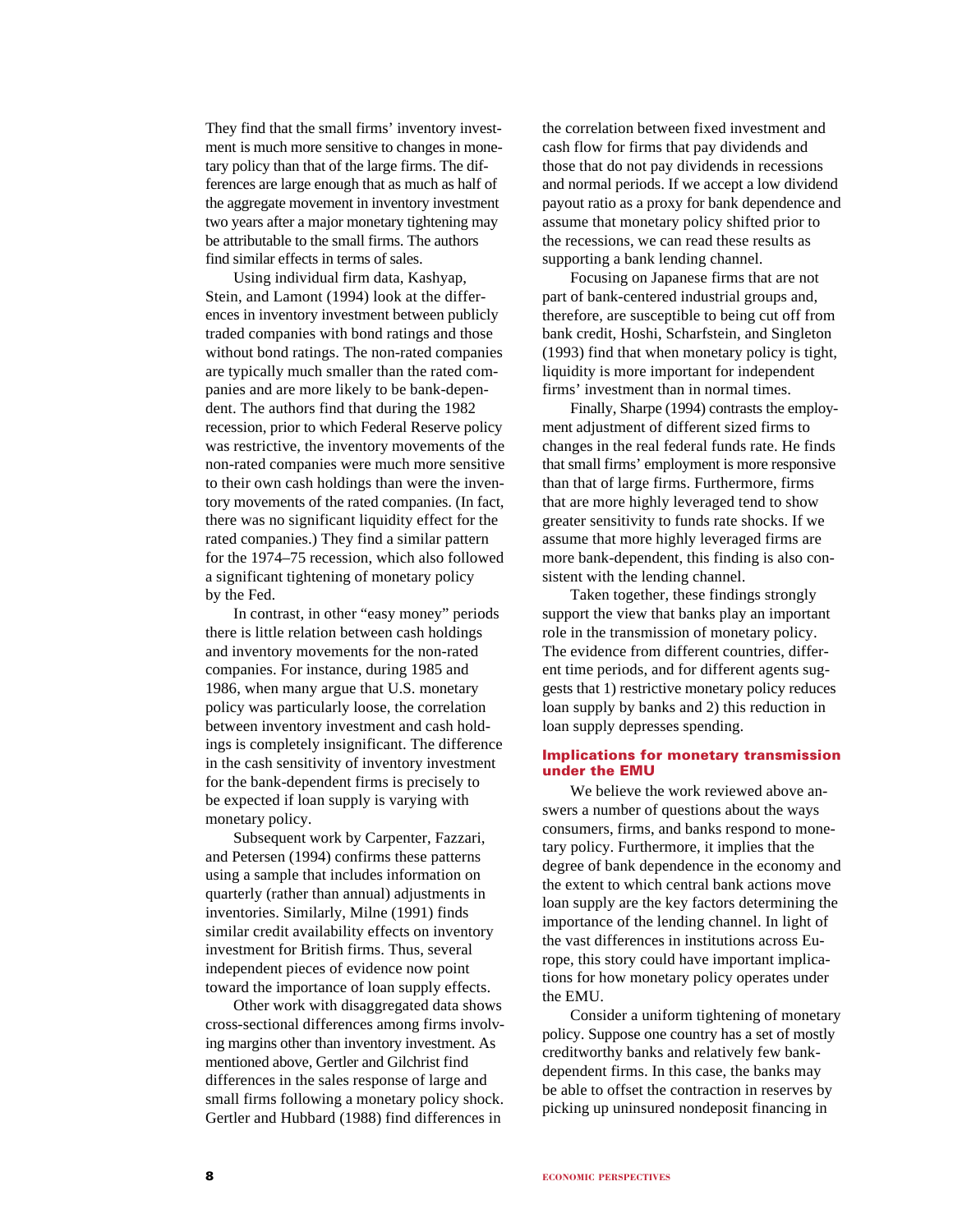They find that the small firms' inventory investment is much more sensitive to changes in monetary policy than that of the large firms. The differences are large enough that as much as half of the aggregate movement in inventory investment two years after a major monetary tightening may be attributable to the small firms. The authors find similar effects in terms of sales.

Using individual firm data, Kashyap, Stein, and Lamont (1994) look at the differences in inventory investment between publicly traded companies with bond ratings and those without bond ratings. The non-rated companies are typically much smaller than the rated companies and are more likely to be bank-dependent. The authors find that during the 1982 recession, prior to which Federal Reserve policy was restrictive, the inventory movements of the non-rated companies were much more sensitive to their own cash holdings than were the inventory movements of the rated companies. (In fact, there was no significant liquidity effect for the rated companies.) They find a similar pattern for the 1974–75 recession, which also followed a significant tightening of monetary policy by the Fed.

In contrast, in other "easy money" periods there is little relation between cash holdings and inventory movements for the non-rated companies. For instance, during 1985 and 1986, when many argue that U.S. monetary policy was particularly loose, the correlation between inventory investment and cash holdings is completely insignificant. The difference in the cash sensitivity of inventory investment for the bank-dependent firms is precisely to be expected if loan supply is varying with monetary policy.

Subsequent work by Carpenter, Fazzari, and Petersen (1994) confirms these patterns using a sample that includes information on quarterly (rather than annual) adjustments in inventories. Similarly, Milne (1991) finds similar credit availability effects on inventory investment for British firms. Thus, several independent pieces of evidence now point toward the importance of loan supply effects.

Other work with disaggregated data shows cross-sectional differences among firms involving margins other than inventory investment. As mentioned above, Gertler and Gilchrist find differences in the sales response of large and small firms following a monetary policy shock. Gertler and Hubbard (1988) find differences in the correlation between fixed investment and cash flow for firms that pay dividends and those that do not pay dividends in recessions and normal periods. If we accept a low dividend payout ratio as a proxy for bank dependence and assume that monetary policy shifted prior to the recessions, we can read these results as supporting a bank lending channel.

Focusing on Japanese firms that are not part of bank-centered industrial groups and, therefore, are susceptible to being cut off from bank credit, Hoshi, Scharfstein, and Singleton (1993) find that when monetary policy is tight, liquidity is more important for independent firms' investment than in normal times.

Finally, Sharpe (1994) contrasts the employment adjustment of different sized firms to changes in the real federal funds rate. He finds that small firms' employment is more responsive than that of large firms. Furthermore, firms that are more highly leveraged tend to show greater sensitivity to funds rate shocks. If we assume that more highly leveraged firms are more bank-dependent, this finding is also consistent with the lending channel.

Taken together, these findings strongly support the view that banks play an important role in the transmission of monetary policy. The evidence from different countries, different time periods, and for different agents suggests that 1) restrictive monetary policy reduces loan supply by banks and 2) this reduction in loan supply depresses spending.

### Implications for monetary transmission under the EMU

We believe the work reviewed above answers a number of questions about the ways consumers, firms, and banks respond to monetary policy. Furthermore, it implies that the degree of bank dependence in the economy and the extent to which central bank actions move loan supply are the key factors determining the importance of the lending channel. In light of the vast differences in institutions across Europe, this story could have important implications for how monetary policy operates under the EMU.

Consider a uniform tightening of monetary policy. Suppose one country has a set of mostly creditworthy banks and relatively few bank-dependent firms. In this case, the banks may be able to offset the contraction in reserves by picking up uninsured nondeposit financing in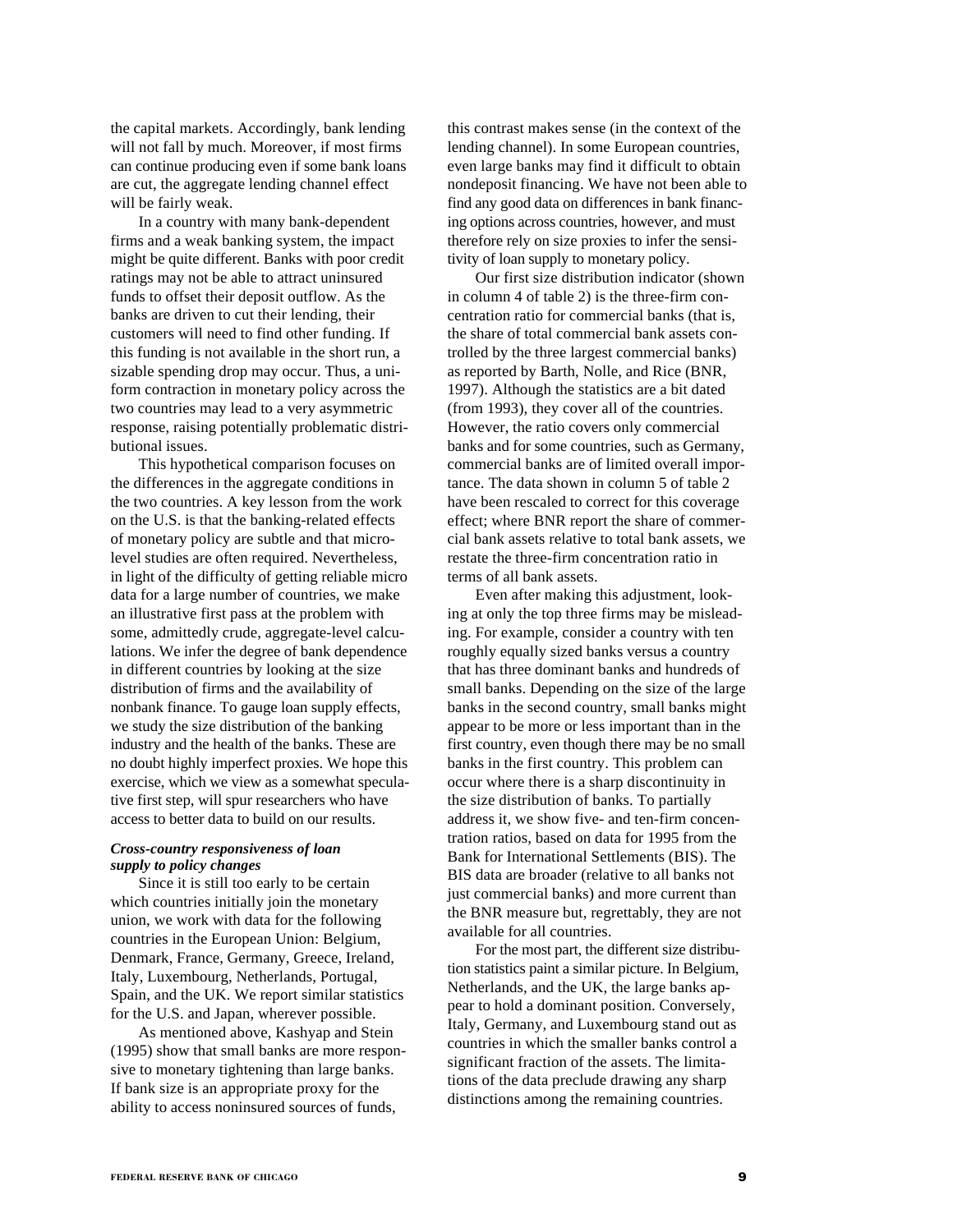the capital markets. Accordingly, bank lending will not fall by much. Moreover, if most firms can continue producing even if some bank loans are cut, the aggregate lending channel effect will be fairly weak.

In a country with many bank-dependent firms and a weak banking system, the impact might be quite different. Banks with poor credit ratings may not be able to attract uninsured funds to offset their deposit outflow. As the banks are driven to cut their lending, their customers will need to find other funding. If this funding is not available in the short run, a sizable spending drop may occur. Thus, a uniform contraction in monetary policy across the two countries may lead to a very asymmetric response, raising potentially problematic distributional issues.

This hypothetical comparison focuses on the differences in the aggregate conditions in the two countries. A key lesson from the work on the U.S. is that the banking-related effects of monetary policy are subtle and that micro-level studies are often required. Nevertheless, in light of the difficulty of getting reliable micro data for a large number of countries, we make an illustrative first pass at the problem with some, admittedly crude, aggregate-level calculations. We infer the degree of bank dependence in different countries by looking at the size distribution of firms and the availability of nonbank finance. To gauge loan supply effects, we study the size distribution of the banking industry and the health of the banks. These are no doubt highly imperfect proxies. We hope this exercise, which we view as a somewhat speculative first step, will spur researchers who have access to better data to build on our results.

### *Cross-country responsiveness of loan supply to policy changes*

Since it is still too early to be certain which countries initially join the monetary union, we work with data for the following countries in the European Union: Belgium, Denmark, France, Germany, Greece, Ireland, Italy, Luxembourg, Netherlands, Portugal, Spain, and the UK. We report similar statistics for the U.S. and Japan, wherever possible.

As mentioned above, Kashyap and Stein (1995) show that small banks are more responsive to monetary tightening than large banks. If bank size is an appropriate proxy for the ability to access noninsured sources of funds, this contrast makes sense (in the context of the lending channel). In some European countries, even large banks may find it difficult to obtain nondeposit financing. We have not been able to find any good data on differences in bank financing options across countries, however, and must therefore rely on size proxies to infer the sensitivity of loan supply to monetary policy.

Our first size distribution indicator (shown in column 4 of table 2) is the three-firm concentration ratio for commercial banks (that is, the share of total commercial bank assets controlled by the three largest commercial banks) as reported by Barth, Nolle, and Rice (BNR, 1997). Although the statistics are a bit dated (from 1993), they cover all of the countries. However, the ratio covers only commercial banks and for some countries, such as Germany, commercial banks are of limited overall importance. The data shown in column 5 of table 2 have been rescaled to correct for this coverage effect; where BNR report the share of commercial bank assets relative to total bank assets, we restate the three-firm concentration ratio in terms of all bank assets.

Even after making this adjustment, looking at only the top three firms may be misleading. For example, consider a country with ten roughly equally sized banks versus a country that has three dominant banks and hundreds of small banks. Depending on the size of the large banks in the second country, small banks might appear to be more or less important than in the first country, even though there may be no small banks in the first country. This problem can occur where there is a sharp discontinuity in the size distribution of banks. To partially address it, we show five- and ten-firm concentration ratios, based on data for 1995 from the Bank for International Settlements (BIS). The BIS data are broader (relative to all banks not just commercial banks) and more current than the BNR measure but, regrettably, they are not available for all countries.

For the most part, the different size distribution statistics paint a similar picture. In Belgium, Netherlands, and the UK, the large banks appear to hold a dominant position. Conversely, Italy, Germany, and Luxembourg stand out as countries in which the smaller banks control a significant fraction of the assets. The limitations of the data preclude drawing any sharp distinctions among the remaining countries.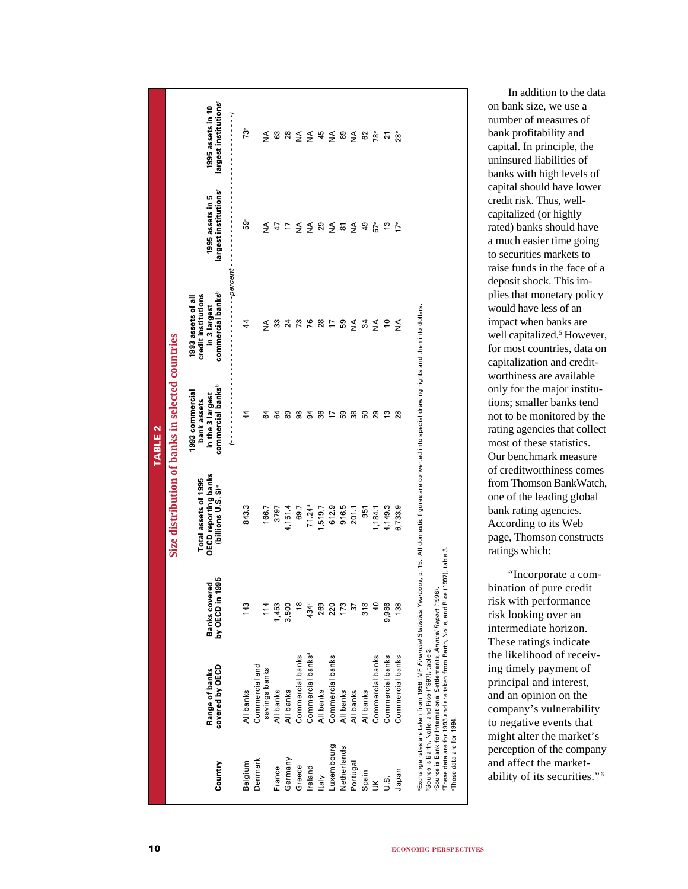**TABLE 2**

**Size distribution of banks in selected countries**

| Country | Range of banks covered by OECD | Banks covered by OECD in 1995 | Total assets of 1995 OECD reporting banks (billions U.S. $)[a] | 1993 commercial bank assets in the 3 largest commercial banks[b] | 1993 assets of all credit institutions in 3 largest commercial banks[b] | 1995 assets in 5 largest institutions[c] | 1995 assets in 10 largest institutions[c] |
|---|---|---|---|---|---|---|---|
| | | | | (- - - - - - - - - - | - - - - - - -percent - | - - - - - - - - - - | - - - - - - - - - -) |
| Belgium | All banks | 143 | 843.3 | 44 | 44 | 59[e] | 73[e] |
| Denmark | Commercial and savings banks | 114 | 166.7 | 64 | NA | NA | NA |
| France | All banks | 1,453 | 3797 | 64 | 33 | 47 | 63 |
| Germany | All banks | 3,500 | 4,151.4 | 89 | 24 | 17 | 28 |
| Greece | Commercial banks | 18 | 69.7 | 98 | 73 | NA | NA |
| Ireland | Commercial banks[d] | 434[d] | 71.24[d] | 94 | 76 | NA | NA |
| Italy | All banks | 269 | 1,519.7 | 36 | 28 | 29 | 45 |
| Luxembourg | Commercial banks | 220 | 612.9 | 17 | 17 | NA | NA |
| Netherlands | All banks | 173 | 916.5 | 59 | 59 | 81 | 89 |
| Portugal | All banks | 37 | 201.1 | 38 | NA | NA | NA |
| Spain | All banks | 318 | 951 | 50 | 34 | 49 | 62 |
| UK | Commercial banks | 40 | 1,184.1 | 29 | NA | 57[e] | 78[e] |
| U.S. | Commercial banks | 9,986 | 4,149.3 | 13 | 10 | 13 | 21 |
| Japan | Commercial banks | 138 | 6,733.9 | 28 | NA | 17[e] | 28[e] |

[a]Exchange rates are taken from 1996 IMF *Financial Statistics Yearbook*, p. 15. All domestic figures are converted into special drawing rights and then into dollars.
[b]Source is Barth, Nolle, and Rice (1997), table 3.
[c]Source is Bank for International Settlements, *Annual Report* (1996).
[d]These data are for 1993 and are taken from Barth, Nolle, and Rice (1997), table 3.
[e]These data are for 1994.

In addition to the data on bank size, we use a number of measures of bank profitability and capital. In principle, the uninsured liabilities of banks with high levels of capital should have lower credit risk. Thus, well-capitalized (or highly rated) banks should have a much easier time going to securities markets to raise funds in the face of a deposit shock. This implies that monetary policy would have less of an impact when banks are well capitalized.[5] However, for most countries, data on capitalization and credit-worthiness are available only for the major institutions; smaller banks tend not to be monitored by the rating agencies that collect most of these statistics. Our benchmark measure of creditworthiness comes from Thomson BankWatch, one of the leading global bank rating agencies. According to its Web page, Thomson constructs ratings which:

"Incorporate a combination of pure credit risk with performance risk looking over an intermediate horizon. These ratings indicate the likelihood of receiving timely payment of principal and interest, and an opinion on the company's vulnerability to negative events that might alter the market's perception of the company and affect the marketability of its securities."[6]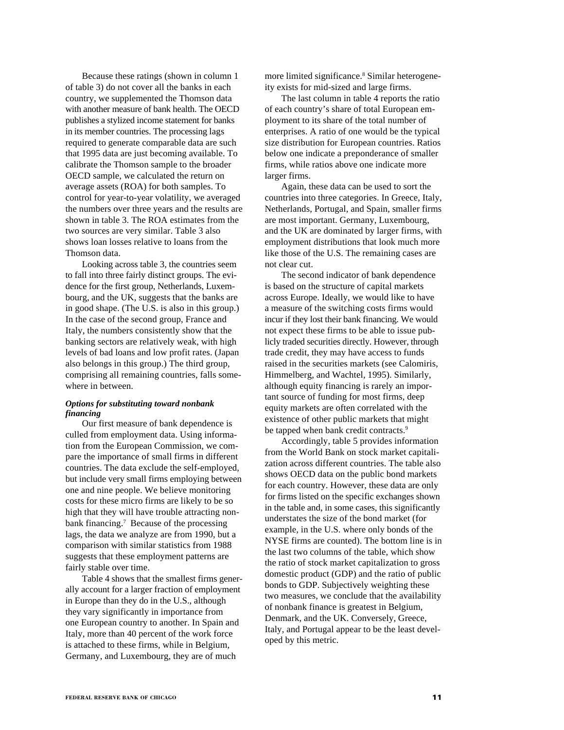Because these ratings (shown in column 1 of table 3) do not cover all the banks in each country, we supplemented the Thomson data with another measure of bank health. The OECD publishes a stylized income statement for banks in its member countries. The processing lags required to generate comparable data are such that 1995 data are just becoming available. To calibrate the Thomson sample to the broader OECD sample, we calculated the return on average assets (ROA) for both samples. To control for year-to-year volatility, we averaged the numbers over three years and the results are shown in table 3. The ROA estimates from the two sources are very similar. Table 3 also shows loan losses relative to loans from the Thomson data.

Looking across table 3, the countries seem to fall into three fairly distinct groups. The evidence for the first group, Netherlands, Luxembourg, and the UK, suggests that the banks are in good shape. (The U.S. is also in this group.) In the case of the second group, France and Italy, the numbers consistently show that the banking sectors are relatively weak, with high levels of bad loans and low profit rates. (Japan also belongs in this group.) The third group, comprising all remaining countries, falls somewhere in between.

***Options for substituting toward nonbank financing***

Our first measure of bank dependence is culled from employment data. Using information from the European Commission, we compare the importance of small firms in different countries. The data exclude the self-employed, but include very small firms employing between one and nine people. We believe monitoring costs for these micro firms are likely to be so high that they will have trouble attracting nonbank financing.[7] Because of the processing lags, the data we analyze are from 1990, but a comparison with similar statistics from 1988 suggests that these employment patterns are fairly stable over time.

Table 4 shows that the smallest firms generally account for a larger fraction of employment in Europe than they do in the U.S., although they vary significantly in importance from one European country to another. In Spain and Italy, more than 40 percent of the work force is attached to these firms, while in Belgium, Germany, and Luxembourg, they are of much more limited significance.[8] Similar heterogeneity exists for mid-sized and large firms.

The last column in table 4 reports the ratio of each country's share of total European employment to its share of the total number of enterprises. A ratio of one would be the typical size distribution for European countries. Ratios below one indicate a preponderance of smaller firms, while ratios above one indicate more larger firms.

Again, these data can be used to sort the countries into three categories. In Greece, Italy, Netherlands, Portugal, and Spain, smaller firms are most important. Germany, Luxembourg, and the UK are dominated by larger firms, with employment distributions that look much more like those of the U.S. The remaining cases are not clear cut.

The second indicator of bank dependence is based on the structure of capital markets across Europe. Ideally, we would like to have a measure of the switching costs firms would incur if they lost their bank financing. We would not expect these firms to be able to issue publicly traded securities directly. However, through trade credit, they may have access to funds raised in the securities markets (see Calomiris, Himmelberg, and Wachtel, 1995). Similarly, although equity financing is rarely an important source of funding for most firms, deep equity markets are often correlated with the existence of other public markets that might be tapped when bank credit contracts.[9]

Accordingly, table 5 provides information from the World Bank on stock market capitalization across different countries. The table also shows OECD data on the public bond markets for each country. However, these data are only for firms listed on the specific exchanges shown in the table and, in some cases, this significantly understates the size of the bond market (for example, in the U.S. where only bonds of the NYSE firms are counted). The bottom line is in the last two columns of the table, which show the ratio of stock market capitalization to gross domestic product (GDP) and the ratio of public bonds to GDP. Subjectively weighting these two measures, we conclude that the availability of nonbank finance is greatest in Belgium, Denmark, and the UK. Conversely, Greece, Italy, and Portugal appear to be the least developed by this metric.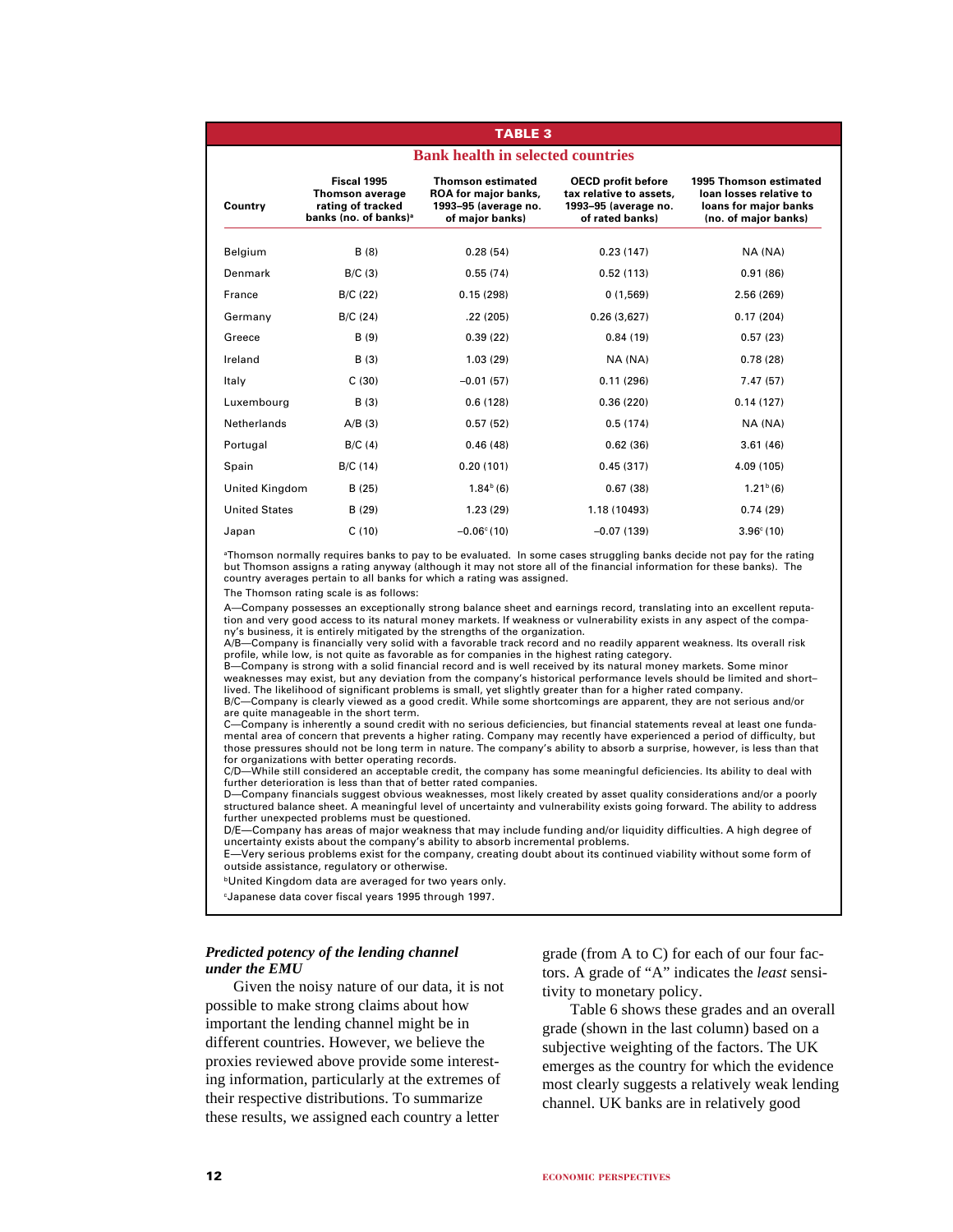**TABLE 3**

**Bank health in selected countries**

| Country | Fiscal 1995 Thomson average rating of tracked banks (no. of banks)[a] | Thomson estimated ROA for major banks, 1993–95 (average no. of major banks) | OECD profit before tax relative to assets, 1993–95 (average no. of rated banks) | 1995 Thomson estimated loan losses relative to loans for major banks (no. of major banks) |
|---|---|---|---|---|
| Belgium | B (8) | 0.28 (54) | 0.23 (147) | NA (NA) |
| Denmark | B/C (3) | 0.55 (74) | 0.52 (113) | 0.91 (86) |
| France | B/C (22) | 0.15 (298) | 0 (1,569) | 2.56 (269) |
| Germany | B/C (24) | .22 (205) | 0.26 (3,627) | 0.17 (204) |
| Greece | B (9) | 0.39 (22) | 0.84 (19) | 0.57 (23) |
| Ireland | B (3) | 1.03 (29) | NA (NA) | 0.78 (28) |
| Italy | C (30) | −0.01 (57) | 0.11 (296) | 7.47 (57) |
| Luxembourg | B (3) | 0.6 (128) | 0.36 (220) | 0.14 (127) |
| Netherlands | A/B (3) | 0.57 (52) | 0.5 (174) | NA (NA) |
| Portugal | B/C (4) | 0.46 (48) | 0.62 (36) | 3.61 (46) |
| Spain | B/C (14) | 0.20 (101) | 0.45 (317) | 4.09 (105) |
| United Kingdom | B (25) | 1.84[b] (6) | 0.67 (38) | 1.21[b] (6) |
| United States | B (29) | 1.23 (29) | 1.18 (10493) | 0.74 (29) |
| Japan | C (10) | −0.06[c] (10) | −0.07 (139) | 3.96[c] (10) |

[a]Thomson normally requires banks to pay to be evaluated. In some cases struggling banks decide not pay for the rating but Thomson assigns a rating anyway (although it may not store all of the financial information for these banks). The country averages pertain to all banks for which a rating was assigned.

The Thomson rating scale is as follows:

A—Company possesses an exceptionally strong balance sheet and earnings record, translating into an excellent reputation and very good access to its natural money markets. If weakness or vulnerability exists in any aspect of the company's business, it is entirely mitigated by the strengths of the organization.
A/B—Company is financially very solid with a favorable track record and no readily apparent weakness. Its overall risk profile, while low, is not quite as favorable as for companies in the highest rating category.
B—Company is strong with a solid financial record and is well received by its natural money markets. Some minor weaknesses may exist, but any deviation from the company's historical performance levels should be limited and short–lived. The likelihood of significant problems is small, yet slightly greater than for a higher rated company.
B/C—Company is clearly viewed as a good credit. While some shortcomings are apparent, they are not serious and/or are quite manageable in the short term.
C—Company is inherently a sound credit with no serious deficiencies, but financial statements reveal at least one fundamental area of concern that prevents a higher rating. Company may recently have experienced a period of difficulty, but those pressures should not be long term in nature. The company's ability to absorb a surprise, however, is less than that for organizations with better operating records.
C/D—While still considered an acceptable credit, the company has some meaningful deficiencies. Its ability to deal with further deterioration is less than that of better rated companies.
D—Company financials suggest obvious weaknesses, most likely created by asset quality considerations and/or a poorly structured balance sheet. A meaningful level of uncertainty and vulnerability exists going forward. The ability to address further unexpected problems must be questioned.
D/E—Company has areas of major weakness that may include funding and/or liquidity difficulties. A high degree of uncertainty exists about the company's ability to absorb incremental problems.
E—Very serious problems exist for the company, creating doubt about its continued viability without some form of outside assistance, regulatory or otherwise.

[b]United Kingdom data are averaged for two years only.

[c]Japanese data cover fiscal years 1995 through 1997.

### *Predicted potency of the lending channel under the EMU*

Given the noisy nature of our data, it is not possible to make strong claims about how important the lending channel might be in different countries. However, we believe the proxies reviewed above provide some interesting information, particularly at the extremes of their respective distributions. To summarize these results, we assigned each country a letter grade (from A to C) for each of our four factors. A grade of "A" indicates the *least* sensitivity to monetary policy.

Table 6 shows these grades and an overall grade (shown in the last column) based on a subjective weighting of the factors. The UK emerges as the country for which the evidence most clearly suggests a relatively weak lending channel. UK banks are in relatively good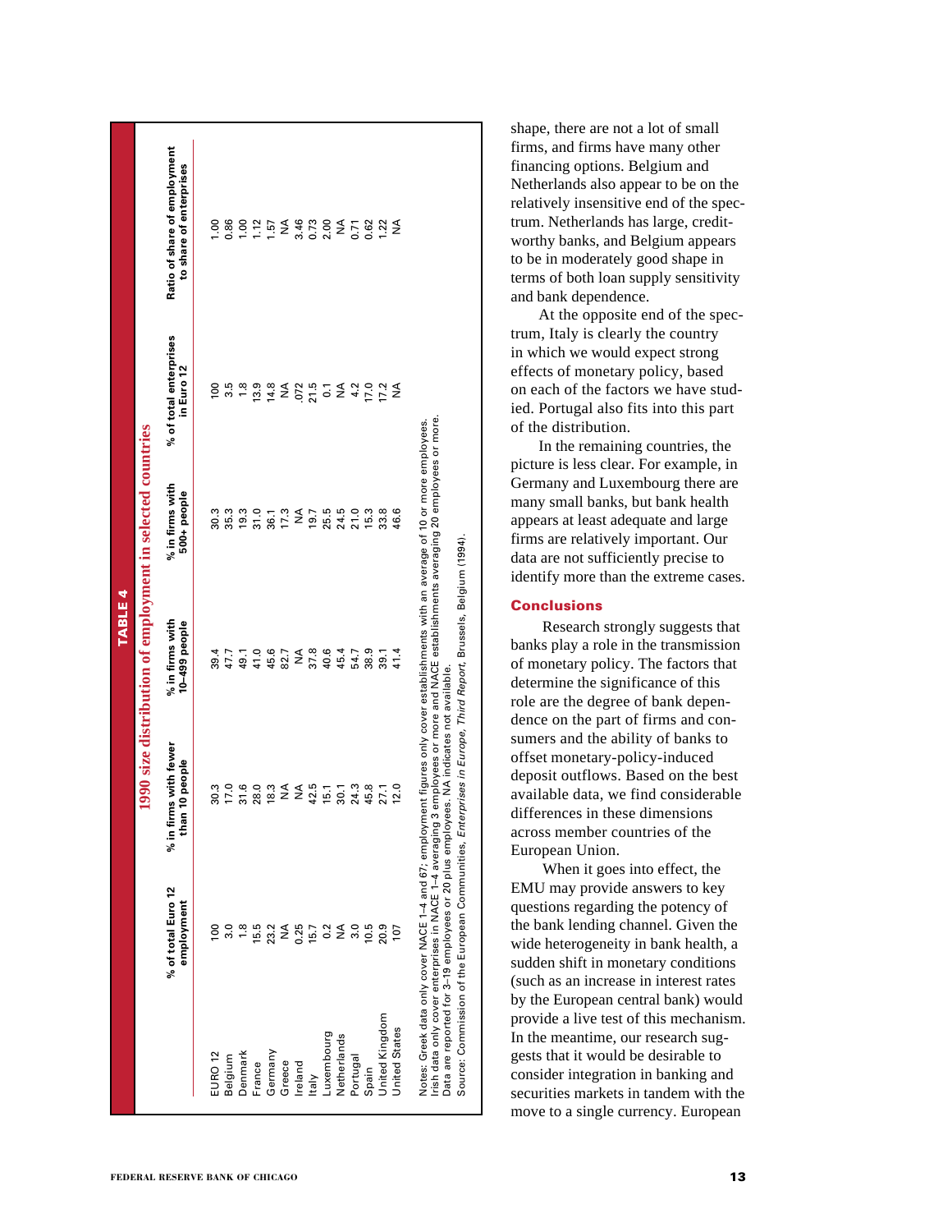**TABLE 4**

**1990 size distribution of employment in selected countries**

| | % of total Euro 12 employment | % in firms with fewer than 10 people | % in firms with 10–499 people | % in firms with 500+ people | % of total enterprises in Euro 12 | Ratio of share of employment to share of enterprises |
|---|---|---|---|---|---|---|
| EURO 12 | 100 | 30.3 | 39.4 | 30.3 | 100 | 1.00 |
| Belgium | 3.0 | 17.0 | 47.7 | 35.3 | 3.5 | 0.86 |
| Denmark | 1.8 | 31.6 | 49.1 | 19.3 | 1.8 | 1.00 |
| France | 15.5 | 28.0 | 41.0 | 31.0 | 13.9 | 1.12 |
| Germany | 23.2 | 18.3 | 45.6 | 36.1 | 14.8 | 1.57 |
| Greece | NA | NA | 82.7 | 17.3 | NA | NA |
| Ireland | 0.25 | NA | NA | NA | .072 | 3.46 |
| Italy | 15.7 | 42.5 | 37.8 | 19.7 | 21.5 | 0.73 |
| Luxembourg | 0.2 | 15.1 | 40.6 | 25.5 | 0.1 | 2.00 |
| Netherlands | NA | 30.1 | 45.4 | 24.5 | NA | NA |
| Portugal | 3.0 | 24.3 | 54.7 | 21.0 | 4.2 | 0.71 |
| Spain | 10.5 | 45.8 | 38.9 | 15.3 | 17.0 | 0.62 |
| United Kingdom | 20.9 | 27.1 | 39.1 | 33.8 | 17.2 | 1.22 |
| United States | 107 | 12.0 | 41.4 | 46.6 | NA | NA |

Notes: Greek data only cover NACE 1–4 and 67; employment figures only cover establishments with an average of 10 or more employees. Irish data only cover enterprises in NACE 1–4 averaging 3 employees or more and NACE establishments averaging 20 employees or more. Data are reported for 3–19 employees or 20 plus employees. NA indicates not available.
Source: Commission of the European Communities, *Enterprises in Europe, Third Report*, Brussels, Belgium (1994).

shape, there are not a lot of small firms, and firms have many other financing options. Belgium and Netherlands also appear to be on the relatively insensitive end of the spectrum. Netherlands has large, creditworthy banks, and Belgium appears to be in moderately good shape in terms of both loan supply sensitivity and bank dependence.

At the opposite end of the spectrum, Italy is clearly the country in which we would expect strong effects of monetary policy, based on each of the factors we have studied. Portugal also fits into this part of the distribution.

In the remaining countries, the picture is less clear. For example, in Germany and Luxembourg there are many small banks, but bank health appears at least adequate and large firms are relatively important. Our data are not sufficiently precise to identify more than the extreme cases.

## Conclusions

Research strongly suggests that banks play a role in the transmission of monetary policy. The factors that determine the significance of this role are the degree of bank dependence on the part of firms and consumers and the ability of banks to offset monetary-policy-induced deposit outflows. Based on the best available data, we find considerable differences in these dimensions across member countries of the European Union.

When it goes into effect, the EMU may provide answers to key questions regarding the potency of the bank lending channel. Given the wide heterogeneity in bank health, a sudden shift in monetary conditions (such as an increase in interest rates by the European central bank) would provide a live test of this mechanism. In the meantime, our research suggests that it would be desirable to consider integration in banking and securities markets in tandem with the move to a single currency. European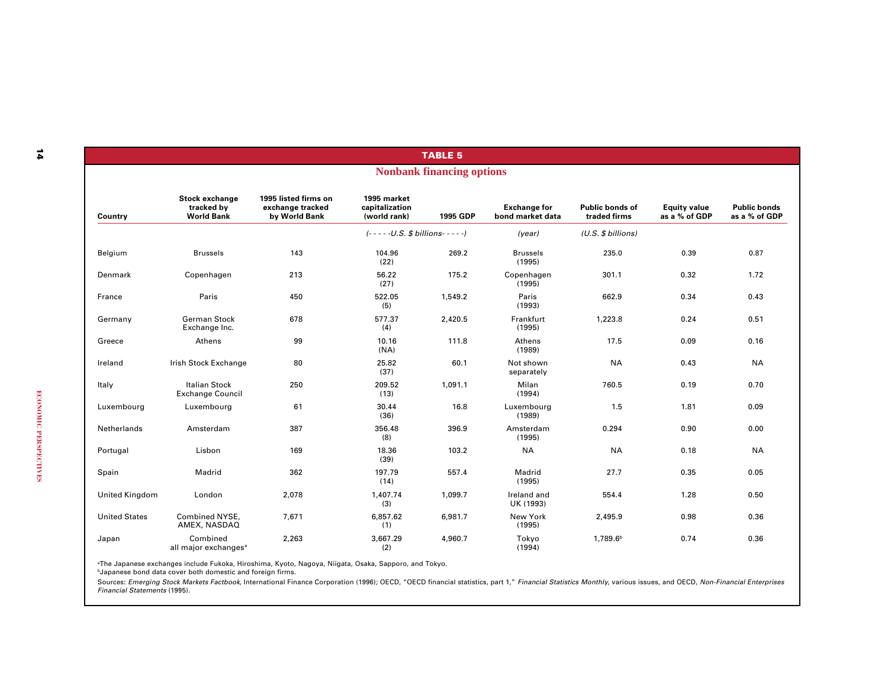**TABLE 5**

**Nonbank financing options**

| Country | Stock exchange tracked by World Bank | 1995 listed firms on exchange tracked by World Bank | 1995 market capitalization (world rank) | 1995 GDP | Exchange for bond market data | Public bonds of traded firms | Equity value as a % of GDP | Public bonds as a % of GDP |
|---|---|---|---|---|---|---|---|---|
| | | | *(- - - - -U.S. $ billions- - - - -)* | | *(year)* | *(U.S. $ billions)* | | |
| Belgium | Brussels | 143 | 104.96 (22) | 269.2 | Brussels (1995) | 235.0 | 0.39 | 0.87 |
| Denmark | Copenhagen | 213 | 56.22 (27) | 175.2 | Copenhagen (1995) | 301.1 | 0.32 | 1.72 |
| France | Paris | 450 | 522.05 (5) | 1,549.2 | Paris (1993) | 662.9 | 0.34 | 0.43 |
| Germany | German Stock Exchange Inc. | 678 | 577.37 (4) | 2,420.5 | Frankfurt (1995) | 1,223.8 | 0.24 | 0.51 |
| Greece | Athens | 99 | 10.16 (NA) | 111.8 | Athens (1989) | 17.5 | 0.09 | 0.16 |
| Ireland | Irish Stock Exchange | 80 | 25.82 (37) | 60.1 | Not shown separately | NA | 0.43 | NA |
| Italy | Italian Stock Exchange Council | 250 | 209.52 (13) | 1,091.1 | Milan (1994) | 760.5 | 0.19 | 0.70 |
| Luxembourg | Luxembourg | 61 | 30.44 (36) | 16.8 | Luxembourg (1989) | 1.5 | 1.81 | 0.09 |
| Netherlands | Amsterdam | 387 | 356.48 (8) | 396.9 | Amsterdam (1995) | 0.294 | 0.90 | 0.00 |
| Portugal | Lisbon | 169 | 18.36 (39) | 103.2 | NA | NA | 0.18 | NA |
| Spain | Madrid | 362 | 197.79 (14) | 557.4 | Madrid (1995) | 27.7 | 0.35 | 0.05 |
| United Kingdom | London | 2,078 | 1,407.74 (3) | 1,099.7 | Ireland and UK (1993) | 554.4 | 1.28 | 0.50 |
| United States | Combined NYSE, AMEX, NASDAQ | 7,671 | 6,857.62 (1) | 6,981.7 | New York (1995) | 2,495.9 | 0.98 | 0.36 |
| Japan | Combined all major exchanges[a] | 2,263 | 3,667.29 (2) | 4,960.7 | Tokyo (1994) | 1,789.6[b] | 0.74 | 0.36 |

[a]The Japanese exchanges include Fukoka, Hiroshima, Kyoto, Nagoya, Niigata, Osaka, Sapporo, and Tokyo.
[b]Japanese bond data cover both domestic and foreign firms.

Sources: *Emerging Stock Markets Factbook*, International Finance Corporation (1996); OECD, "OECD financial statistics, part 1," *Financial Statistics Monthly*, various issues, and OECD, *Non-Financial Enterprises Financial Statements* (1995).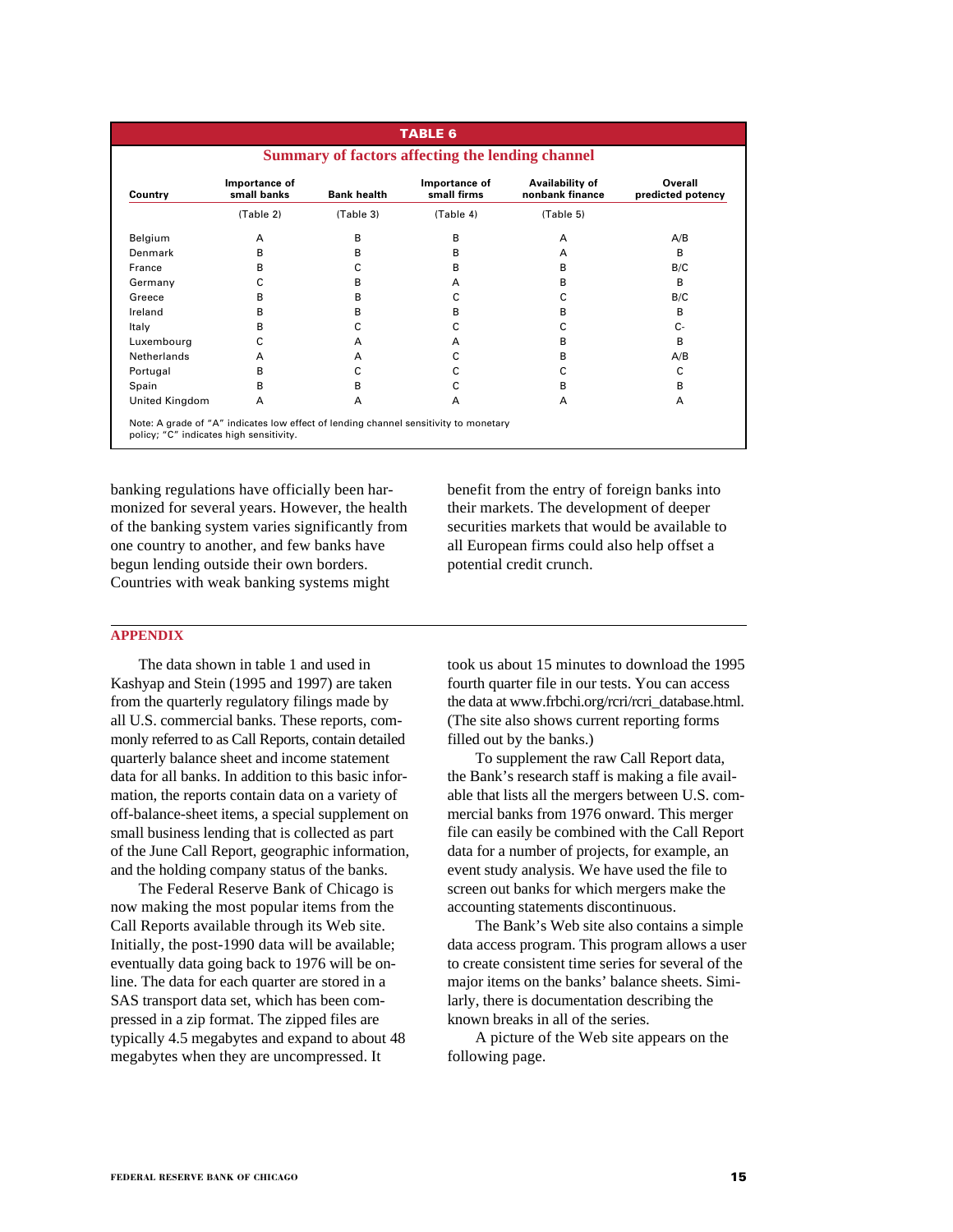**TABLE 6**

**Summary of factors affecting the lending channel**

| Country | Importance of small banks | Bank health | Importance of small firms | Availability of nonbank finance | Overall predicted potency |
|---|---|---|---|---|---|
| | (Table 2) | (Table 3) | (Table 4) | (Table 5) | |
| Belgium | A | B | B | A | A/B |
| Denmark | B | B | B | A | B |
| France | B | C | B | B | B/C |
| Germany | C | B | A | B | B |
| Greece | B | B | C | C | B/C |
| Ireland | B | B | B | B | B |
| Italy | B | C | C | C | C- |
| Luxembourg | C | A | A | B | B |
| Netherlands | A | A | C | B | A/B |
| Portugal | B | C | C | C | C |
| Spain | B | B | C | B | B |
| United Kingdom | A | A | A | A | A |

Note: A grade of "A" indicates low effect of lending channel sensitivity to monetary policy; "C" indicates high sensitivity.

banking regulations have officially been harmonized for several years. However, the health of the banking system varies significantly from one country to another, and few banks have begun lending outside their own borders. Countries with weak banking systems might benefit from the entry of foreign banks into their markets. The development of deeper securities markets that would be available to all European firms could also help offset a potential credit crunch.

## APPENDIX

The data shown in table 1 and used in Kashyap and Stein (1995 and 1997) are taken from the quarterly regulatory filings made by all U.S. commercial banks. These reports, commonly referred to as Call Reports, contain detailed quarterly balance sheet and income statement data for all banks. In addition to this basic information, the reports contain data on a variety of off-balance-sheet items, a special supplement on small business lending that is collected as part of the June Call Report, geographic information, and the holding company status of the banks.

The Federal Reserve Bank of Chicago is now making the most popular items from the Call Reports available through its Web site. Initially, the post-1990 data will be available; eventually data going back to 1976 will be online. The data for each quarter are stored in a SAS transport data set, which has been compressed in a zip format. The zipped files are typically 4.5 megabytes and expand to about 48 megabytes when they are uncompressed. It took us about 15 minutes to download the 1995 fourth quarter file in our tests. You can access the data at www.frbchi.org/rcri/rcri_database.html. (The site also shows current reporting forms filled out by the banks.)

To supplement the raw Call Report data, the Bank's research staff is making a file available that lists all the mergers between U.S. commercial banks from 1976 onward. This merger file can easily be combined with the Call Report data for a number of projects, for example, an event study analysis. We have used the file to screen out banks for which mergers make the accounting statements discontinuous.

The Bank's Web site also contains a simple data access program. This program allows a user to create consistent time series for several of the major items on the banks' balance sheets. Similarly, there is documentation describing the known breaks in all of the series.

A picture of the Web site appears on the following page.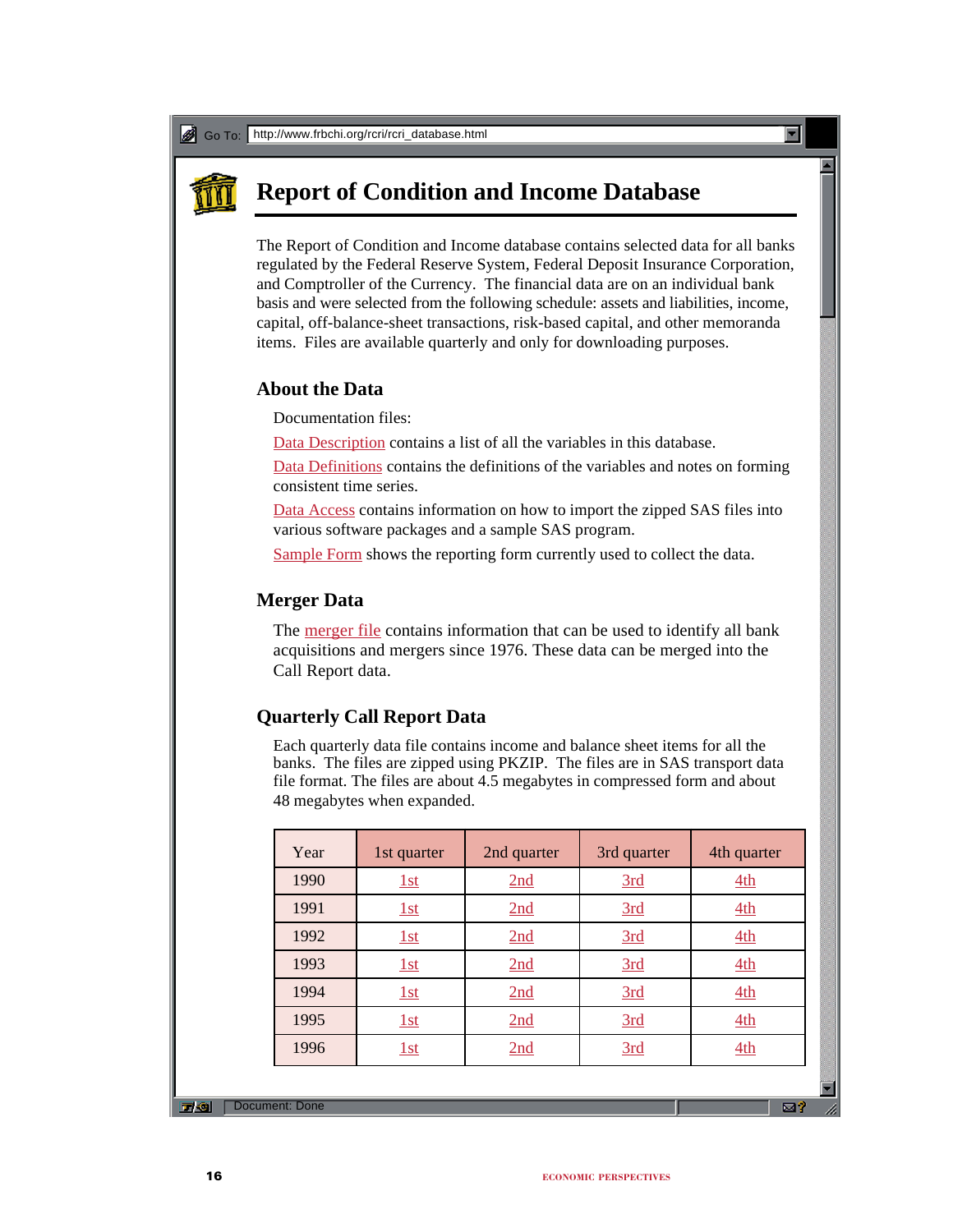Go To: http://www.frbchi.org/rcri/rcri_database.html

# Report of Condition and Income Database

The Report of Condition and Income database contains selected data for all banks regulated by the Federal Reserve System, Federal Deposit Insurance Corporation, and Comptroller of the Currency. The financial data are on an individual bank basis and were selected from the following schedule: assets and liabilities, income, capital, off-balance-sheet transactions, risk-based capital, and other memoranda items. Files are available quarterly and only for downloading purposes.

## About the Data

Documentation files:

Data Description contains a list of all the variables in this database.

Data Definitions contains the definitions of the variables and notes on forming consistent time series.

Data Access contains information on how to import the zipped SAS files into various software packages and a sample SAS program.

Sample Form shows the reporting form currently used to collect the data.

## Merger Data

The merger file contains information that can be used to identify all bank acquisitions and mergers since 1976. These data can be merged into the Call Report data.

## Quarterly Call Report Data

Each quarterly data file contains income and balance sheet items for all the banks. The files are zipped using PKZIP. The files are in SAS transport data file format. The files are about 4.5 megabytes in compressed form and about 48 megabytes when expanded.

| Year | 1st quarter | 2nd quarter | 3rd quarter | 4th quarter |
|---|---|---|---|---|
| 1990 | 1st | 2nd | 3rd | 4th |
| 1991 | 1st | 2nd | 3rd | 4th |
| 1992 | 1st | 2nd | 3rd | 4th |
| 1993 | 1st | 2nd | 3rd | 4th |
| 1994 | 1st | 2nd | 3rd | 4th |
| 1995 | 1st | 2nd | 3rd | 4th |
| 1996 | 1st | 2nd | 3rd | 4th |

Document: Done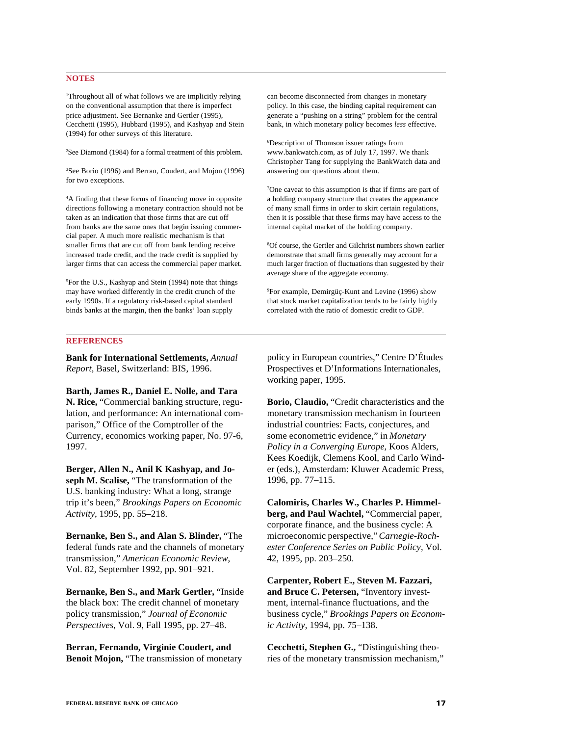## NOTES

[1]Throughout all of what follows we are implicitly relying on the conventional assumption that there is imperfect price adjustment. See Bernanke and Gertler (1995), Cecchetti (1995), Hubbard (1995), and Kashyap and Stein (1994) for other surveys of this literature.

[2]See Diamond (1984) for a formal treatment of this problem.

[3]See Borio (1996) and Berran, Coudert, and Mojon (1996) for two exceptions.

[4]A finding that these forms of financing move in opposite directions following a monetary contraction should not be taken as an indication that those firms that are cut off from banks are the same ones that begin issuing commercial paper. A much more realistic mechanism is that smaller firms that are cut off from bank lending receive increased trade credit, and the trade credit is supplied by larger firms that can access the commercial paper market.

[5]For the U.S., Kashyap and Stein (1994) note that things may have worked differently in the credit crunch of the early 1990s. If a regulatory risk-based capital standard binds banks at the margin, then the banks' loan supply can become disconnected from changes in monetary policy. In this case, the binding capital requirement can generate a "pushing on a string" problem for the central bank, in which monetary policy becomes *less* effective.

[6]Description of Thomson issuer ratings from www.bankwatch.com, as of July 17, 1997. We thank Christopher Tang for supplying the BankWatch data and answering our questions about them.

[7]One caveat to this assumption is that if firms are part of a holding company structure that creates the appearance of many small firms in order to skirt certain regulations, then it is possible that these firms may have access to the internal capital market of the holding company.

[8]Of course, the Gertler and Gilchrist numbers shown earlier demonstrate that small firms generally may account for a much larger fraction of fluctuations than suggested by their average share of the aggregate economy.

[9]For example, Demirgüç-Kunt and Levine (1996) show that stock market capitalization tends to be fairly highly correlated with the ratio of domestic credit to GDP.

## REFERENCES

**Bank for International Settlements,** *Annual Report*, Basel, Switzerland: BIS, 1996.

**Barth, James R., Daniel E. Nolle, and Tara N. Rice,** "Commercial banking structure, regulation, and performance: An international comparison," Office of the Comptroller of the Currency, economics working paper, No. 97-6, 1997.

**Berger, Allen N., Anil K Kashyap, and Joseph M. Scalise,** "The transformation of the U.S. banking industry: What a long, strange trip it's been," *Brookings Papers on Economic Activity*, 1995, pp. 55–218.

**Bernanke, Ben S., and Alan S. Blinder,** "The federal funds rate and the channels of monetary transmission," *American Economic Review*, Vol. 82, September 1992, pp. 901–921.

**Bernanke, Ben S., and Mark Gertler,** "Inside the black box: The credit channel of monetary policy transmission," *Journal of Economic Perspectives*, Vol. 9, Fall 1995, pp. 27–48.

**Berran, Fernando, Virginie Coudert, and Benoit Mojon,** "The transmission of monetary policy in European countries," Centre D'Études Prospectives et D'Informations Internationales, working paper, 1995.

**Borio, Claudio,** "Credit characteristics and the monetary transmission mechanism in fourteen industrial countries: Facts, conjectures, and some econometric evidence," in *Monetary Policy in a Converging Europe*, Koos Alders, Kees Koedijk, Clemens Kool, and Carlo Winder (eds.), Amsterdam: Kluwer Academic Press, 1996, pp. 77–115.

**Calomiris, Charles W., Charles P. Himmelberg, and Paul Wachtel,** "Commercial paper, corporate finance, and the business cycle: A microeconomic perspective," *Carnegie-Rochester Conference Series on Public Policy*, Vol. 42, 1995, pp. 203–250.

**Carpenter, Robert E., Steven M. Fazzari, and Bruce C. Petersen,** "Inventory investment, internal-finance fluctuations, and the business cycle," *Brookings Papers on Economic Activity*, 1994, pp. 75–138.

**Cecchetti, Stephen G.,** "Distinguishing theories of the monetary transmission mechanism,"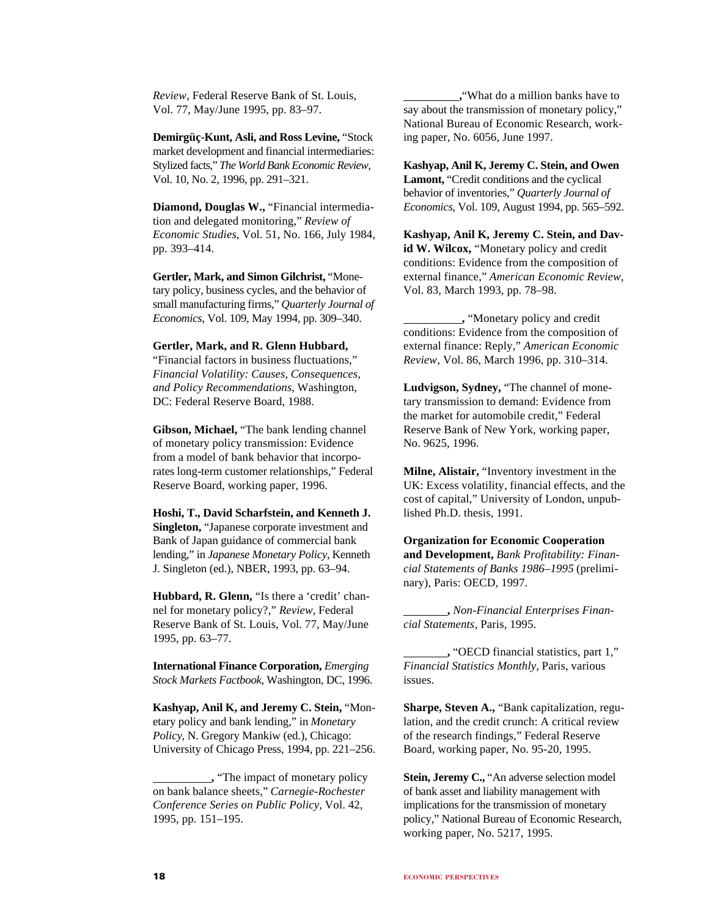*Review*, Federal Reserve Bank of St. Louis, Vol. 77, May/June 1995, pp. 83–97.

**Demirgüç-Kunt, Asli, and Ross Levine,** "Stock market development and financial intermediaries: Stylized facts," *The World Bank Economic Review*, Vol. 10, No. 2, 1996, pp. 291–321.

**Diamond, Douglas W.,** "Financial intermediation and delegated monitoring," *Review of Economic Studies*, Vol. 51, No. 166, July 1984, pp. 393–414.

**Gertler, Mark, and Simon Gilchrist,** "Monetary policy, business cycles, and the behavior of small manufacturing firms," *Quarterly Journal of Economics*, Vol. 109, May 1994, pp. 309–340.

**Gertler, Mark, and R. Glenn Hubbard,** "Financial factors in business fluctuations," *Financial Volatility: Causes, Consequences, and Policy Recommendations*, Washington, DC: Federal Reserve Board, 1988.

**Gibson, Michael,** "The bank lending channel of monetary policy transmission: Evidence from a model of bank behavior that incorporates long-term customer relationships," Federal Reserve Board, working paper, 1996.

**Hoshi, T., David Scharfstein, and Kenneth J. Singleton,** "Japanese corporate investment and Bank of Japan guidance of commercial bank lending," in *Japanese Monetary Policy*, Kenneth J. Singleton (ed.), NBER, 1993, pp. 63–94.

**Hubbard, R. Glenn,** "Is there a 'credit' channel for monetary policy?," *Review*, Federal Reserve Bank of St. Louis, Vol. 77, May/June 1995, pp. 63–77.

**International Finance Corporation,** *Emerging Stock Markets Factbook*, Washington, DC, 1996.

**Kashyap, Anil K, and Jeremy C. Stein,** "Monetary policy and bank lending," in *Monetary Policy*, N. Gregory Mankiw (ed.), Chicago: University of Chicago Press, 1994, pp. 221–256.

**__________,** "The impact of monetary policy on bank balance sheets," *Carnegie-Rochester Conference Series on Public Policy*, Vol. 42, 1995, pp. 151–195.

**__________,** "What do a million banks have to say about the transmission of monetary policy," National Bureau of Economic Research, working paper, No. 6056, June 1997.

**Kashyap, Anil K, Jeremy C. Stein, and Owen Lamont,** "Credit conditions and the cyclical behavior of inventories," *Quarterly Journal of Economics*, Vol. 109, August 1994, pp. 565–592.

**Kashyap, Anil K, Jeremy C. Stein, and David W. Wilcox,** "Monetary policy and credit conditions: Evidence from the composition of external finance," *American Economic Review*, Vol. 83, March 1993, pp. 78–98.

**__________,** "Monetary policy and credit conditions: Evidence from the composition of external finance: Reply," *American Economic Review*, Vol. 86, March 1996, pp. 310–314.

**Ludvigson, Sydney,** "The channel of monetary transmission to demand: Evidence from the market for automobile credit," Federal Reserve Bank of New York, working paper, No. 9625, 1996.

**Milne, Alistair,** "Inventory investment in the UK: Excess volatility, financial effects, and the cost of capital," University of London, unpublished Ph.D. thesis, 1991.

**Organization for Economic Cooperation and Development,** *Bank Profitability: Financial Statements of Banks 1986–1995* (preliminary), Paris: OECD, 1997.

**________,** *Non-Financial Enterprises Financial Statements*, Paris, 1995.

**________,** "OECD financial statistics, part 1," *Financial Statistics Monthly*, Paris, various issues.

**Sharpe, Steven A.,** "Bank capitalization, regulation, and the credit crunch: A critical review of the research findings," Federal Reserve Board, working paper, No. 95-20, 1995.

**Stein, Jeremy C.,** "An adverse selection model of bank asset and liability management with implications for the transmission of monetary policy," National Bureau of Economic Research, working paper, No. 5217, 1995.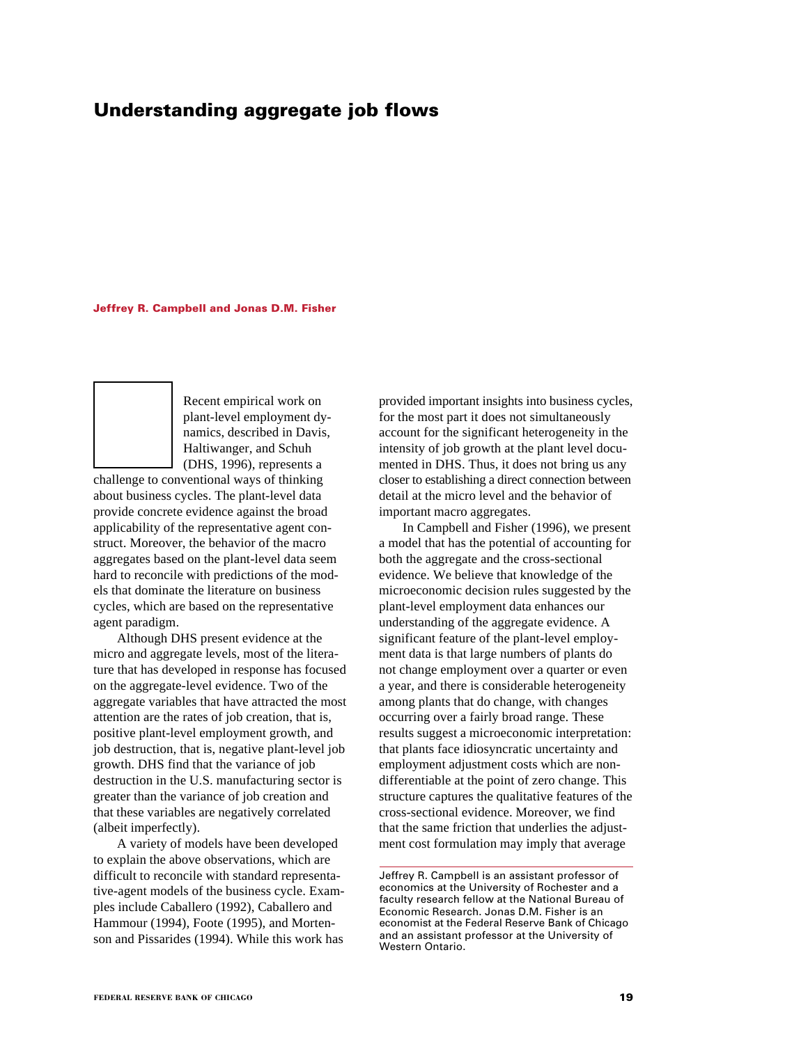# Understanding aggregate job flows

**Jeffrey R. Campbell and Jonas D.M. Fisher**

Recent empirical work on plant-level employment dynamics, described in Davis, Haltiwanger, and Schuh (DHS, 1996), represents a challenge to conventional ways of thinking about business cycles. The plant-level data provide concrete evidence against the broad applicability of the representative agent construct. Moreover, the behavior of the macro aggregates based on the plant-level data seem hard to reconcile with predictions of the models that dominate the literature on business cycles, which are based on the representative agent paradigm.

Although DHS present evidence at the micro and aggregate levels, most of the literature that has developed in response has focused on the aggregate-level evidence. Two of the aggregate variables that have attracted the most attention are the rates of job creation, that is, positive plant-level employment growth, and job destruction, that is, negative plant-level job growth. DHS find that the variance of job destruction in the U.S. manufacturing sector is greater than the variance of job creation and that these variables are negatively correlated (albeit imperfectly).

A variety of models have been developed to explain the above observations, which are difficult to reconcile with standard representative-agent models of the business cycle. Examples include Caballero (1992), Caballero and Hammour (1994), Foote (1995), and Mortenson and Pissarides (1994). While this work has provided important insights into business cycles, for the most part it does not simultaneously account for the significant heterogeneity in the intensity of job growth at the plant level documented in DHS. Thus, it does not bring us any closer to establishing a direct connection between detail at the micro level and the behavior of important macro aggregates.

In Campbell and Fisher (1996), we present a model that has the potential of accounting for both the aggregate and the cross-sectional evidence. We believe that knowledge of the microeconomic decision rules suggested by the plant-level employment data enhances our understanding of the aggregate evidence. A significant feature of the plant-level employment data is that large numbers of plants do not change employment over a quarter or even a year, and there is considerable heterogeneity among plants that do change, with changes occurring over a fairly broad range. These results suggest a microeconomic interpretation: that plants face idiosyncratic uncertainty and employment adjustment costs which are non-differentiable at the point of zero change. This structure captures the qualitative features of the cross-sectional evidence. Moreover, we find that the same friction that underlies the adjustment cost formulation may imply that average

---

Jeffrey R. Campbell is an assistant professor of economics at the University of Rochester and a faculty research fellow at the National Bureau of Economic Research. Jonas D.M. Fisher is an economist at the Federal Reserve Bank of Chicago and an assistant professor at the University of Western Ontario.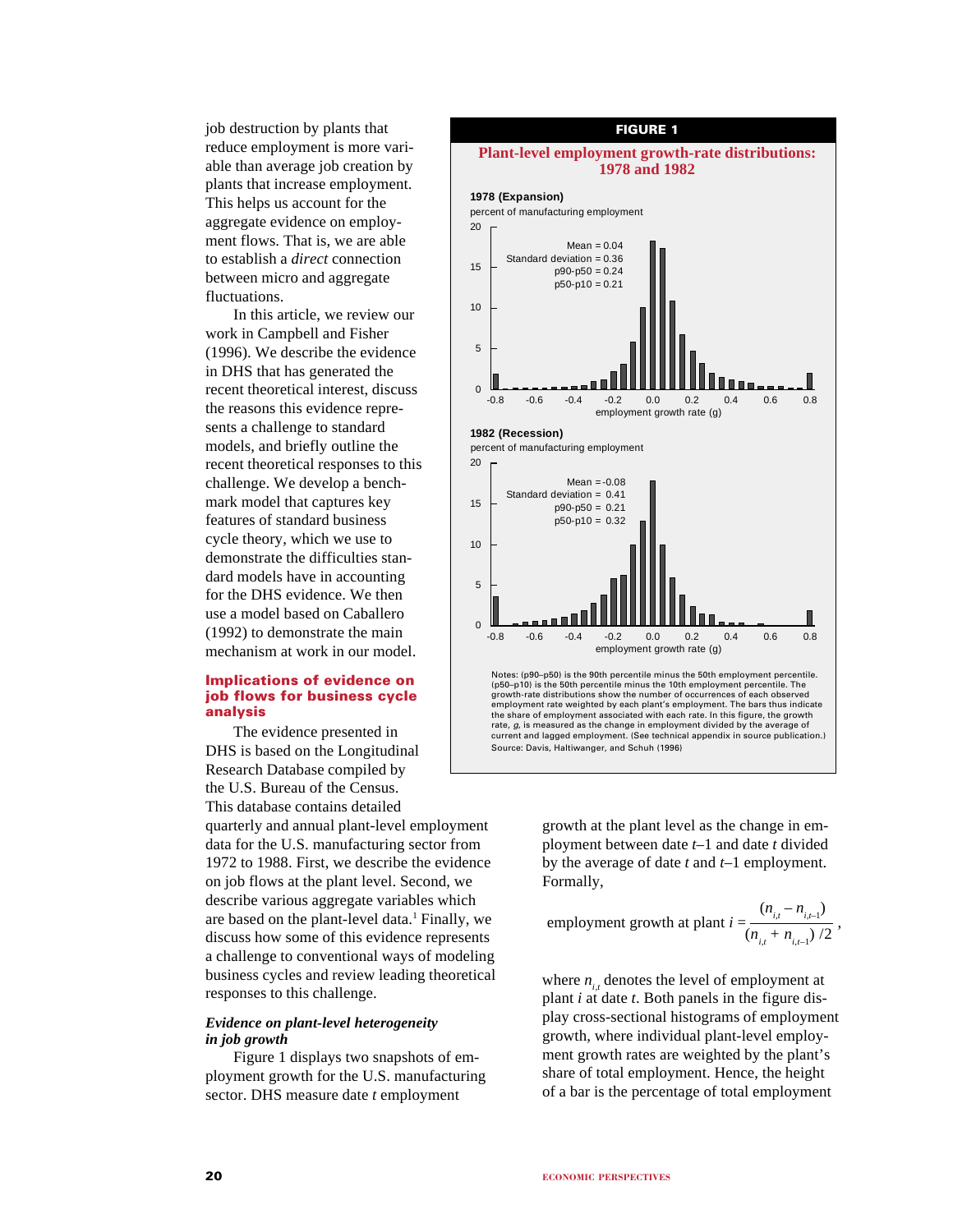job destruction by plants that reduce employment is more variable than average job creation by plants that increase employment. This helps us account for the aggregate evidence on employment flows. That is, we are able to establish a *direct* connection between micro and aggregate fluctuations.

In this article, we review our work in Campbell and Fisher (1996). We describe the evidence in DHS that has generated the recent theoretical interest, discuss the reasons this evidence represents a challenge to standard models, and briefly outline the recent theoretical responses to this challenge. We develop a benchmark model that captures key features of standard business cycle theory, which we use to demonstrate the difficulties standard models have in accounting for the DHS evidence. We then use a model based on Caballero (1992) to demonstrate the main mechanism at work in our model.

**FIGURE 1**

**Plant-level employment growth-rate distributions: 1978 and 1982**

**1978 (Expansion)**

percent of manufacturing employment

Mean = 0.04
Standard deviation = 0.36
p90-p50 = 0.24
p50-p10 = 0.21

**1982 (Recession)**

percent of manufacturing employment

Mean = -0.08
Standard deviation = 0.41
p90-p50 = 0.21
p50-p10 = 0.32

Notes: (p90–p50) is the 90th percentile minus the 50th employment percentile. (p50–p10) is the 50th percentile minus the 10th employment percentile. The growth-rate distributions show the number of occurrences of each observed employment rate weighted by each plant's employment. The bars thus indicate the share of employment associated with each rate. In this figure, the growth rate, *g*, is measured as the change in employment divided by the average of current and lagged employment. (See technical appendix in source publication.)
Source: Davis, Haltiwanger, and Schuh (1996)

## Implications of evidence on job flows for business cycle analysis

The evidence presented in DHS is based on the Longitudinal Research Database compiled by the U.S. Bureau of the Census. This database contains detailed quarterly and annual plant-level employment data for the U.S. manufacturing sector from 1972 to 1988. First, we describe the evidence on job flows at the plant level. Second, we describe various aggregate variables which are based on the plant-level data.[1] Finally, we discuss how some of this evidence represents a challenge to conventional ways of modeling business cycles and review leading theoretical responses to this challenge.

### *Evidence on plant-level heterogeneity in job growth*

Figure 1 displays two snapshots of employment growth for the U.S. manufacturing sector. DHS measure date $t$ employment growth at the plant level as the change in employment between date $t$–1 and date $t$ divided by the average of date $t$ and $t$–1 employment. Formally,

$$\text{employment growth at plant } i = \frac{(n_{i,t} - n_{i,t-1})}{(n_{i,t} + n_{i,t-1})/2},$$

where $n_{i,t}$ denotes the level of employment at plant $i$ at date $t$. Both panels in the figure display cross-sectional histograms of employment growth, where individual plant-level employment growth rates are weighted by the plant's share of total employment. Hence, the height of a bar is the percentage of total employment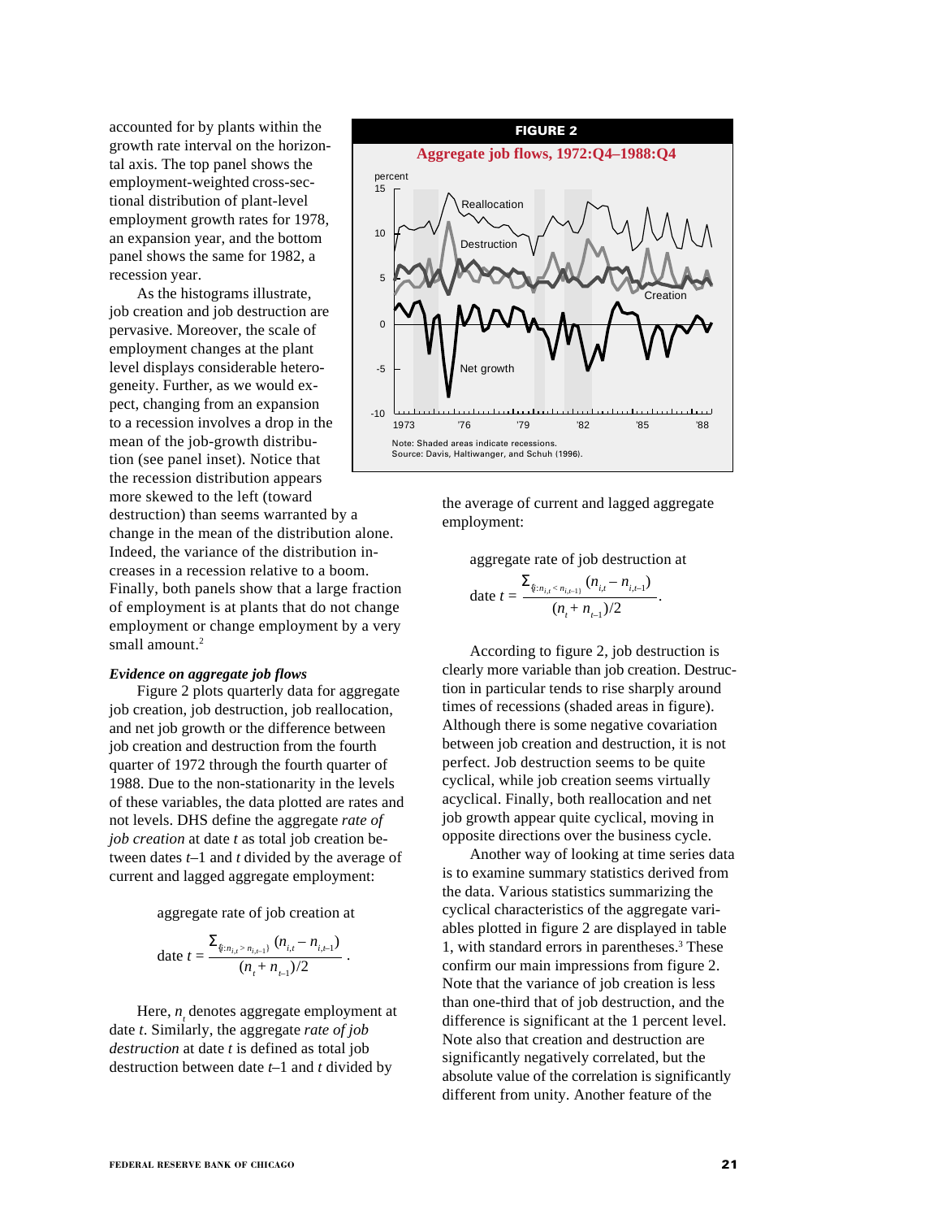accounted for by plants within the growth rate interval on the horizontal axis. The top panel shows the employment-weighted cross-sectional distribution of plant-level employment growth rates for 1978, an expansion year, and the bottom panel shows the same for 1982, a recession year.

As the histograms illustrate, job creation and job destruction are pervasive. Moreover, the scale of employment changes at the plant level displays considerable heterogeneity. Further, as we would expect, changing from an expansion to a recession involves a drop in the mean of the job-growth distribution (see panel inset). Notice that the recession distribution appears more skewed to the left (toward destruction) than seems warranted by a change in the mean of the distribution alone. Indeed, the variance of the distribution increases in a recession relative to a boom. Finally, both panels show that a large fraction of employment is at plants that do not change employment or change employment by a very small amount.[2]

**FIGURE 2**

**Aggregate job flows, 1972:Q4–1988:Q4**

Note: Shaded areas indicate recessions.
Source: Davis, Haltiwanger, and Schuh (1996).

***Evidence on aggregate job flows***

Figure 2 plots quarterly data for aggregate job creation, job destruction, job reallocation, and net job growth or the difference between job creation and destruction from the fourth quarter of 1972 through the fourth quarter of 1988. Due to the non-stationarity in the levels of these variables, the data plotted are rates and not levels. DHS define the aggregate *rate of job creation* at date $t$ as total job creation between dates $t$–1 and $t$ divided by the average of current and lagged aggregate employment:

aggregate rate of job creation at

$$\text{date } t = \frac{\sum_{\{i: n_{i,t} > n_{i,t-1}\}} (n_{i,t} - n_{i,t-1})}{(n_t + n_{t-1})/2}.$$

Here, $n_t$ denotes aggregate employment at date $t$. Similarly, the aggregate *rate of job destruction* at date $t$ is defined as total job destruction between date $t$–1 and $t$ divided by the average of current and lagged aggregate employment:

aggregate rate of job destruction at

$$\text{date } t = \frac{\sum_{\{i: n_{i,t} < n_{i,t-1}\}} (n_{i,t} - n_{i,t-1})}{(n_t + n_{t-1})/2}.$$

According to figure 2, job destruction is clearly more variable than job creation. Destruction in particular tends to rise sharply around times of recessions (shaded areas in figure). Although there is some negative covariation between job creation and destruction, it is not perfect. Job destruction seems to be quite cyclical, while job creation seems virtually acyclical. Finally, both reallocation and net job growth appear quite cyclical, moving in opposite directions over the business cycle.

Another way of looking at time series data is to examine summary statistics derived from the data. Various statistics summarizing the cyclical characteristics of the aggregate variables plotted in figure 2 are displayed in table 1, with standard errors in parentheses.[3] These confirm our main impressions from figure 2. Note that the variance of job creation is less than one-third that of job destruction, and the difference is significant at the 1 percent level. Note also that creation and destruction are significantly negatively correlated, but the absolute value of the correlation is significantly different from unity. Another feature of the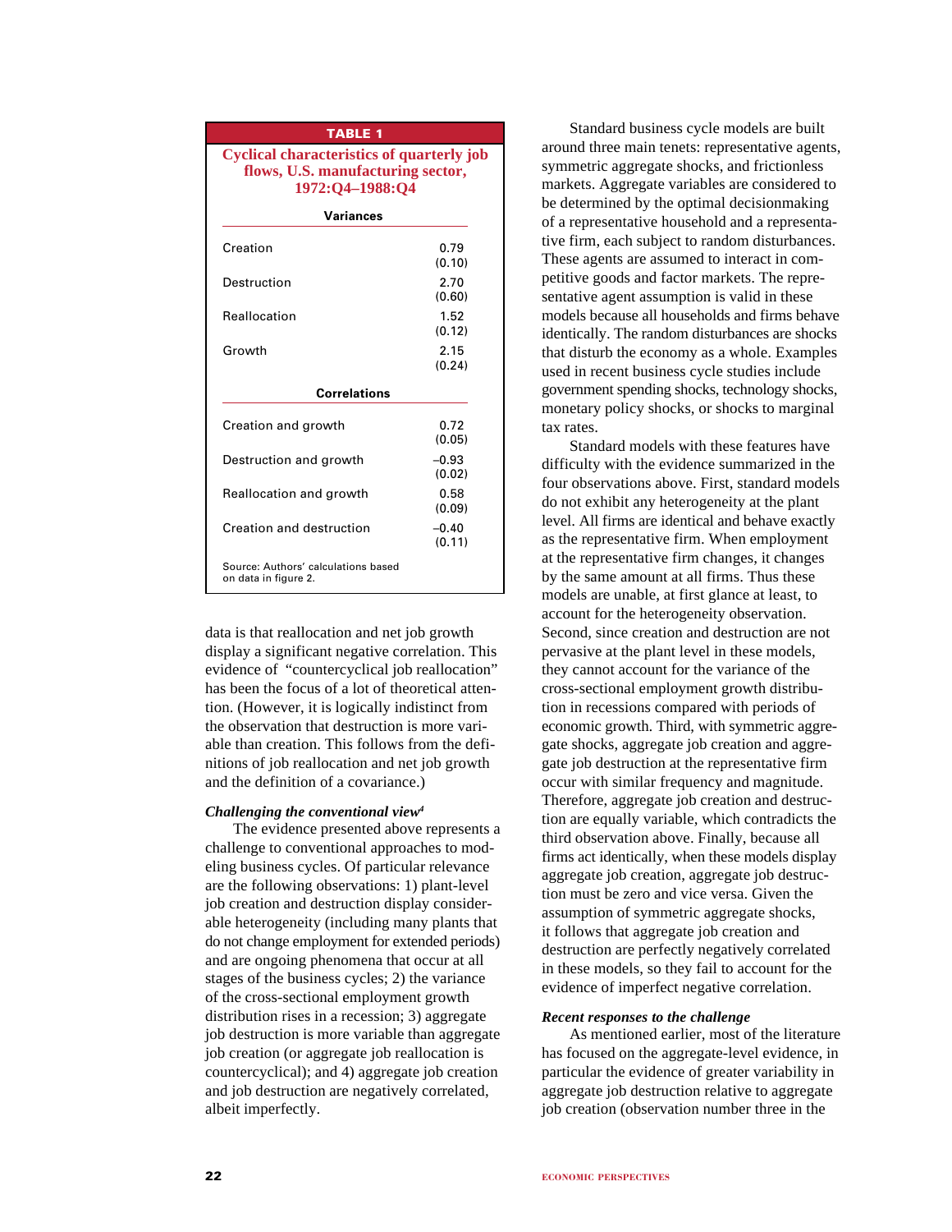**TABLE 1**

**Cyclical characteristics of quarterly job flows, U.S. manufacturing sector, 1972:Q4–1988:Q4**

| **Variances** | |
|---|---|
| Creation | 0.79 (0.10) |
| Destruction | 2.70 (0.60) |
| Reallocation | 1.52 (0.12) |
| Growth | 2.15 (0.24) |
| **Correlations** | |
| Creation and growth | 0.72 (0.05) |
| Destruction and growth | −0.93 (0.02) |
| Reallocation and growth | 0.58 (0.09) |
| Creation and destruction | −0.40 (0.11) |

Source: Authors' calculations based on data in figure 2.

data is that reallocation and net job growth display a significant negative correlation. This evidence of "countercyclical job reallocation" has been the focus of a lot of theoretical attention. (However, it is logically indistinct from the observation that destruction is more variable than creation. This follows from the definitions of job reallocation and net job growth and the definition of a covariance.)

### *Challenging the conventional view*[4]

The evidence presented above represents a challenge to conventional approaches to modeling business cycles. Of particular relevance are the following observations: 1) plant-level job creation and destruction display considerable heterogeneity (including many plants that do not change employment for extended periods) and are ongoing phenomena that occur at all stages of the business cycles; 2) the variance of the cross-sectional employment growth distribution rises in a recession; 3) aggregate job destruction is more variable than aggregate job creation (or aggregate job reallocation is countercyclical); and 4) aggregate job creation and job destruction are negatively correlated, albeit imperfectly.

Standard business cycle models are built around three main tenets: representative agents, symmetric aggregate shocks, and frictionless markets. Aggregate variables are considered to be determined by the optimal decisionmaking of a representative household and a representative firm, each subject to random disturbances. These agents are assumed to interact in competitive goods and factor markets. The representative agent assumption is valid in these models because all households and firms behave identically. The random disturbances are shocks that disturb the economy as a whole. Examples used in recent business cycle studies include government spending shocks, technology shocks, monetary policy shocks, or shocks to marginal tax rates.

Standard models with these features have difficulty with the evidence summarized in the four observations above. First, standard models do not exhibit any heterogeneity at the plant level. All firms are identical and behave exactly as the representative firm. When employment at the representative firm changes, it changes by the same amount at all firms. Thus these models are unable, at first glance at least, to account for the heterogeneity observation. Second, since creation and destruction are not pervasive at the plant level in these models, they cannot account for the variance of the cross-sectional employment growth distribution in recessions compared with periods of economic growth. Third, with symmetric aggregate shocks, aggregate job creation and aggregate job destruction at the representative firm occur with similar frequency and magnitude. Therefore, aggregate job creation and destruction are equally variable, which contradicts the third observation above. Finally, because all firms act identically, when these models display aggregate job creation, aggregate job destruction must be zero and vice versa. Given the assumption of symmetric aggregate shocks, it follows that aggregate job creation and destruction are perfectly negatively correlated in these models, so they fail to account for the evidence of imperfect negative correlation.

### *Recent responses to the challenge*

As mentioned earlier, most of the literature has focused on the aggregate-level evidence, in particular the evidence of greater variability in aggregate job destruction relative to aggregate job creation (observation number three in the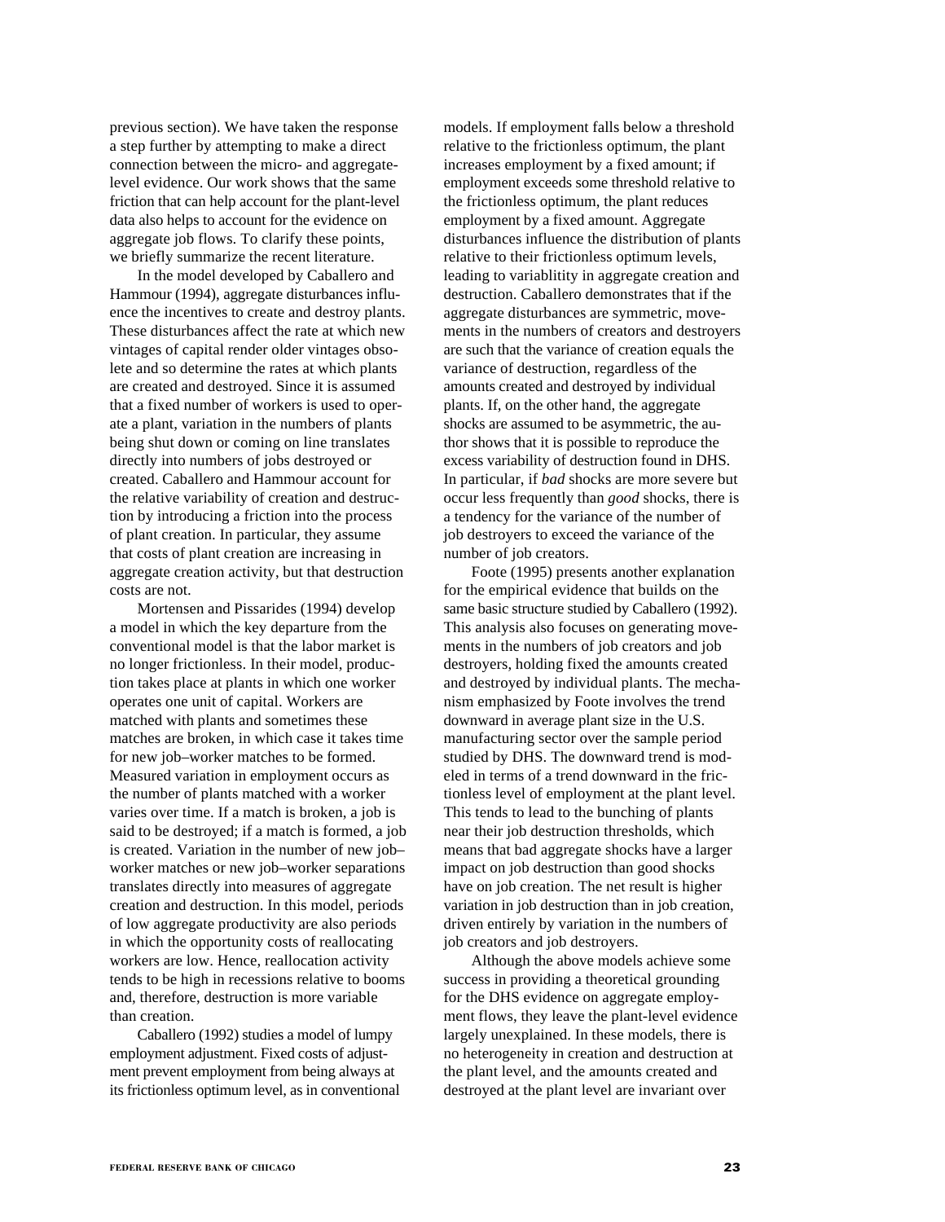previous section). We have taken the response a step further by attempting to make a direct connection between the micro- and aggregate-level evidence. Our work shows that the same friction that can help account for the plant-level data also helps to account for the evidence on aggregate job flows. To clarify these points, we briefly summarize the recent literature.

In the model developed by Caballero and Hammour (1994), aggregate disturbances influence the incentives to create and destroy plants. These disturbances affect the rate at which new vintages of capital render older vintages obsolete and so determine the rates at which plants are created and destroyed. Since it is assumed that a fixed number of workers is used to operate a plant, variation in the numbers of plants being shut down or coming on line translates directly into numbers of jobs destroyed or created. Caballero and Hammour account for the relative variability of creation and destruction by introducing a friction into the process of plant creation. In particular, they assume that costs of plant creation are increasing in aggregate creation activity, but that destruction costs are not.

Mortensen and Pissarides (1994) develop a model in which the key departure from the conventional model is that the labor market is no longer frictionless. In their model, production takes place at plants in which one worker operates one unit of capital. Workers are matched with plants and sometimes these matches are broken, in which case it takes time for new job–worker matches to be formed. Measured variation in employment occurs as the number of plants matched with a worker varies over time. If a match is broken, a job is said to be destroyed; if a match is formed, a job is created. Variation in the number of new job–worker matches or new job–worker separations translates directly into measures of aggregate creation and destruction. In this model, periods of low aggregate productivity are also periods in which the opportunity costs of reallocating workers are low. Hence, reallocation activity tends to be high in recessions relative to booms and, therefore, destruction is more variable than creation.

Caballero (1992) studies a model of lumpy employment adjustment. Fixed costs of adjustment prevent employment from being always at its frictionless optimum level, as in conventional models. If employment falls below a threshold relative to the frictionless optimum, the plant increases employment by a fixed amount; if employment exceeds some threshold relative to the frictionless optimum, the plant reduces employment by a fixed amount. Aggregate disturbances influence the distribution of plants relative to their frictionless optimum levels, leading to variablitity in aggregate creation and destruction. Caballero demonstrates that if the aggregate disturbances are symmetric, movements in the numbers of creators and destroyers are such that the variance of creation equals the variance of destruction, regardless of the amounts created and destroyed by individual plants. If, on the other hand, the aggregate shocks are assumed to be asymmetric, the author shows that it is possible to reproduce the excess variability of destruction found in DHS. In particular, if *bad* shocks are more severe but occur less frequently than *good* shocks, there is a tendency for the variance of the number of job destroyers to exceed the variance of the number of job creators.

Foote (1995) presents another explanation for the empirical evidence that builds on the same basic structure studied by Caballero (1992). This analysis also focuses on generating movements in the numbers of job creators and job destroyers, holding fixed the amounts created and destroyed by individual plants. The mechanism emphasized by Foote involves the trend downward in average plant size in the U.S. manufacturing sector over the sample period studied by DHS. The downward trend is modeled in terms of a trend downward in the frictionless level of employment at the plant level. This tends to lead to the bunching of plants near their job destruction thresholds, which means that bad aggregate shocks have a larger impact on job destruction than good shocks have on job creation. The net result is higher variation in job destruction than in job creation, driven entirely by variation in the numbers of job creators and job destroyers.

Although the above models achieve some success in providing a theoretical grounding for the DHS evidence on aggregate employment flows, they leave the plant-level evidence largely unexplained. In these models, there is no heterogeneity in creation and destruction at the plant level, and the amounts created and destroyed at the plant level are invariant over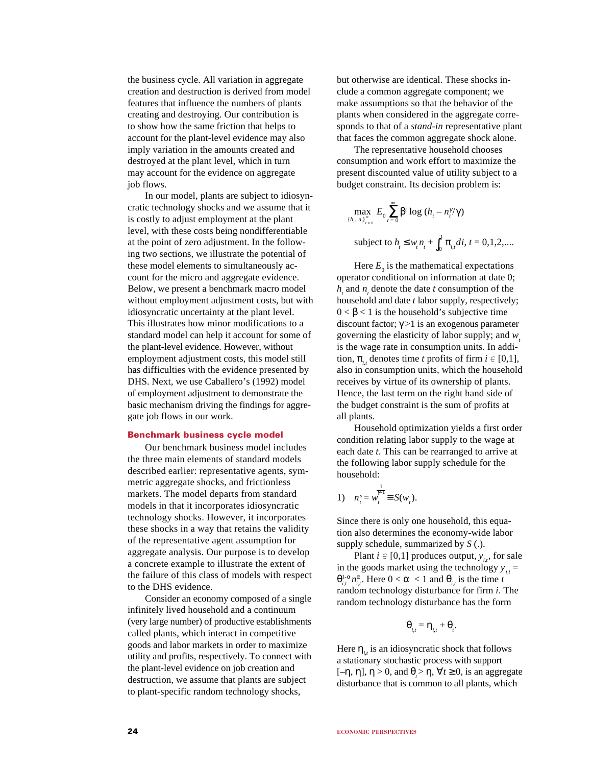the business cycle. All variation in aggregate creation and destruction is derived from model features that influence the numbers of plants creating and destroying. Our contribution is to show how the same friction that helps to account for the plant-level evidence may also imply variation in the amounts created and destroyed at the plant level, which in turn may account for the evidence on aggregate job flows.

In our model, plants are subject to idiosyncratic technology shocks and we assume that it is costly to adjust employment at the plant level, with these costs being nondifferentiable at the point of zero adjustment. In the following two sections, we illustrate the potential of these model elements to simultaneously account for the micro and aggregate evidence. Below, we present a benchmark macro model without employment adjustment costs, but with idiosyncratic uncertainty at the plant level. This illustrates how minor modifications to a standard model can help it account for some of the plant-level evidence. However, without employment adjustment costs, this model still has difficulties with the evidence presented by DHS. Next, we use Caballero's (1992) model of employment adjustment to demonstrate the basic mechanism driving the findings for aggregate job flows in our work.

## Benchmark business cycle model

Our benchmark business model includes the three main elements of standard models described earlier: representative agents, symmetric aggregate shocks, and frictionless markets. The model departs from standard models in that it incorporates idiosyncratic technology shocks. However, it incorporates these shocks in a way that retains the validity of the representative agent assumption for aggregate analysis. Our purpose is to develop a concrete example to illustrate the extent of the failure of this class of models with respect to the DHS evidence.

Consider an economy composed of a single infinitely lived household and a continuum (very large number) of productive establishments called plants, which interact in competitive goods and labor markets in order to maximize utility and profits, respectively. To connect with the plant-level evidence on job creation and destruction, we assume that plants are subject to plant-specific random technology shocks, but otherwise are identical. These shocks include a common aggregate component; we make assumptions so that the behavior of the plants when considered in the aggregate corresponds to that of a *stand-in* representative plant that faces the common aggregate shock alone.

The representative household chooses consumption and work effort to maximize the present discounted value of utility subject to a budget constraint. Its decision problem is:

$$\max_{\{h_t,\, n_t\}_{t=0}^{\infty}} E_0 \sum_{t=0}^{\infty} \beta^t \log\left(h_t - n_t^{\gamma}/\gamma\right)$$

$$\text{subject to } h_t \leq w_t n_t + \int_0^1 \pi_{i,t}\, di,\ t = 0,1,2,....$$

Here $E_0$ is the mathematical expectations operator conditional on information at date 0; $h_t$ and $n_t$ denote the date $t$ consumption of the household and date $t$ labor supply, respectively; $0 < \beta < 1$ is the household's subjective time discount factor; $\gamma > 1$ is an exogenous parameter governing the elasticity of labor supply; and $w_t$ is the wage rate in consumption units. In addition, $\pi_{i,t}$ denotes time $t$ profits of firm $i \in [0,1]$, also in consumption units, which the household receives by virtue of its ownership of plants. Hence, the last term on the right hand side of the budget constraint is the sum of profits at all plants.

Household optimization yields a first order condition relating labor supply to the wage at each date $t$. This can be rearranged to arrive at the following labor supply schedule for the household:

$$1)\quad n_t^s = w_t^{\frac{1}{\gamma - 1}} \equiv S(w_t).$$

Since there is only one household, this equation also determines the economy-wide labor supply schedule, summarized by $S(.)$.

Plant $i \in [0,1]$ produces output, $y_{i,t}$, for sale in the goods market using the technology $y_{i,t} = \theta_{i,t}^{1-\alpha} n_{i,t}^{\alpha}$. Here $0 < \alpha < 1$ and $\theta_{i,t}$ is the time $t$ random technology disturbance for firm $i$. The random technology disturbance has the form

$$\theta_{i,t} = \eta_{i,t} + \theta_t.$$

Here $\eta_{i,t}$ is an idiosyncratic shock that follows a stationary stochastic process with support $[-\eta, \eta]$, $\eta > 0$, and $\theta_t > \eta$, $\forall t \geq 0$, is an aggregate disturbance that is common to all plants, which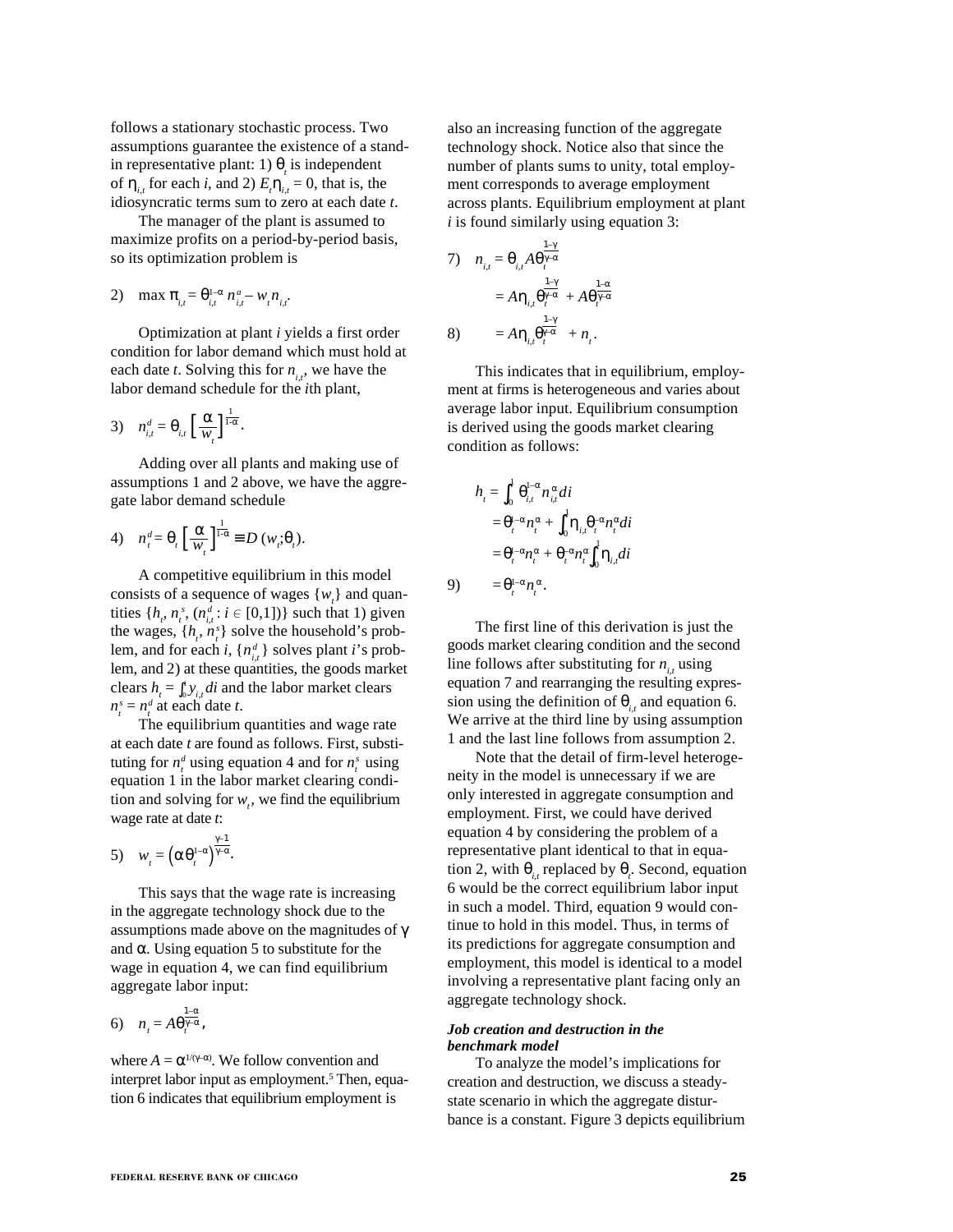follows a stationary stochastic process. Two assumptions guarantee the existence of a stand-in representative plant: 1) $\theta_t$ is independent of $\eta_{i,t}$ for each $i$, and 2) $E_t\eta_{i,t} = 0$, that is, the idiosyncratic terms sum to zero at each date $t$.

The manager of the plant is assumed to maximize profits on a period-by-period basis, so its optimization problem is

$$2)\quad \max \pi_{i,t} = \theta_{i,t}^{1-\alpha} n_{i,t}^{\alpha} - w_t n_{i,t}.$$

Optimization at plant $i$ yields a first order condition for labor demand which must hold at each date $t$. Solving this for $n_{i,t}$, we have the labor demand schedule for the $i$th plant,

$$3)\quad n_{i,t}^{d} = \theta_{i,t}\left[\frac{\alpha}{w_t}\right]^{\frac{1}{1-\alpha}}.$$

Adding over all plants and making use of assumptions 1 and 2 above, we have the aggregate labor demand schedule

$$4)\quad n_t^{d} = \theta_t\left[\frac{\alpha}{w_t}\right]^{\frac{1}{1-\alpha}} \equiv D\,(w_t;\theta_t).$$

A competitive equilibrium in this model consists of a sequence of wages $\{w_t\}$ and quantities $\{h_t, n_t^s, (n_{i,t}^d : i \in [0,1])\}$ such that 1) given the wages, $\{h_t, n_t^s\}$ solve the household's problem, and for each $i$, $\{n_{i,t}^d\}$ solves plant $i$'s problem, and 2) at these quantities, the goods market clears $h_t = \int_0^1 y_{i,t}\,di$ and the labor market clears $n_t^s = n_t^d$ at each date $t$.

The equilibrium quantities and wage rate at each date $t$ are found as follows. First, substituting for $n_t^d$ using equation 4 and for $n_t^s$ using equation 1 in the labor market clearing condition and solving for $w_t$, we find the equilibrium wage rate at date $t$:

$$5)\quad w_t = \left(\alpha\theta_t^{1-\alpha}\right)^{\frac{\gamma-1}{\gamma-\alpha}}.$$

This says that the wage rate is increasing in the aggregate technology shock due to the assumptions made above on the magnitudes of $\gamma$ and $\alpha$. Using equation 5 to substitute for the wage in equation 4, we can find equilibrium aggregate labor input:

$$6)\quad n_t = A\theta_t^{\frac{1-\alpha}{\gamma-\alpha}},$$

where $A = \alpha^{1/(\gamma-\alpha)}$. We follow convention and interpret labor input as employment.[5] Then, equation 6 indicates that equilibrium employment is also an increasing function of the aggregate technology shock. Notice also that since the number of plants sums to unity, total employment corresponds to average employment across plants. Equilibrium employment at plant $i$ is found similarly using equation 3:

$$
\begin{aligned}
7)\quad n_{i,t} &= \theta_{i,t} A\theta_t^{\frac{1-\gamma}{\gamma-\alpha}} \\
&= A\eta_{i,t}\theta_t^{\frac{1-\gamma}{\gamma-\alpha}} + A\theta_t^{\frac{1-\alpha}{\gamma-\alpha}} \\
8)\quad &= A\eta_{i,t}\theta_t^{\frac{1-\gamma}{\gamma-\alpha}} + n_t.
\end{aligned}
$$

This indicates that in equilibrium, employment at firms is heterogeneous and varies about average labor input. Equilibrium consumption is derived using the goods market clearing condition as follows:

$$
\begin{aligned}
h_t &= \int_0^1 \theta_{i,t}^{1-\alpha} n_{i,t}^{\alpha}\,di \\
&= \theta_t^{1-\alpha} n_t^{\alpha} + \int_0^1 \eta_{i,t}\theta_t^{-\alpha} n_t^{\alpha}\,di \\
&= \theta_t^{1-\alpha} n_t^{\alpha} + \theta_t^{-\alpha} n_t^{\alpha}\int_0^1 \eta_{i,t}\,di \\
9)\quad &= \theta_t^{1-\alpha} n_t^{\alpha}.
\end{aligned}
$$

The first line of this derivation is just the goods market clearing condition and the second line follows after substituting for $n_{i,t}$ using equation 7 and rearranging the resulting expression using the definition of $\theta_{i,t}$ and equation 6. We arrive at the third line by using assumption 1 and the last line follows from assumption 2.

Note that the detail of firm-level heterogeneity in the model is unnecessary if we are only interested in aggregate consumption and employment. First, we could have derived equation 4 by considering the problem of a representative plant identical to that in equation 2, with $\theta_{i,t}$ replaced by $\theta_t$. Second, equation 6 would be the correct equilibrium labor input in such a model. Third, equation 9 would continue to hold in this model. Thus, in terms of its predictions for aggregate consumption and employment, this model is identical to a model involving a representative plant facing only an aggregate technology shock.

***Job creation and destruction in the benchmark model***

To analyze the model's implications for creation and destruction, we discuss a steady-state scenario in which the aggregate disturbance is a constant. Figure 3 depicts equilibrium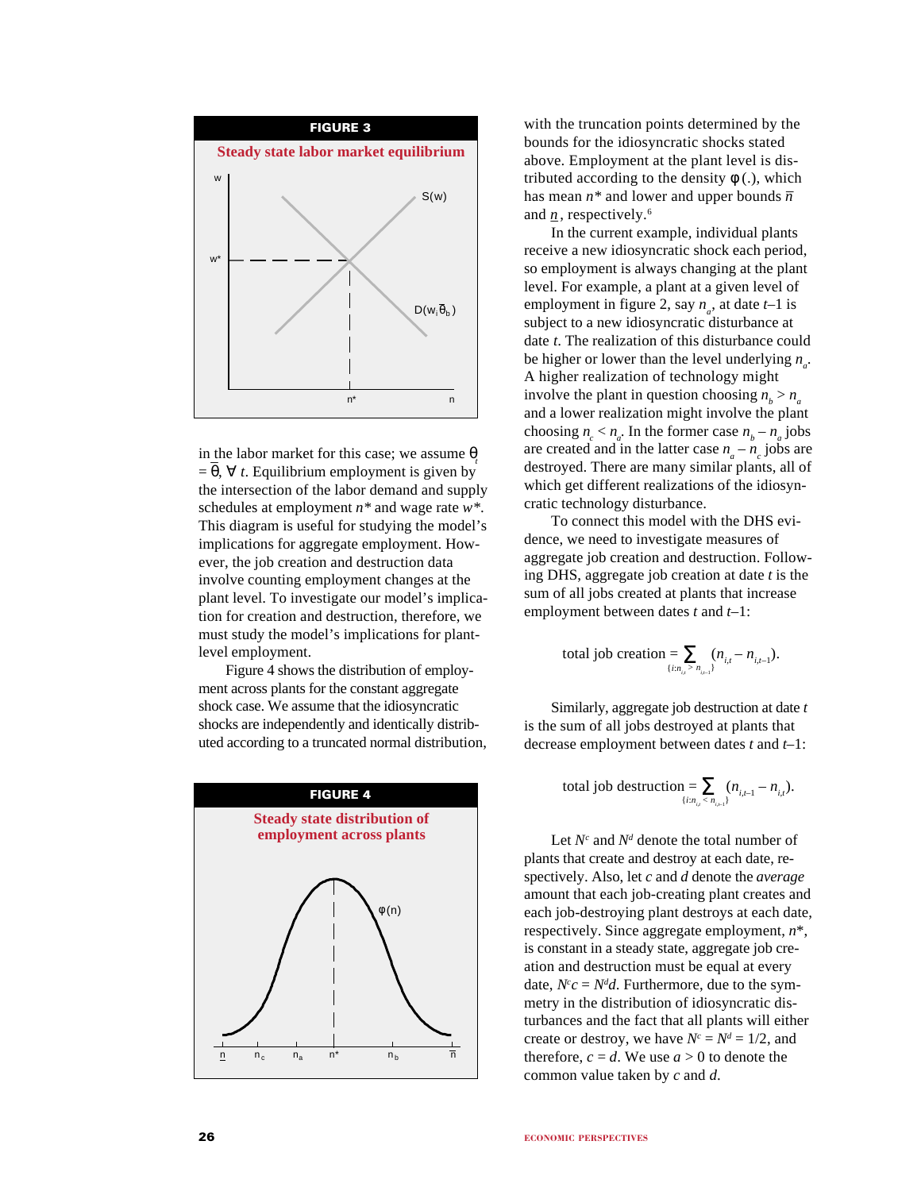**FIGURE 3**

**Steady state labor market equilibrium**

in the labor market for this case; we assume $\theta_t = \bar{\theta}$, $\forall\, t$. Equilibrium employment is given by the intersection of the labor demand and supply schedules at employment $n^*$ and wage rate $w^*$. This diagram is useful for studying the model's implications for aggregate employment. However, the job creation and destruction data involve counting employment changes at the plant level. To investigate our model's implication for creation and destruction, therefore, we must study the model's implications for plant-level employment.

Figure 4 shows the distribution of employment across plants for the constant aggregate shock case. We assume that the idiosyncratic shocks are independently and identically distributed according to a truncated normal distribution,

**FIGURE 4**

**Steady state distribution of employment across plants**

with the truncation points determined by the bounds for the idiosyncratic shocks stated above. Employment at the plant level is distributed according to the density $\phi(.)$, which has mean $n^*$ and lower and upper bounds $\bar{n}$ and $\underline{n}$, respectively.[6]

In the current example, individual plants receive a new idiosyncratic shock each period, so employment is always changing at the plant level. For example, a plant at a given level of employment in figure 2, say $n_a$, at date $t$–1 is subject to a new idiosyncratic disturbance at date $t$. The realization of this disturbance could be higher or lower than the level underlying $n_a$. A higher realization of technology might involve the plant in question choosing $n_b > n_a$ and a lower realization might involve the plant choosing $n_c < n_a$. In the former case $n_b - n_a$ jobs are created and in the latter case $n_a - n_c$ jobs are destroyed. There are many similar plants, all of which get different realizations of the idiosyncratic technology disturbance.

To connect this model with the DHS evidence, we need to investigate measures of aggregate job creation and destruction. Following DHS, aggregate job creation at date $t$ is the sum of all jobs created at plants that increase employment between dates $t$ and $t$–1:

$$\text{total job creation} = \sum_{\{i: n_{i,t} > n_{i,t-1}\}} (n_{i,t} - n_{i,t-1}).$$

Similarly, aggregate job destruction at date $t$ is the sum of all jobs destroyed at plants that decrease employment between dates $t$ and $t$–1:

$$\text{total job destruction} = \sum_{\{i: n_{i,t} < n_{i,t-1}\}} (n_{i,t-1} - n_{i,t}).$$

Let $N^c$ and $N^d$ denote the total number of plants that create and destroy at each date, respectively. Also, let $c$ and $d$ denote the *average* amount that each job-creating plant creates and each job-destroying plant destroys at each date, respectively. Since aggregate employment, $n^*$, is constant in a steady state, aggregate job creation and destruction must be equal at every date, $N^c c = N^d d$. Furthermore, due to the symmetry in the distribution of idiosyncratic disturbances and the fact that all plants will either create or destroy, we have $N^c = N^d = 1/2$, and therefore, $c = d$. We use $a > 0$ to denote the common value taken by $c$ and $d$.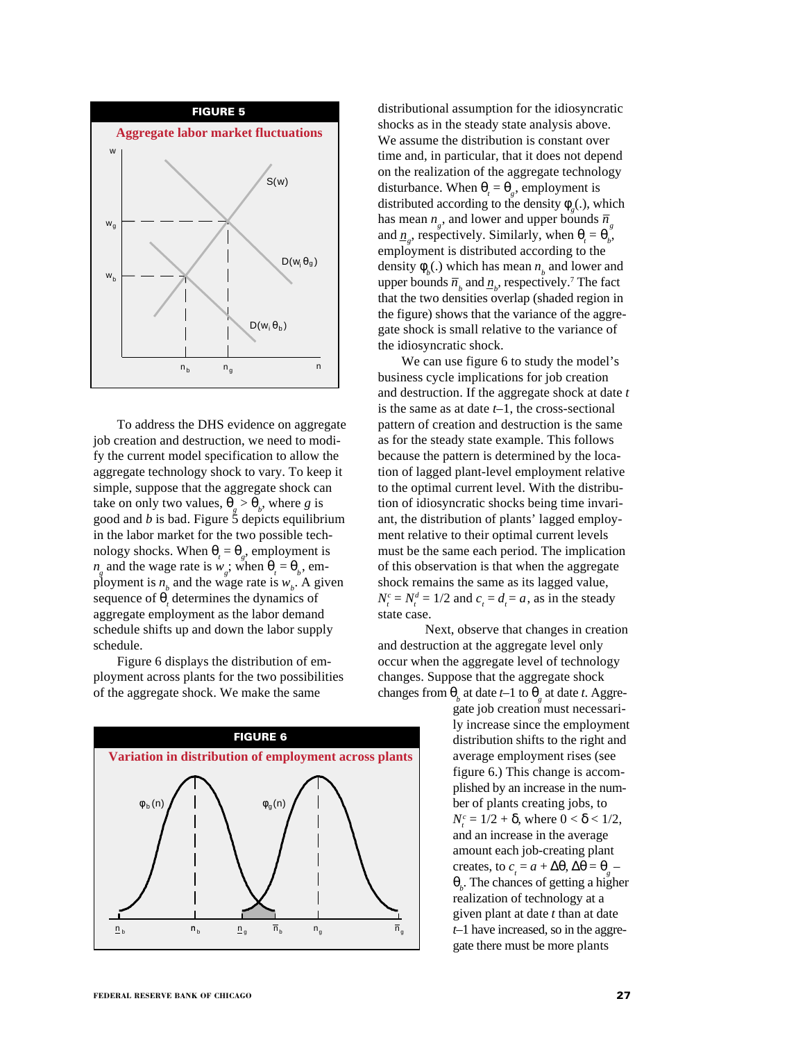**FIGURE 5**

**Aggregate labor market fluctuations**

**FIGURE 6**

**Variation in distribution of employment across plants**

To address the DHS evidence on aggregate job creation and destruction, we need to modify the current model specification to allow the aggregate technology shock to vary. To keep it simple, suppose that the aggregate shock can take on only two values, $\theta_g > \theta_b$, where *g* is good and *b* is bad. Figure 5 depicts equilibrium in the labor market for the two possible technology shocks. When $\theta_t = \theta_g$, employment is $n_g$ and the wage rate is $w_g$; when $\theta_t = \theta_b$, employment is $n_b$ and the wage rate is $w_b$. A given sequence of $\theta_t$ determines the dynamics of aggregate employment as the labor demand schedule shifts up and down the labor supply schedule.

Figure 6 displays the distribution of employment across plants for the two possibilities of the aggregate shock. We make the same distributional assumption for the idiosyncratic shocks as in the steady state analysis above. We assume the distribution is constant over time and, in particular, that it does not depend on the realization of the aggregate technology disturbance. When $\theta_t = \theta_g$, employment is distributed according to the density $\varphi_g(.)$, which has mean $n_g$, and lower and upper bounds $\bar{n}_g$ and $\underline{n}_g$, respectively. Similarly, when $\theta_t = \theta_b$, employment is distributed according to the density $\varphi_b(.)$ which has mean $n_b$ and lower and upper bounds $\bar{n}_b$ and $\underline{n}_b$, respectively.[7] The fact that the two densities overlap (shaded region in the figure) shows that the variance of the aggregate shock is small relative to the variance of the idiosyncratic shock.

We can use figure 6 to study the model's business cycle implications for job creation and destruction. If the aggregate shock at date *t* is the same as at date *t*–1, the cross-sectional pattern of creation and destruction is the same as for the steady state example. This follows because the pattern is determined by the location of lagged plant-level employment relative to the optimal current level. With the distribution of idiosyncratic shocks being time invariant, the distribution of plants' lagged employment relative to their optimal current levels must be the same each period. The implication of this observation is that when the aggregate shock remains the same as its lagged value, $N_t^c = N_t^d = 1/2$ and $c_t = d_t = a$, as in the steady state case.

Next, observe that changes in creation and destruction at the aggregate level only occur when the aggregate level of technology changes. Suppose that the aggregate shock changes from $\theta_b$ at date *t*–1 to $\theta_g$ at date *t*. Aggregate job creation must necessarily increase since the employment distribution shifts to the right and average employment rises (see figure 6.) This change is accomplished by an increase in the number of plants creating jobs, to $N_t^c = 1/2 + \delta$, where $0 < \delta < 1/2$, and an increase in the average amount each job-creating plant creates, to $c_t = a + \Delta\theta$, $\Delta\theta = \theta_g - \theta_b$. The chances of getting a higher realization of technology at a given plant at date *t* than at date *t*–1 have increased, so in the aggregate there must be more plants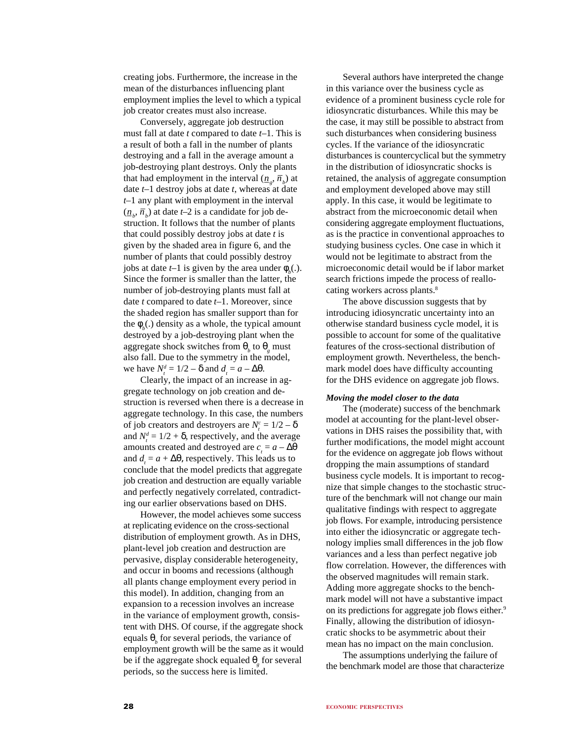creating jobs. Furthermore, the increase in the mean of the disturbances influencing plant employment implies the level to which a typical job creator creates must also increase.

Conversely, aggregate job destruction must fall at date *t* compared to date *t*–1. This is a result of both a fall in the number of plants destroying and a fall in the average amount a job-destroying plant destroys. Only the plants that had employment in the interval $(\underline{n}_g, \overline{n}_b)$ at date *t*–1 destroy jobs at date *t*, whereas at date *t*–1 any plant with employment in the interval $(\underline{n}_b, \overline{n}_b)$ at date *t*–2 is a candidate for job destruction. It follows that the number of plants that could possibly destroy jobs at date *t* is given by the shaded area in figure 6, and the number of plants that could possibly destroy jobs at date *t*–1 is given by the area under $\phi_b(.)$. Since the former is smaller than the latter, the number of job-destroying plants must fall at date *t* compared to date *t*–1. Moreover, since the shaded region has smaller support than for the $\phi_b(.)$ density as a whole, the typical amount destroyed by a job-destroying plant when the aggregate shock switches from $\theta_b$ to $\theta_g$ must also fall. Due to the symmetry in the model, we have $N_t^d = 1/2 - \delta$ and $d_t = a - \Delta\theta$.

Clearly, the impact of an increase in aggregate technology on job creation and destruction is reversed when there is a decrease in aggregate technology. In this case, the numbers of job creators and destroyers are $N_t^c = 1/2 - \delta$ and $N_t^d = 1/2 + \delta$, respectively, and the average amounts created and destroyed are $c_t = a - \Delta\theta$ and $d_t = a + \Delta\theta$, respectively. This leads us to conclude that the model predicts that aggregate job creation and destruction are equally variable and perfectly negatively correlated, contradicting our earlier observations based on DHS.

However, the model achieves some success at replicating evidence on the cross-sectional distribution of employment growth. As in DHS, plant-level job creation and destruction are pervasive, display considerable heterogeneity, and occur in booms and recessions (although all plants change employment every period in this model). In addition, changing from an expansion to a recession involves an increase in the variance of employment growth, consistent with DHS. Of course, if the aggregate shock equals $\theta_b$ for several periods, the variance of employment growth will be the same as it would be if the aggregate shock equaled $\theta_g$ for several periods, so the success here is limited.

Several authors have interpreted the change in this variance over the business cycle as evidence of a prominent business cycle role for idiosyncratic disturbances. While this may be the case, it may still be possible to abstract from such disturbances when considering business cycles. If the variance of the idiosyncratic disturbances is countercyclical but the symmetry in the distribution of idiosyncratic shocks is retained, the analysis of aggregate consumption and employment developed above may still apply. In this case, it would be legitimate to abstract from the microeconomic detail when considering aggregate employment fluctuations, as is the practice in conventional approaches to studying business cycles. One case in which it would not be legitimate to abstract from the microeconomic detail would be if labor market search frictions impede the process of reallocating workers across plants.[8]

The above discussion suggests that by introducing idiosyncratic uncertainty into an otherwise standard business cycle model, it is possible to account for some of the qualitative features of the cross-sectional distribution of employment growth. Nevertheless, the benchmark model does have difficulty accounting for the DHS evidence on aggregate job flows.

***Moving the model closer to the data***

The (moderate) success of the benchmark model at accounting for the plant-level observations in DHS raises the possibility that, with further modifications, the model might account for the evidence on aggregate job flows without dropping the main assumptions of standard business cycle models. It is important to recognize that simple changes to the stochastic structure of the benchmark will not change our main qualitative findings with respect to aggregate job flows. For example, introducing persistence into either the idiosyncratic or aggregate technology implies small differences in the job flow variances and a less than perfect negative job flow correlation. However, the differences with the observed magnitudes will remain stark. Adding more aggregate shocks to the benchmark model will not have a substantive impact on its predictions for aggregate job flows either.[9] Finally, allowing the distribution of idiosyncratic shocks to be asymmetric about their mean has no impact on the main conclusion.

The assumptions underlying the failure of the benchmark model are those that characterize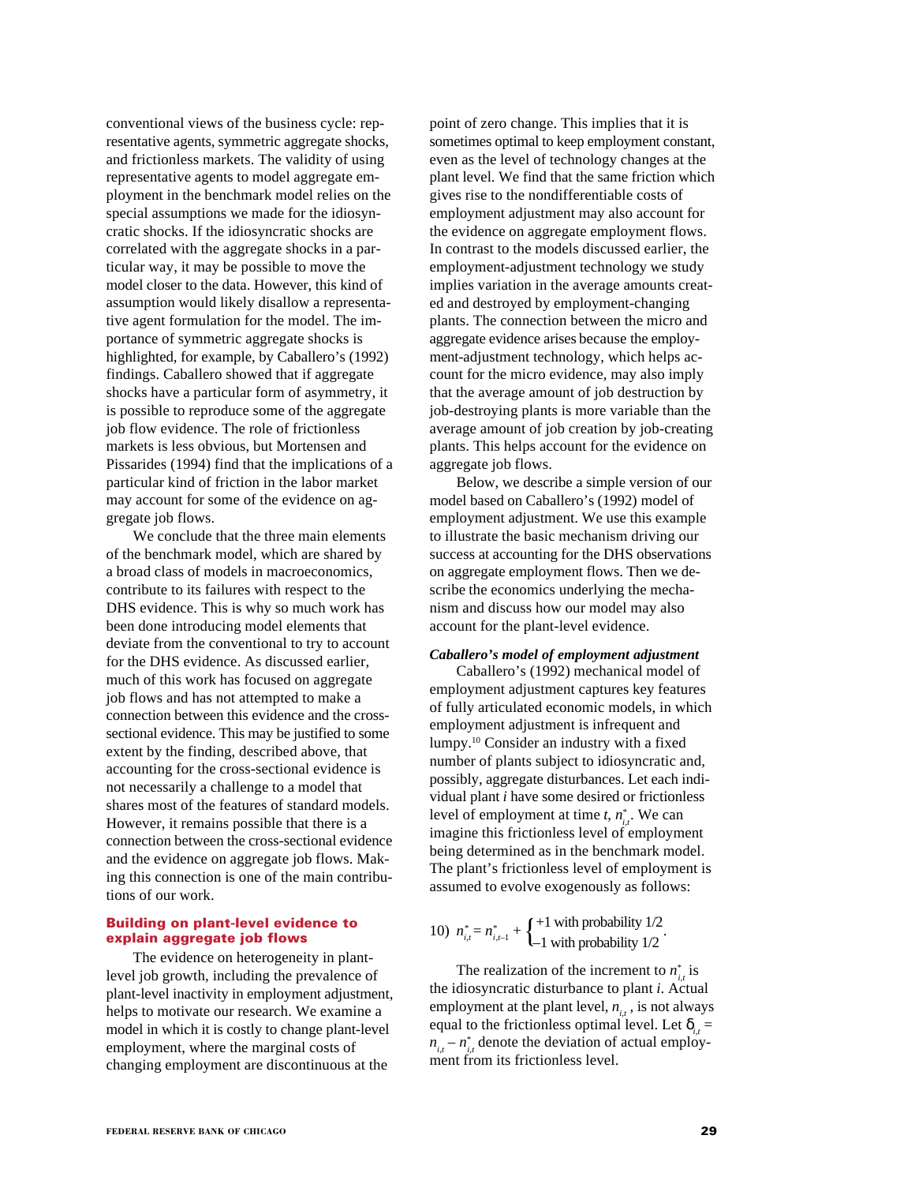conventional views of the business cycle: representative agents, symmetric aggregate shocks, and frictionless markets. The validity of using representative agents to model aggregate employment in the benchmark model relies on the special assumptions we made for the idiosyncratic shocks. If the idiosyncratic shocks are correlated with the aggregate shocks in a particular way, it may be possible to move the model closer to the data. However, this kind of assumption would likely disallow a representative agent formulation for the model. The importance of symmetric aggregate shocks is highlighted, for example, by Caballero's (1992) findings. Caballero showed that if aggregate shocks have a particular form of asymmetry, it is possible to reproduce some of the aggregate job flow evidence. The role of frictionless markets is less obvious, but Mortensen and Pissarides (1994) find that the implications of a particular kind of friction in the labor market may account for some of the evidence on aggregate job flows.

We conclude that the three main elements of the benchmark model, which are shared by a broad class of models in macroeconomics, contribute to its failures with respect to the DHS evidence. This is why so much work has been done introducing model elements that deviate from the conventional to try to account for the DHS evidence. As discussed earlier, much of this work has focused on aggregate job flows and has not attempted to make a connection between this evidence and the cross-sectional evidence. This may be justified to some extent by the finding, described above, that accounting for the cross-sectional evidence is not necessarily a challenge to a model that shares most of the features of standard models. However, it remains possible that there is a connection between the cross-sectional evidence and the evidence on aggregate job flows. Making this connection is one of the main contributions of our work.

## Building on plant-level evidence to explain aggregate job flows

The evidence on heterogeneity in plant-level job growth, including the prevalence of plant-level inactivity in employment adjustment, helps to motivate our research. We examine a model in which it is costly to change plant-level employment, where the marginal costs of changing employment are discontinuous at the point of zero change. This implies that it is sometimes optimal to keep employment constant, even as the level of technology changes at the plant level. We find that the same friction which gives rise to the nondifferentiable costs of employment adjustment may also account for the evidence on aggregate employment flows. In contrast to the models discussed earlier, the employment-adjustment technology we study implies variation in the average amounts created and destroyed by employment-changing plants. The connection between the micro and aggregate evidence arises because the employment-adjustment technology, which helps account for the micro evidence, may also imply that the average amount of job destruction by job-destroying plants is more variable than the average amount of job creation by job-creating plants. This helps account for the evidence on aggregate job flows.

Below, we describe a simple version of our model based on Caballero's (1992) model of employment adjustment. We use this example to illustrate the basic mechanism driving our success at accounting for the DHS observations on aggregate employment flows. Then we describe the economics underlying the mechanism and discuss how our model may also account for the plant-level evidence.

### *Caballero's model of employment adjustment*

Caballero's (1992) mechanical model of employment adjustment captures key features of fully articulated economic models, in which employment adjustment is infrequent and lumpy.[10] Consider an industry with a fixed number of plants subject to idiosyncratic and, possibly, aggregate disturbances. Let each individual plant *i* have some desired or frictionless level of employment at time *t*, $n^*_{i,t}$. We can imagine this frictionless level of employment being determined as in the benchmark model. The plant's frictionless level of employment is assumed to evolve exogenously as follows:

$$10)\quad n^*_{i,t} = n^*_{i,t-1} + \begin{cases} +1 \text{ with probability } 1/2 \\ -1 \text{ with probability } 1/2 \end{cases}.$$

The realization of the increment to $n^*_{i,t}$ is the idiosyncratic disturbance to plant *i*. Actual employment at the plant level, $n_{i,t}$, is not always equal to the frictionless optimal level. Let $\delta_{i,t} = n_{i,t} - n^*_{i,t}$ denote the deviation of actual employment from its frictionless level.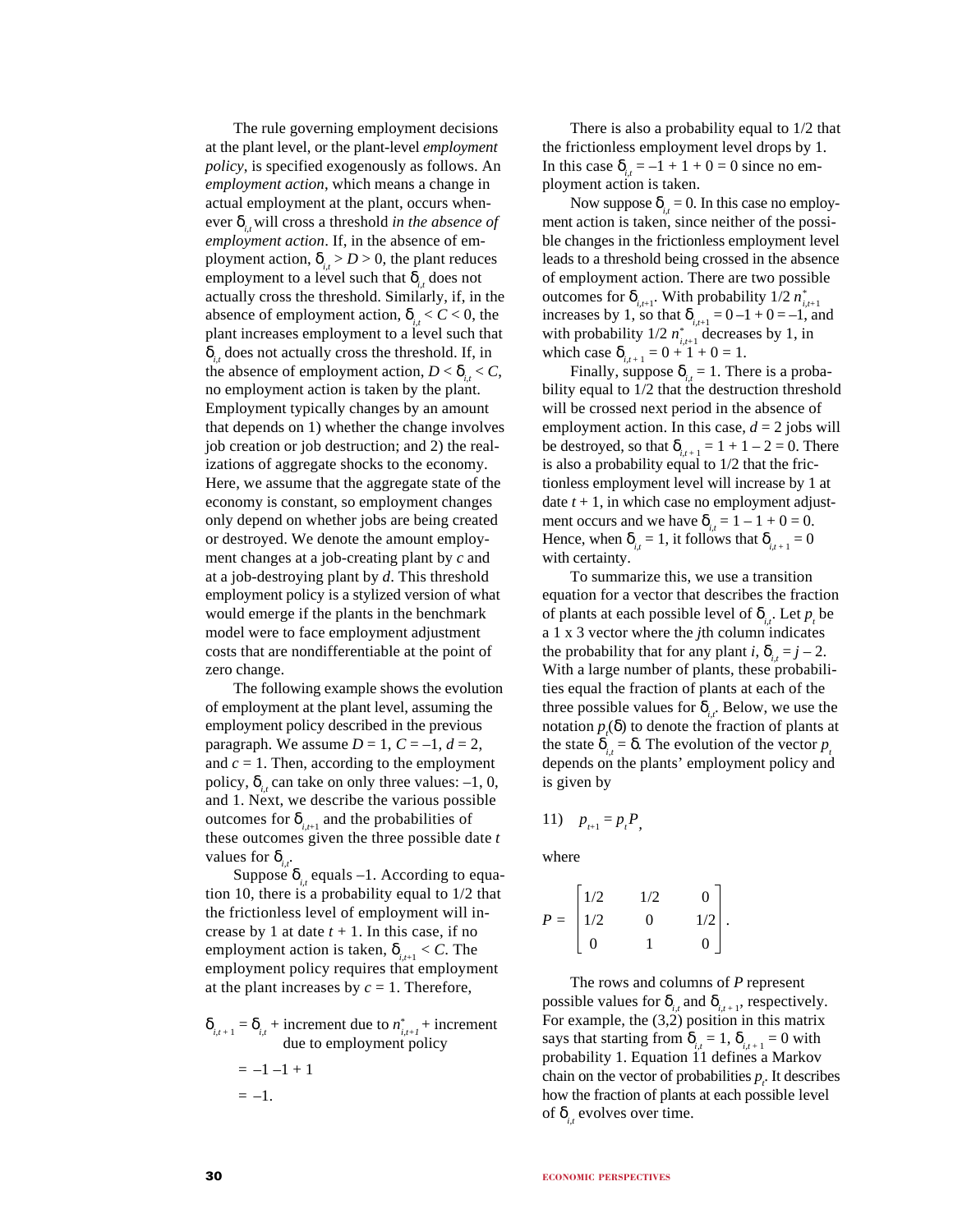The rule governing employment decisions at the plant level, or the plant-level *employment policy*, is specified exogenously as follows. An *employment action*, which means a change in actual employment at the plant, occurs whenever $\delta_{i,t}$ will cross a threshold *in the absence of employment action*. If, in the absence of employment action, $\delta_{i,t} > D > 0$, the plant reduces employment to a level such that $\delta_{i,t}$ does not actually cross the threshold. Similarly, if, in the absence of employment action, $\delta_{i,t} < C < 0$, the plant increases employment to a level such that $\delta_{i,t}$ does not actually cross the threshold. If, in the absence of employment action, $D < \delta_{i,t} < C$, no employment action is taken by the plant. Employment typically changes by an amount that depends on 1) whether the change involves job creation or job destruction; and 2) the realizations of aggregate shocks to the economy. Here, we assume that the aggregate state of the economy is constant, so employment changes only depend on whether jobs are being created or destroyed. We denote the amount employment changes at a job-creating plant by $c$ and at a job-destroying plant by $d$. This threshold employment policy is a stylized version of what would emerge if the plants in the benchmark model were to face employment adjustment costs that are nondifferentiable at the point of zero change.

The following example shows the evolution of employment at the plant level, assuming the employment policy described in the previous paragraph. We assume $D = 1$, $C = –1$, $d = 2$, and $c = 1$. Then, according to the employment policy, $\delta_{i,t}$ can take on only three values: –1, 0, and 1. Next, we describe the various possible outcomes for $\delta_{i,t+1}$ and the probabilities of these outcomes given the three possible date $t$ values for $\delta_{i,t}$.

Suppose $\delta_{i,t}$ equals –1. According to equation 10, there is a probability equal to 1/2 that the frictionless level of employment will increase by 1 at date $t + 1$. In this case, if no employment action is taken, $\delta_{i,t+1} < C$. The employment policy requires that employment at the plant increases by $c = 1$. Therefore,

$$\delta_{i,t+1} = \delta_{i,t} + \text{increment due to } n^*_{i,t+1} + \text{increment due to employment policy}$$

$$= -1 - 1 + 1$$

$$= -1.$$

There is also a probability equal to 1/2 that the frictionless employment level drops by 1. In this case $\delta_{i,t} = -1 + 1 + 0 = 0$ since no employment action is taken.

Now suppose $\delta_{i,t} = 0$. In this case no employment action is taken, since neither of the possible changes in the frictionless employment level leads to a threshold being crossed in the absence of employment action. There are two possible outcomes for $\delta_{i,t+1}$. With probability 1/2 $n^*_{i,t+1}$ increases by 1, so that $\delta_{i,t+1} = 0 - 1 + 0 = -1$, and with probability 1/2 $n^*_{i,t+1}$ decreases by 1, in which case $\delta_{i,t+1} = 0 + 1 + 0 = 1$.

Finally, suppose $\delta_{i,t} = 1$. There is a probability equal to 1/2 that the destruction threshold will be crossed next period in the absence of employment action. In this case, $d = 2$ jobs will be destroyed, so that $\delta_{i,t+1} = 1 + 1 - 2 = 0$. There is also a probability equal to 1/2 that the frictionless employment level will increase by 1 at date $t + 1$, in which case no employment adjustment occurs and we have $\delta_{i,t} = 1 - 1 + 0 = 0$. Hence, when $\delta_{i,t} = 1$, it follows that $\delta_{i,t+1} = 0$ with certainty.

To summarize this, we use a transition equation for a vector that describes the fraction of plants at each possible level of $\delta_{i,t}$. Let $p_t$ be a 1 x 3 vector where the $j$th column indicates the probability that for any plant $i$, $\delta_{i,t} = j - 2$. With a large number of plants, these probabilities equal the fraction of plants at each of the three possible values for $\delta_{i,t}$. Below, we use the notation $p_t(\delta)$ to denote the fraction of plants at the state $\delta_{i,t} = \delta$. The evolution of the vector $p_t$ depends on the plants' employment policy and is given by

$$11) \quad p_{t+1} = p_t P,$$

where

$$P = \begin{bmatrix} 1/2 & 1/2 & 0 \\ 1/2 & 0 & 1/2 \\ 0 & 1 & 0 \end{bmatrix}.$$

The rows and columns of $P$ represent possible values for $\delta_{i,t}$ and $\delta_{i,t+1}$, respectively. For example, the (3,2) position in this matrix says that starting from $\delta_{i,t} = 1$, $\delta_{i,t+1} = 0$ with probability 1. Equation 11 defines a Markov chain on the vector of probabilities $p_t$. It describes how the fraction of plants at each possible level of $\delta_{i,t}$ evolves over time.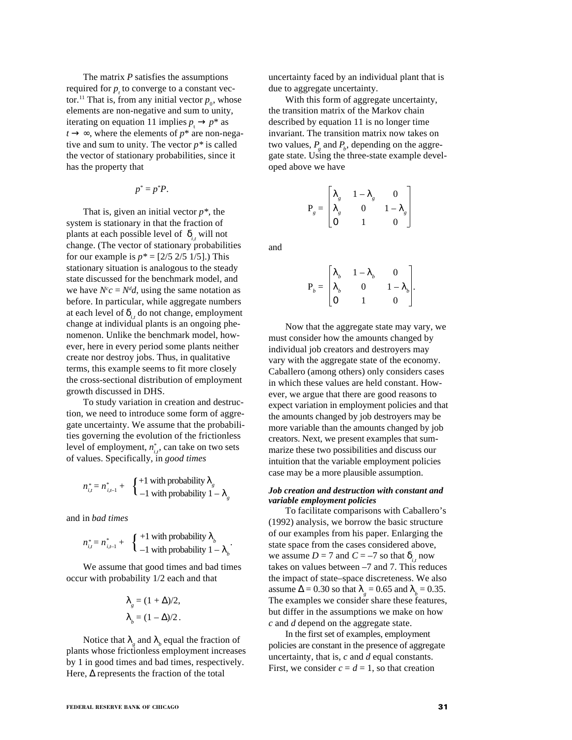The matrix $P$ satisfies the assumptions required for $p_t$ to converge to a constant vector.[11] That is, from any initial vector $p_0$, whose elements are non-negative and sum to unity, iterating on equation 11 implies $p_t \rightarrow p^*$ as $t \rightarrow \infty$, where the elements of $p^*$ are non-negative and sum to unity. The vector $p^*$ is called the vector of stationary probabilities, since it has the property that

$$p^* = p^* P.$$

That is, given an initial vector $p^*$, the system is stationary in that the fraction of plants at each possible level of $\delta_{i,t}$ will not change. (The vector of stationary probabilities for our example is $p^* = [2/5\ 2/5\ 1/5]$.) This stationary situation is analogous to the steady state discussed for the benchmark model, and we have $N^c c = N^d d$, using the same notation as before. In particular, while aggregate numbers at each level of $\delta_{i,t}$ do not change, employment change at individual plants is an ongoing phenomenon. Unlike the benchmark model, however, here in every period some plants neither create nor destroy jobs. Thus, in qualitative terms, this example seems to fit more closely the cross-sectional distribution of employment growth discussed in DHS.

To study variation in creation and destruction, we need to introduce some form of aggregate uncertainty. We assume that the probabilities governing the evolution of the frictionless level of employment, $n^*_{i,t}$, can take on two sets of values. Specifically, in *good times*

$$n^*_{i,t} = n^*_{i,t-1} + \begin{cases} +1 \text{ with probability } \lambda_g \\ -1 \text{ with probability } 1 - \lambda_g \end{cases}$$

and in *bad times*

$$n^*_{i,t} = n^*_{i,t-1} + \begin{cases} +1 \text{ with probability } \lambda_b \\ -1 \text{ with probability } 1 - \lambda_b \end{cases}.$$

We assume that good times and bad times occur with probability 1/2 each and that

$$\lambda_g = (1 + \Delta)/2,$$
$$\lambda_b = (1 - \Delta)/2\,.$$

Notice that $\lambda_g$ and $\lambda_b$ equal the fraction of plants whose frictionless employment increases by 1 in good times and bad times, respectively. Here, $\Delta$ represents the fraction of the total uncertainty faced by an individual plant that is due to aggregate uncertainty.

With this form of aggregate uncertainty, the transition matrix of the Markov chain described by equation 11 is no longer time invariant. The transition matrix now takes on two values, $P_g$ and $P_b$, depending on the aggregate state. Using the three-state example developed above we have

$$P_g = \begin{bmatrix} \lambda_g & 1-\lambda_g & 0 \\ \lambda_g & 0 & 1-\lambda_g \\ 0 & 1 & 0 \end{bmatrix}$$

and

$$P_b = \begin{bmatrix} \lambda_b & 1-\lambda_b & 0 \\ \lambda_b & 0 & 1-\lambda_b \\ 0 & 1 & 0 \end{bmatrix}.$$

Now that the aggregate state may vary, we must consider how the amounts changed by individual job creators and destroyers may vary with the aggregate state of the economy. Caballero (among others) only considers cases in which these values are held constant. However, we argue that there are good reasons to expect variation in employment policies and that the amounts changed by job destroyers may be more variable than the amounts changed by job creators. Next, we present examples that summarize these two possibilities and discuss our intuition that the variable employment policies case may be a more plausible assumption.

***Job creation and destruction with constant and variable employment policies***

To facilitate comparisons with Caballero's (1992) analysis, we borrow the basic structure of our examples from his paper. Enlarging the state space from the cases considered above, we assume $D = 7$ and $C = -7$ so that $\delta_{i,t}$ now takes on values between –7 and 7. This reduces the impact of state–space discreteness. We also assume $\Delta = 0.30$ so that $\lambda_g = 0.65$ and $\lambda_b = 0.35$. The examples we consider share these features, but differ in the assumptions we make on how $c$ and $d$ depend on the aggregate state.

In the first set of examples, employment policies are constant in the presence of aggregate uncertainty, that is, $c$ and $d$ equal constants. First, we consider $c = d = 1$, so that creation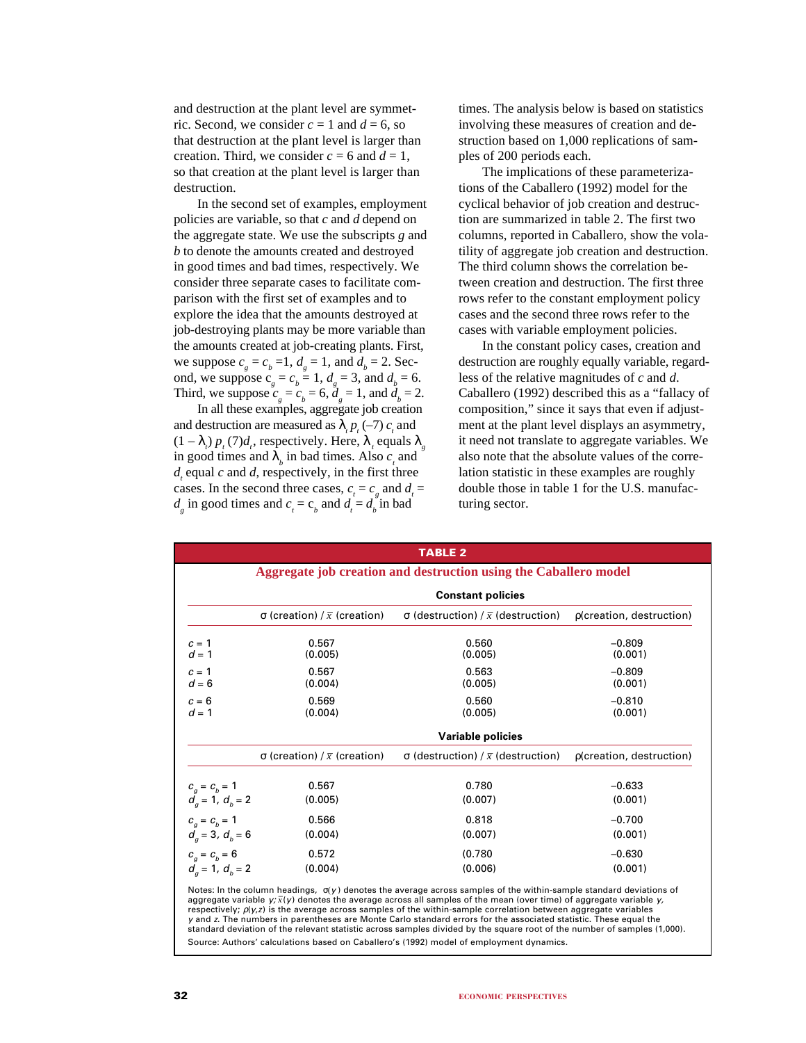and destruction at the plant level are symmetric. Second, we consider $c = 1$ and $d = 6$, so that destruction at the plant level is larger than creation. Third, we consider $c = 6$ and $d = 1$, so that creation at the plant level is larger than destruction.

In the second set of examples, employment policies are variable, so that $c$ and $d$ depend on the aggregate state. We use the subscripts $g$ and $b$ to denote the amounts created and destroyed in good times and bad times, respectively. We consider three separate cases to facilitate comparison with the first set of examples and to explore the idea that the amounts destroyed at job-destroying plants may be more variable than the amounts created at job-creating plants. First, we suppose $c_g = c_b = 1$, $d_g = 1$, and $d_b = 2$. Second, we suppose $c_g = c_b = 1$, $d_g = 3$, and $d_b = 6$. Third, we suppose $c_g = c_b = 6$, $d_g = 1$, and $d_b = 2$.

In all these examples, aggregate job creation and destruction are measured as $\lambda_t p_t(-7) c_t$ and $(1 - \lambda_t) p_t(7) d_t$, respectively. Here, $\lambda_t$ equals $\lambda_g$ in good times and $\lambda_b$ in bad times. Also $c_t$ and $d_t$ equal $c$ and $d$, respectively, in the first three cases. In the second three cases, $c_t = c_g$ and $d_t = d_g$ in good times and $c_t = c_b$ and $d_t = d_b$ in bad times. The analysis below is based on statistics involving these measures of creation and destruction based on 1,000 replications of samples of 200 periods each.

The implications of these parameterizations of the Caballero (1992) model for the cyclical behavior of job creation and destruction are summarized in table 2. The first two columns, reported in Caballero, show the volatility of aggregate job creation and destruction. The third column shows the correlation between creation and destruction. The first three rows refer to the constant employment policy cases and the second three rows refer to the cases with variable employment policies.

In the constant policy cases, creation and destruction are roughly equally variable, regardless of the relative magnitudes of $c$ and $d$. Caballero (1992) described this as a "fallacy of composition," since it says that even if adjustment at the plant level displays an asymmetry, it need not translate to aggregate variables. We also note that the absolute values of the correlation statistic in these examples are roughly double those in table 1 for the U.S. manufacturing sector.

**TABLE 2**

**Aggregate job creation and destruction using the Caballero model**

| | Constant policies | | |
|---|---|---|---|
| | $\sigma$ (creation) / $\bar{x}$ (creation) | $\sigma$ (destruction) / $\bar{x}$ (destruction) | $\rho$(creation, destruction) |
| $c = 1$, $d = 1$ | 0.567 (0.005) | 0.560 (0.005) | −0.809 (0.001) |
| $c = 1$, $d = 6$ | 0.567 (0.004) | 0.563 (0.005) | −0.809 (0.001) |
| $c = 6$, $d = 1$ | 0.569 (0.004) | 0.560 (0.005) | −0.810 (0.001) |
| | **Variable policies** | | |
| | $\sigma$ (creation) / $\bar{x}$ (creation) | $\sigma$ (destruction) / $\bar{x}$ (destruction) | $\rho$(creation, destruction) |
| $c_g = c_b = 1$, $d_g = 1$, $d_b = 2$ | 0.567 (0.005) | 0.780 (0.007) | −0.633 (0.001) |
| $c_g = c_b = 1$, $d_g = 3$, $d_b = 6$ | 0.566 (0.004) | 0.818 (0.007) | −0.700 (0.001) |
| $c_g = c_b = 6$, $d_g = 1$, $d_b = 2$ | 0.572 (0.004) | (0.780 (0.006) | −0.630 (0.001) |

Notes: In the column headings, $\sigma(y)$ denotes the average across samples of the within-sample standard deviations of aggregate variable $y$; $\bar{x}(y)$ denotes the average across all samples of the mean (over time) of aggregate variable $y$, respectively; $\rho(y,z)$ is the average across samples of the within-sample correlation between aggregate variables $y$ and $z$. The numbers in parentheses are Monte Carlo standard errors for the associated statistic. These equal the standard deviation of the relevant statistic across samples divided by the square root of the number of samples (1,000).

Source: Authors' calculations based on Caballero's (1992) model of employment dynamics.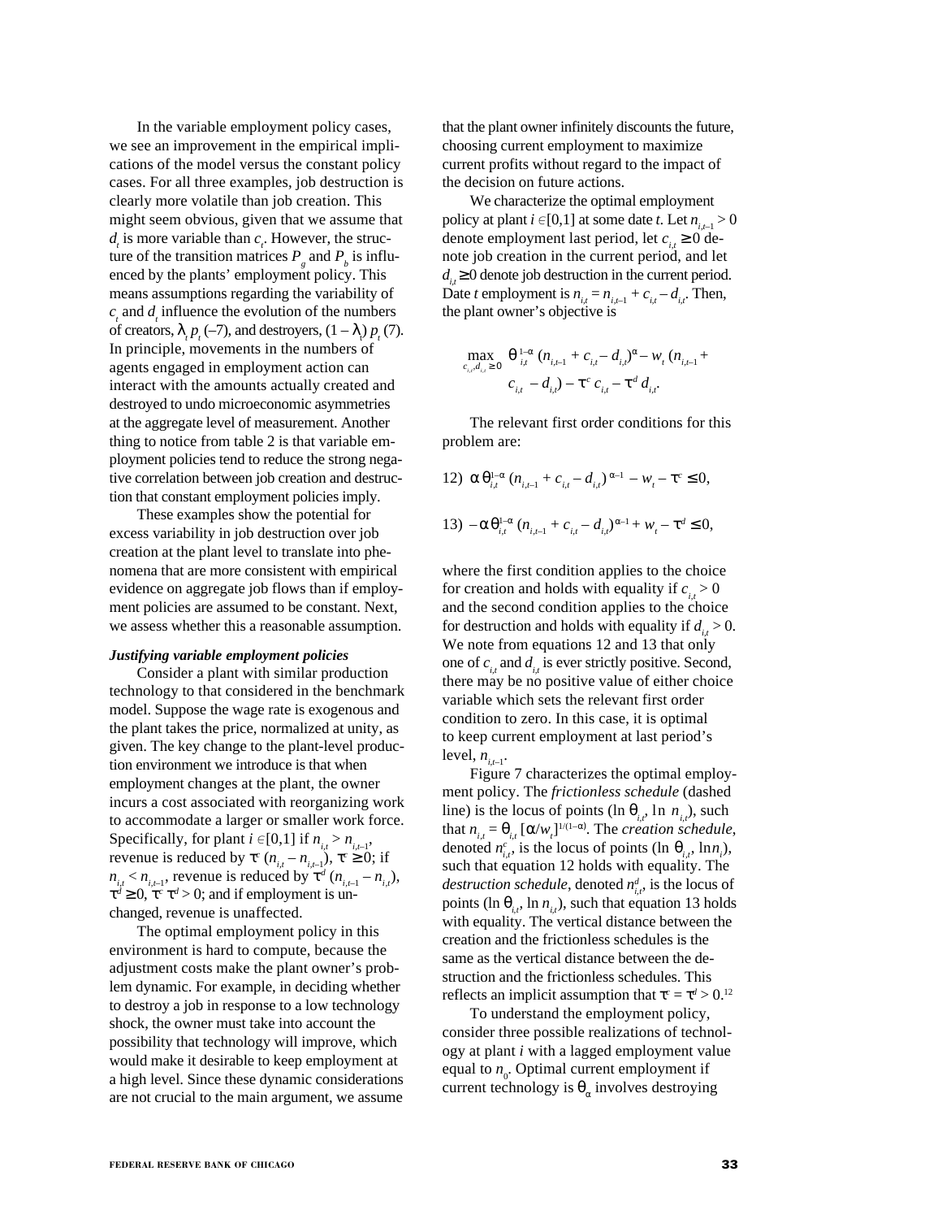In the variable employment policy cases, we see an improvement in the empirical implications of the model versus the constant policy cases. For all three examples, job destruction is clearly more volatile than job creation. This might seem obvious, given that we assume that $d_t$ is more variable than $c_t$. However, the structure of the transition matrices $P_g$ and $P_b$ is influenced by the plants' employment policy. This means assumptions regarding the variability of $c_t$ and $d_t$ influence the evolution of the numbers of creators, $\lambda_t p_t(-7)$, and destroyers, $(1-\lambda_t) p_t(7)$. In principle, movements in the numbers of agents engaged in employment action can interact with the amounts actually created and destroyed to undo microeconomic asymmetries at the aggregate level of measurement. Another thing to notice from table 2 is that variable employment policies tend to reduce the strong negative correlation between job creation and destruction that constant employment policies imply.

These examples show the potential for excess variability in job destruction over job creation at the plant level to translate into phenomena that are more consistent with empirical evidence on aggregate job flows than if employment policies are assumed to be constant. Next, we assess whether this a reasonable assumption.

***Justifying variable employment policies***

Consider a plant with similar production technology to that considered in the benchmark model. Suppose the wage rate is exogenous and the plant takes the price, normalized at unity, as given. The key change to the plant-level production environment we introduce is that when employment changes at the plant, the owner incurs a cost associated with reorganizing work to accommodate a larger or smaller work force. Specifically, for plant $i \in [0,1]$ if $n_{i,t} > n_{i,t-1}$, revenue is reduced by $\tau^c(n_{i,t} - n_{i,t-1})$, $\tau^c \geq 0$; if $n_{i,t} < n_{i,t-1}$, revenue is reduced by $\tau^d(n_{i,t-1} - n_{i,t})$, $\tau^d \geq 0$, $\tau^c\tau^d > 0$; and if employment is unchanged, revenue is unaffected.

The optimal employment policy in this environment is hard to compute, because the adjustment costs make the plant owner's problem dynamic. For example, in deciding whether to destroy a job in response to a low technology shock, the owner must take into account the possibility that technology will improve, which would make it desirable to keep employment at a high level. Since these dynamic considerations are not crucial to the main argument, we assume that the plant owner infinitely discounts the future, choosing current employment to maximize current profits without regard to the impact of the decision on future actions.

We characterize the optimal employment policy at plant $i \in [0,1]$ at some date $t$. Let $n_{i,t-1} > 0$ denote employment last period, let $c_{i,t} \geq 0$ denote job creation in the current period, and let $d_{i,t} \geq 0$ denote job destruction in the current period. Date $t$ employment is $n_{i,t} = n_{i,t-1} + c_{i,t} - d_{i,t}$. Then, the plant owner's objective is

$$\max_{c_{i,t}, d_{i,t} \geq 0} \theta_{i,t}^{1-\alpha}(n_{i,t-1} + c_{i,t} - d_{i,t})^{\alpha} - w_t(n_{i,t-1} + c_{i,t} - d_{i,t}) - \tau^c c_{i,t} - \tau^d d_{i,t}.$$

The relevant first order conditions for this problem are:

$$12)\ \alpha\theta_{i,t}^{1-\alpha}(n_{i,t-1} + c_{i,t} - d_{i,t})^{\alpha-1} - w_t - \tau^c \leq 0,$$

$$13)\ -\alpha\theta_{i,t}^{1-\alpha}(n_{i,t-1} + c_{i,t} - d_{i,t})^{\alpha-1} + w_t - \tau^d \leq 0,$$

where the first condition applies to the choice for creation and holds with equality if $c_{i,t} > 0$ and the second condition applies to the choice for destruction and holds with equality if $d_{i,t} > 0$. We note from equations 12 and 13 that only one of $c_{i,t}$ and $d_{i,t}$ is ever strictly positive. Second, there may be no positive value of either choice variable which sets the relevant first order condition to zero. In this case, it is optimal to keep current employment at last period's level, $n_{i,t-1}$.

Figure 7 characterizes the optimal employment policy. The *frictionless schedule* (dashed line) is the locus of points $(\ln\theta_{i,t}, \ln n_{i,t})$, such that $n_{i,t} = \theta_{i,t}[\alpha/w_t]^{1/(1-\alpha)}$. The *creation schedule*, denoted $n^c_{i,t}$, is the locus of points $(\ln\theta_{i,t}, \ln n_i)$, such that equation 12 holds with equality. The *destruction schedule*, denoted $n^d_{i,t}$, is the locus of points $(\ln\theta_{i,t}, \ln n_{i,t})$, such that equation 13 holds with equality. The vertical distance between the creation and the frictionless schedules is the same as the vertical distance between the destruction and the frictionless schedules. This reflects an implicit assumption that $\tau^c = \tau^d > 0$.[12]

To understand the employment policy, consider three possible realizations of technology at plant $i$ with a lagged employment value equal to $n_0$. Optimal current employment if current technology is $\theta_\alpha$ involves destroying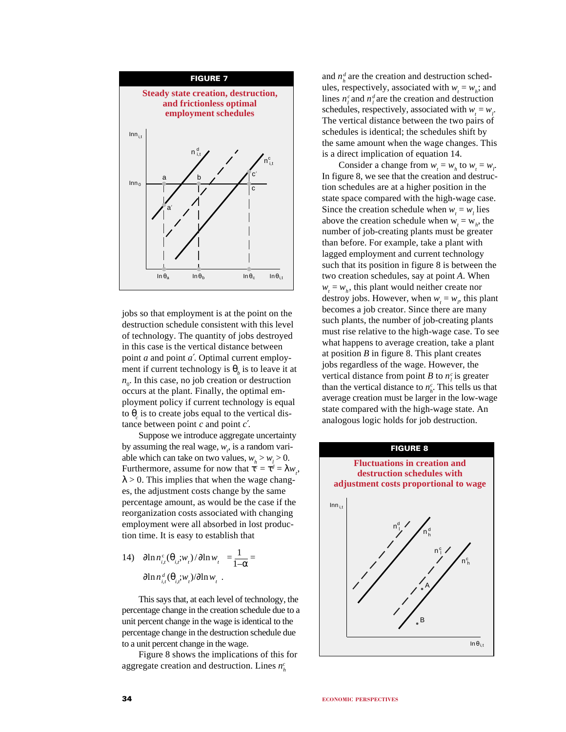**FIGURE 7**

**Steady state creation, destruction, and frictionless optimal employment schedules**

**FIGURE 8**

**Fluctuations in creation and destruction schedules with adjustment costs proportional to wage**

jobs so that employment is at the point on the destruction schedule consistent with this level of technology. The quantity of jobs destroyed in this case is the vertical distance between point *a* and point *a′*. Optimal current employment if current technology is $\theta_b$ is to leave it at $n_0$. In this case, no job creation or destruction occurs at the plant. Finally, the optimal employment policy if current technology is equal to $\theta_c$ is to create jobs equal to the vertical distance between point *c* and point *c′*.

Suppose we introduce aggregate uncertainty by assuming the real wage, $w_t$, is a random variable which can take on two values, $w_h > w_l > 0$. Furthermore, assume for now that $\tau^c = \tau^d = \lambda w_t$, $\lambda > 0$. This implies that when the wage changes, the adjustment costs change by the same percentage amount, as would be the case if the reorganization costs associated with changing employment were all absorbed in lost production time. It is easy to establish that

$$14)\quad \partial \ln n^c_{i,t}(\theta_{i,t};w_t)/\partial \ln w_t = \frac{1}{1-\alpha} = \partial \ln n^d_{i,t}(\theta_{i,t};w_t)/\partial \ln w_t\ .$$

This says that, at each level of technology, the percentage change in the creation schedule due to a unit percent change in the wage is identical to the percentage change in the destruction schedule due to a unit percent change in the wage.

Figure 8 shows the implications of this for aggregate creation and destruction. Lines $n^c_h$ and $n^d_h$ are the creation and destruction schedules, respectively, associated with $w_t = w_h$; and lines $n^c_l$ and $n^d_l$ are the creation and destruction schedules, respectively, associated with $w_t = w_l$. The vertical distance between the two pairs of schedules is identical; the schedules shift by the same amount when the wage changes. This is a direct implication of equation 14.

Consider a change from $w_t = w_h$ to $w_t = w_l$. In figure 8, we see that the creation and destruction schedules are at a higher position in the state space compared with the high-wage case. Since the creation schedule when $w_t = w_l$ lies above the creation schedule when $w_t = w_h$, the number of job-creating plants must be greater than before. For example, take a plant with lagged employment and current technology such that its position in figure 8 is between the two creation schedules, say at point *A*. When $w_t = w_h$, this plant would neither create nor destroy jobs. However, when $w_t = w_l$, this plant becomes a job creator. Since there are many such plants, the number of job-creating plants must rise relative to the high-wage case. To see what happens to average creation, take a plant at position *B* in figure 8. This plant creates jobs regardless of the wage. However, the vertical distance from point *B* to $n^c_l$ is greater than the vertical distance to $n^c_h$. This tells us that average creation must be larger in the low-wage state compared with the high-wage state. An analogous logic holds for job destruction.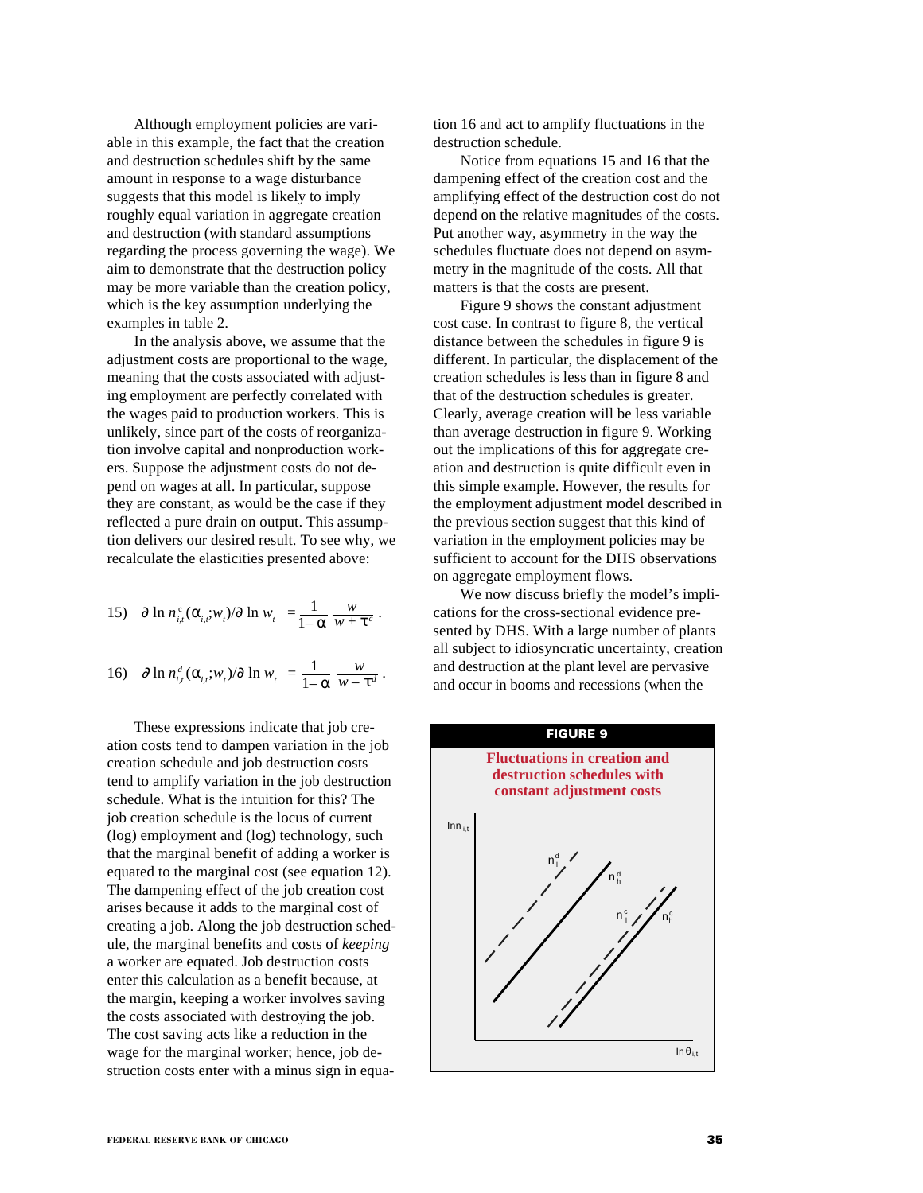Although employment policies are variable in this example, the fact that the creation and destruction schedules shift by the same amount in response to a wage disturbance suggests that this model is likely to imply roughly equal variation in aggregate creation and destruction (with standard assumptions regarding the process governing the wage). We aim to demonstrate that the destruction policy may be more variable than the creation policy, which is the key assumption underlying the examples in table 2.

In the analysis above, we assume that the adjustment costs are proportional to the wage, meaning that the costs associated with adjusting employment are perfectly correlated with the wages paid to production workers. This is unlikely, since part of the costs of reorganization involve capital and nonproduction workers. Suppose the adjustment costs do not depend on wages at all. In particular, suppose they are constant, as would be the case if they reflected a pure drain on output. This assumption delivers our desired result. To see why, we recalculate the elasticities presented above:

$$15) \quad \partial \ln n^{c}_{i,t}(\alpha_{i,t};w_t)/\partial \ln w_t \;=\; \frac{1}{1-\alpha}\,\frac{w}{w+\tau^{c}}\,.$$

$$16) \quad \partial \ln n^{d}_{i,t}(\alpha_{i,t};w_t)/\partial \ln w_t \;=\; \frac{1}{1-\alpha}\,\frac{w}{w-\tau^{d}}\,.$$

These expressions indicate that job creation costs tend to dampen variation in the job creation schedule and job destruction costs tend to amplify variation in the job destruction schedule. What is the intuition for this? The job creation schedule is the locus of current (log) employment and (log) technology, such that the marginal benefit of adding a worker is equated to the marginal cost (see equation 12). The dampening effect of the job creation cost arises because it adds to the marginal cost of creating a job. Along the job destruction schedule, the marginal benefits and costs of *keeping* a worker are equated. Job destruction costs enter this calculation as a benefit because, at the margin, keeping a worker involves saving the costs associated with destroying the job. The cost saving acts like a reduction in the wage for the marginal worker; hence, job destruction costs enter with a minus sign in equation 16 and act to amplify fluctuations in the destruction schedule.

Notice from equations 15 and 16 that the dampening effect of the creation cost and the amplifying effect of the destruction cost do not depend on the relative magnitudes of the costs. Put another way, asymmetry in the way the schedules fluctuate does not depend on asymmetry in the magnitude of the costs. All that matters is that the costs are present.

Figure 9 shows the constant adjustment cost case. In contrast to figure 8, the vertical distance between the schedules in figure 9 is different. In particular, the displacement of the creation schedules is less than in figure 8 and that of the destruction schedules is greater. Clearly, average creation will be less variable than average destruction in figure 9. Working out the implications of this for aggregate creation and destruction is quite difficult even in this simple example. However, the results for the employment adjustment model described in the previous section suggest that this kind of variation in the employment policies may be sufficient to account for the DHS observations on aggregate employment flows.

We now discuss briefly the model's implications for the cross-sectional evidence presented by DHS. With a large number of plants all subject to idiosyncratic uncertainty, creation and destruction at the plant level are pervasive and occur in booms and recessions (when the

**FIGURE 9**

**Fluctuations in creation and destruction schedules with constant adjustment costs**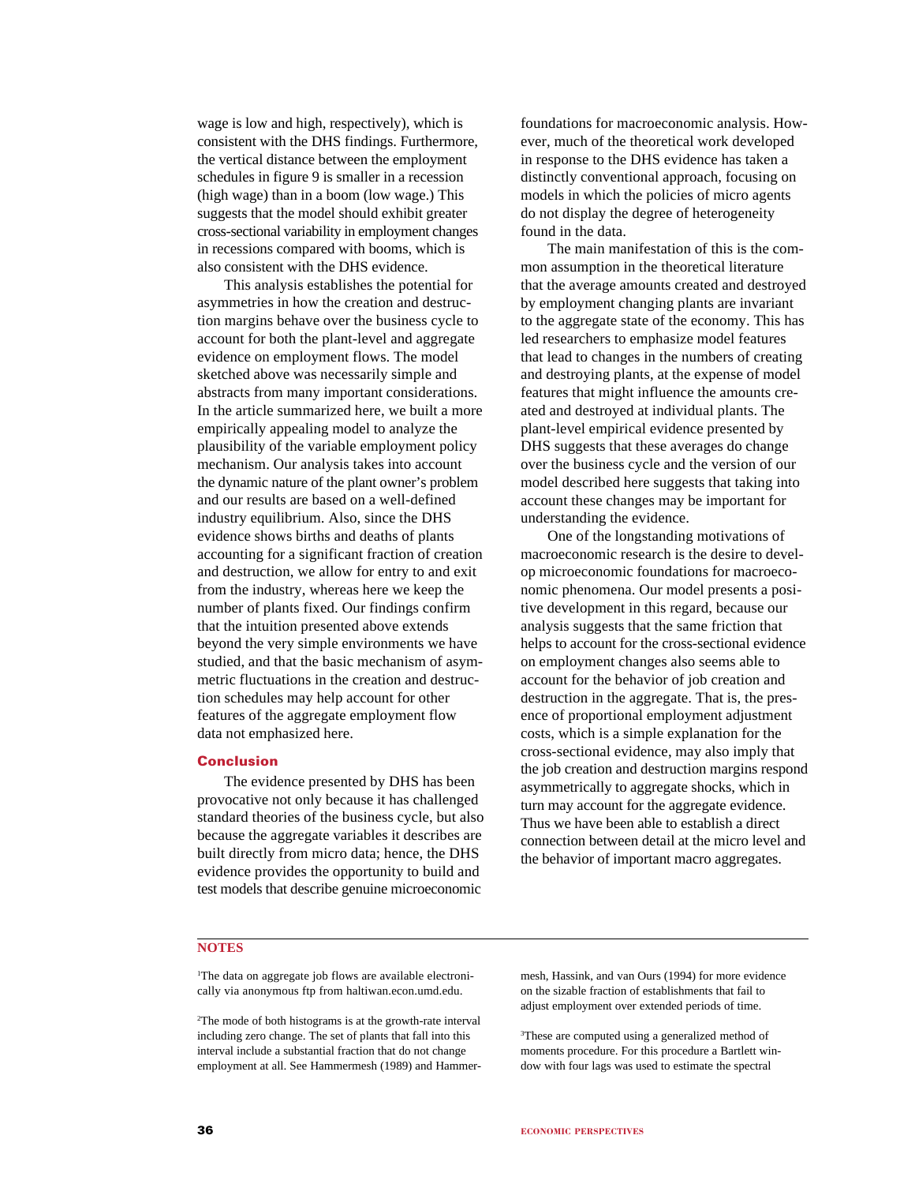wage is low and high, respectively), which is consistent with the DHS findings. Furthermore, the vertical distance between the employment schedules in figure 9 is smaller in a recession (high wage) than in a boom (low wage.) This suggests that the model should exhibit greater cross-sectional variability in employment changes in recessions compared with booms, which is also consistent with the DHS evidence.

This analysis establishes the potential for asymmetries in how the creation and destruction margins behave over the business cycle to account for both the plant-level and aggregate evidence on employment flows. The model sketched above was necessarily simple and abstracts from many important considerations. In the article summarized here, we built a more empirically appealing model to analyze the plausibility of the variable employment policy mechanism. Our analysis takes into account the dynamic nature of the plant owner's problem and our results are based on a well-defined industry equilibrium. Also, since the DHS evidence shows births and deaths of plants accounting for a significant fraction of creation and destruction, we allow for entry to and exit from the industry, whereas here we keep the number of plants fixed. Our findings confirm that the intuition presented above extends beyond the very simple environments we have studied, and that the basic mechanism of asymmetric fluctuations in the creation and destruction schedules may help account for other features of the aggregate employment flow data not emphasized here.

## Conclusion

The evidence presented by DHS has been provocative not only because it has challenged standard theories of the business cycle, but also because the aggregate variables it describes are built directly from micro data; hence, the DHS evidence provides the opportunity to build and test models that describe genuine microeconomic foundations for macroeconomic analysis. However, much of the theoretical work developed in response to the DHS evidence has taken a distinctly conventional approach, focusing on models in which the policies of micro agents do not display the degree of heterogeneity found in the data.

The main manifestation of this is the common assumption in the theoretical literature that the average amounts created and destroyed by employment changing plants are invariant to the aggregate state of the economy. This has led researchers to emphasize model features that lead to changes in the numbers of creating and destroying plants, at the expense of model features that might influence the amounts created and destroyed at individual plants. The plant-level empirical evidence presented by DHS suggests that these averages do change over the business cycle and the version of our model described here suggests that taking into account these changes may be important for understanding the evidence.

One of the longstanding motivations of macroeconomic research is the desire to develop microeconomic foundations for macroeconomic phenomena. Our model presents a positive development in this regard, because our analysis suggests that the same friction that helps to account for the cross-sectional evidence on employment changes also seems able to account for the behavior of job creation and destruction in the aggregate. That is, the presence of proportional employment adjustment costs, which is a simple explanation for the cross-sectional evidence, may also imply that the job creation and destruction margins respond asymmetrically to aggregate shocks, which in turn may account for the aggregate evidence. Thus we have been able to establish a direct connection between detail at the micro level and the behavior of important macro aggregates.

## NOTES

[1]The data on aggregate job flows are available electronically via anonymous ftp from haltiwan.econ.umd.edu.

[2]The mode of both histograms is at the growth-rate interval including zero change. The set of plants that fall into this interval include a substantial fraction that do not change employment at all. See Hammermesh (1989) and Hammermesh, Hassink, and van Ours (1994) for more evidence on the sizable fraction of establishments that fail to adjust employment over extended periods of time.

[3]These are computed using a generalized method of moments procedure. For this procedure a Bartlett window with four lags was used to estimate the spectral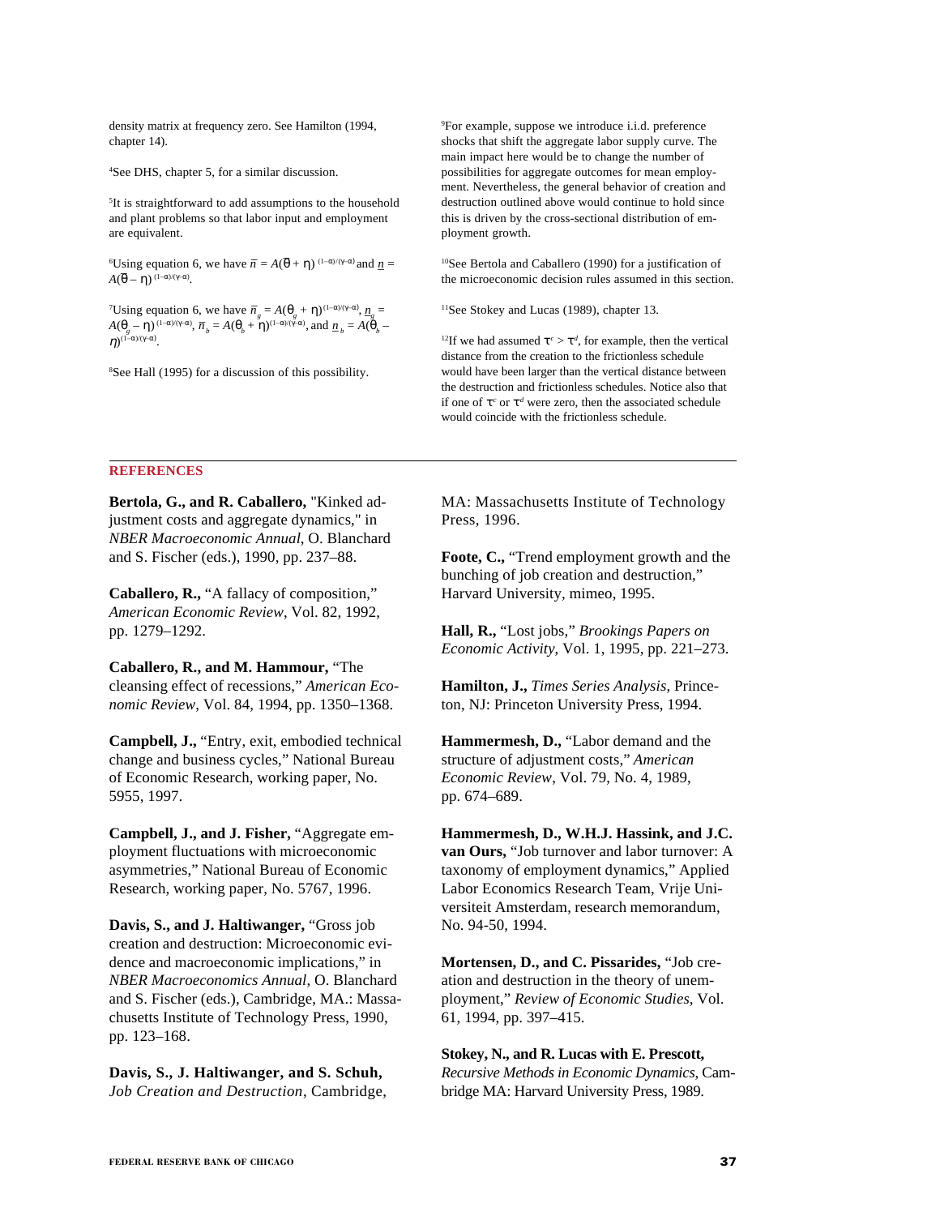density matrix at frequency zero. See Hamilton (1994, chapter 14).

[4]See DHS, chapter 5, for a similar discussion.

[5]It is straightforward to add assumptions to the household and plant problems so that labor input and employment are equivalent.

[6]Using equation 6, we have $\bar{n} = A(\bar{\theta} + \eta)^{(1-\alpha)/(\gamma-\alpha)}$ and $\underline{n} = A(\bar{\theta} - \eta)^{(1-\alpha)/(\gamma-\alpha)}$.

[7]Using equation 6, we have $\bar{n}_g = A(\theta_g + \eta)^{(1-\alpha)/(\gamma-\alpha)}$, $\underline{n}_g = A(\theta_g - \eta)^{(1-\alpha)/(\gamma-\alpha)}$, $\bar{n}_b = A(\theta_b + \eta)^{(1-\alpha)/(\gamma-\alpha)}$, and $\underline{n}_b = A(\theta_b - \eta)^{(1-\alpha)/(\gamma-\alpha)}$.

[8]See Hall (1995) for a discussion of this possibility.

[9]For example, suppose we introduce i.i.d. preference shocks that shift the aggregate labor supply curve. The main impact here would be to change the number of possibilities for aggregate outcomes for mean employment. Nevertheless, the general behavior of creation and destruction outlined above would continue to hold since this is driven by the cross-sectional distribution of employment growth.

[10]See Bertola and Caballero (1990) for a justification of the microeconomic decision rules assumed in this section.

[11]See Stokey and Lucas (1989), chapter 13.

[12]If we had assumed $\tau^c > \tau^d$, for example, then the vertical distance from the creation to the frictionless schedule would have been larger than the vertical distance between the destruction and frictionless schedules. Notice also that if one of $\tau^c$ or $\tau^d$ were zero, then the associated schedule would coincide with the frictionless schedule.

## REFERENCES

**Bertola, G., and R. Caballero,** "Kinked adjustment costs and aggregate dynamics," in *NBER Macroeconomic Annual*, O. Blanchard and S. Fischer (eds.), 1990, pp. 237–88.

**Caballero, R.,** "A fallacy of composition," *American Economic Review*, Vol. 82, 1992, pp. 1279–1292.

**Caballero, R., and M. Hammour,** "The cleansing effect of recessions," *American Economic Review*, Vol. 84, 1994, pp. 1350–1368.

**Campbell, J.,** "Entry, exit, embodied technical change and business cycles," National Bureau of Economic Research, working paper, No. 5955, 1997.

**Campbell, J., and J. Fisher,** "Aggregate employment fluctuations with microeconomic asymmetries," National Bureau of Economic Research, working paper, No. 5767, 1996.

**Davis, S., and J. Haltiwanger,** "Gross job creation and destruction: Microeconomic evidence and macroeconomic implications," in *NBER Macroeconomics Annual*, O. Blanchard and S. Fischer (eds.), Cambridge, MA.: Massachusetts Institute of Technology Press, 1990, pp. 123–168.

**Davis, S., J. Haltiwanger, and S. Schuh,** *Job Creation and Destruction*, Cambridge, MA: Massachusetts Institute of Technology Press, 1996.

**Foote, C.,** "Trend employment growth and the bunching of job creation and destruction," Harvard University, mimeo, 1995.

**Hall, R.,** "Lost jobs," *Brookings Papers on Economic Activity*, Vol. 1, 1995, pp. 221–273.

**Hamilton, J.,** *Times Series Analysis*, Princeton, NJ: Princeton University Press, 1994.

**Hammermesh, D.,** "Labor demand and the structure of adjustment costs," *American Economic Review*, Vol. 79, No. 4, 1989, pp. 674–689.

**Hammermesh, D., W.H.J. Hassink, and J.C. van Ours,** "Job turnover and labor turnover: A taxonomy of employment dynamics," Applied Labor Economics Research Team, Vrije Universiteit Amsterdam, research memorandum, No. 94-50, 1994.

**Mortensen, D., and C. Pissarides,** "Job creation and destruction in the theory of unemployment," *Review of Economic Studies*, Vol. 61, 1994, pp. 397–415.

**Stokey, N., and R. Lucas with E. Prescott,** *Recursive Methods in Economic Dynamics*, Cambridge MA: Harvard University Press, 1989.